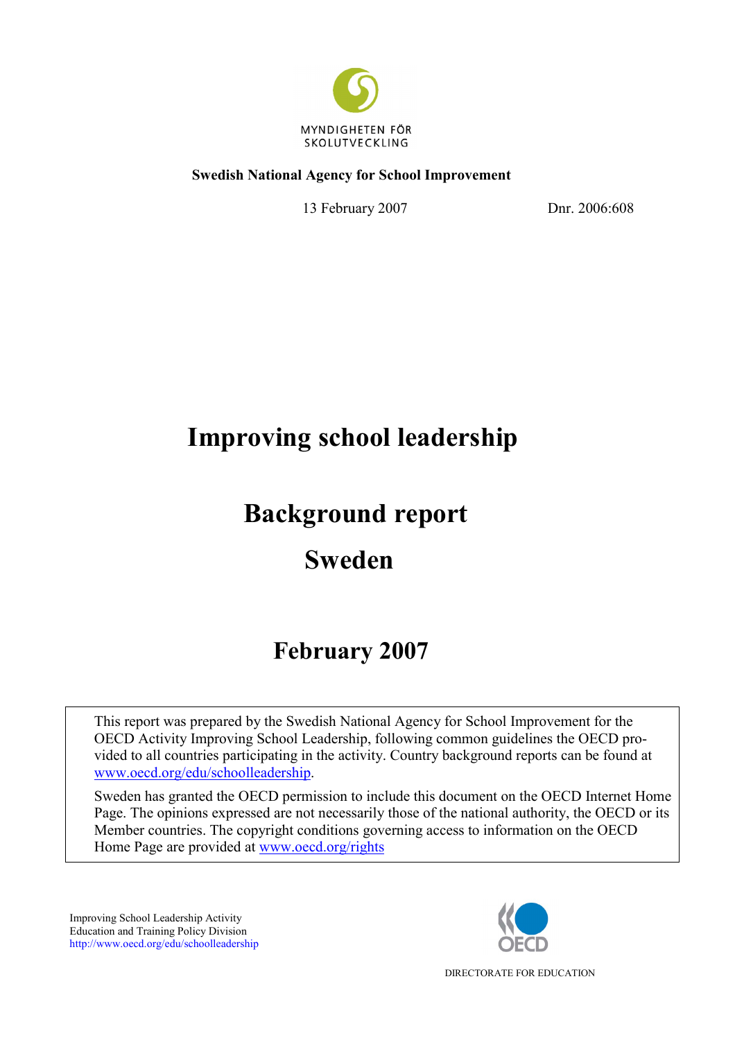MYNDIGHETEN FÖR SKOLUTVECKLING

**Swedish National Agency for School Improvement**

13 February 2007 Dnr. 2006:608

# Improving school leadership

# Background report

# Sweden

## February 2007

This report was prepared by the Swedish National Agency for School Improvement for the OECD Activity Improving School Leadership, following common guidelines the OECD provided to all countries participating in the activity. Country background reports can be found at www.oecd.org/edu/schoolleadership.

Sweden has granted the OECD permission to include this document on the OECD Internet Home Page. The opinions expressed are not necessarily those of the national authority, the OECD or its Member countries. The copyright conditions governing access to information on the OECD Home Page are provided at www.oecd.org/rights

Improving School Leadership Activity
Education and Training Policy Division
http://www.oecd.org/edu/schoolleadership

OECD

DIRECTORATE FOR EDUCATION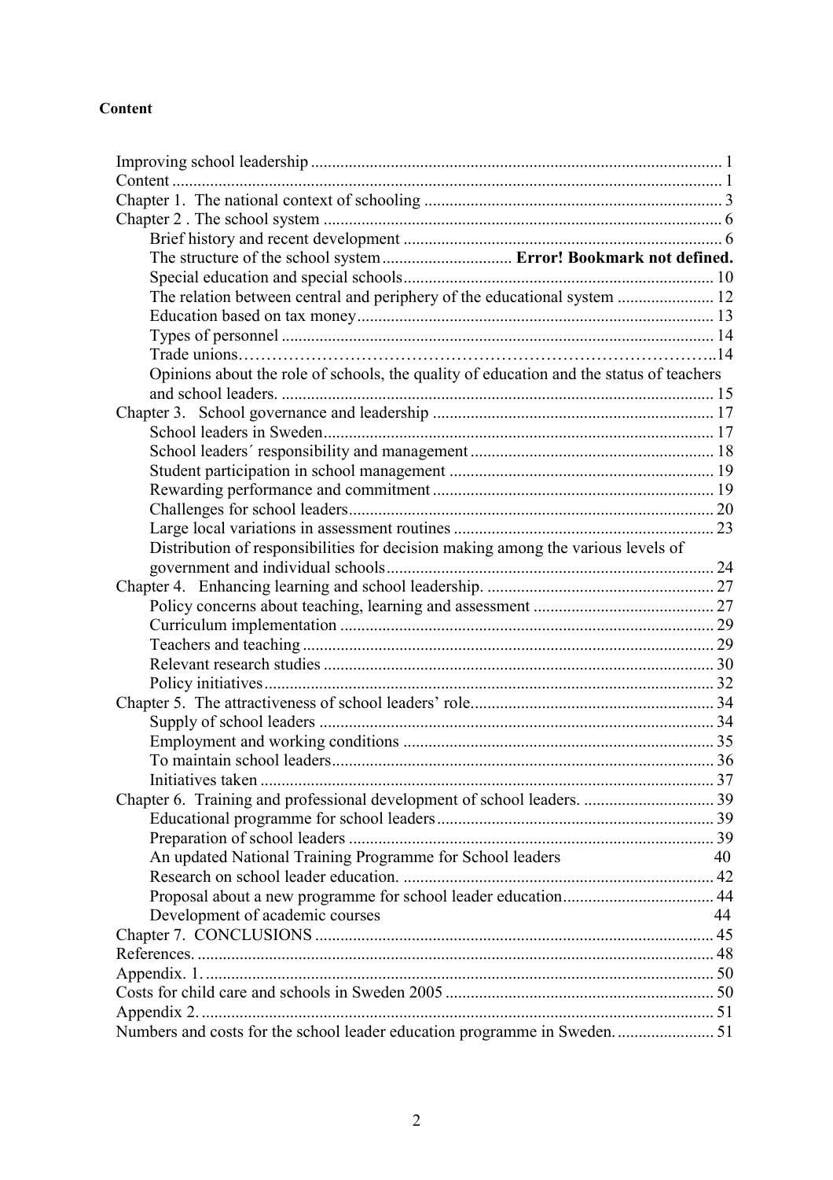**Content**

Improving school leadership ............................................................................................. 1
Content ............................................................................................................................ 1
Chapter 1. The national context of schooling ................................................................. 3
Chapter 2 . The school system ......................................................................................... 6
  Brief history and recent development ........................................................................ 6
  The structure of the school system ............................... **Error! Bookmark not defined.**
  Special education and special schools ...................................................................... 10
  The relation between central and periphery of the educational system ..................... 12
  Education based on tax money .................................................................................. 13
  Types of personnel ..................................................................................................... 14
  Trade unions……………………………………………………………………..14
  Opinions about the role of schools, the quality of education and the status of teachers and school leaders. ....................................................................................................... 15
Chapter 3. School governance and leadership .............................................................. 17
  School leaders in Sweden ........................................................................................... 17
  School leaders´ responsibility and management ........................................................ 18
  Student participation in school management ............................................................ 19
  Rewarding performance and commitment ................................................................ 19
  Challenges for school leaders ..................................................................................... 20
  Large local variations in assessment routines ............................................................ 23
  Distribution of responsibilities for decision making among the various levels of government and individual schools ........................................................................... 24
Chapter 4. Enhancing learning and school leadership. .................................................. 27
  Policy concerns about teaching, learning and assessment ......................................... 27
  Curriculum implementation ....................................................................................... 29
  Teachers and teaching ................................................................................................ 29
  Relevant research studies ........................................................................................... 30
  Policy initiatives ......................................................................................................... 32
Chapter 5. The attractiveness of school leaders' role ..................................................... 34
  Supply of school leaders ............................................................................................ 34
  Employment and working conditions ........................................................................ 35
  To maintain school leaders ......................................................................................... 36
  Initiatives taken .......................................................................................................... 37
Chapter 6. Training and professional development of school leaders. .......................... 39
  Educational programme for school leaders ................................................................ 39
  Preparation of school leaders ..................................................................................... 39
  An updated National Training Programme for School leaders 40
  Research on school leader education. ........................................................................ 42
  Proposal about a new programme for school leader education .................................. 44
  Development of academic courses 44
Chapter 7. CONCLUSIONS ........................................................................................... 45
References. ..................................................................................................................... 48
Appendix. 1. ................................................................................................................... 50
Costs for child care and schools in Sweden 2005 .......................................................... 50
Appendix 2. .................................................................................................................... 51
Numbers and costs for the school leader education programme in Sweden. ................ 51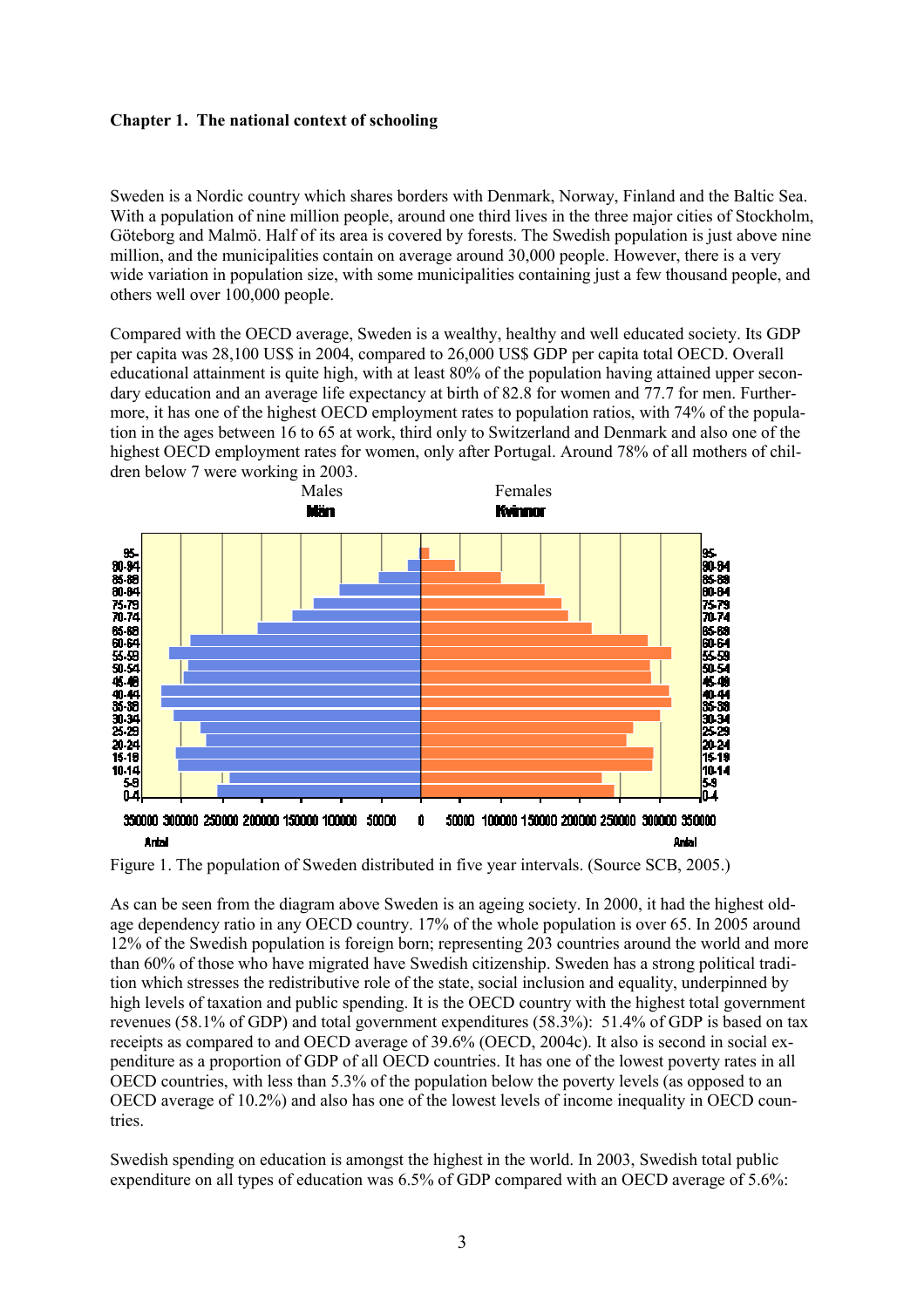**Chapter 1. The national context of schooling**

Sweden is a Nordic country which shares borders with Denmark, Norway, Finland and the Baltic Sea. With a population of nine million people, around one third lives in the three major cities of Stockholm, Göteborg and Malmö. Half of its area is covered by forests. The Swedish population is just above nine million, and the municipalities contain on average around 30,000 people. However, there is a very wide variation in population size, with some municipalities containing just a few thousand people, and others well over 100,000 people.

Compared with the OECD average, Sweden is a wealthy, healthy and well educated society. Its GDP per capita was 28,100 US$ in 2004, compared to 26,000 US$ GDP per capita total OECD. Overall educational attainment is quite high, with at least 80% of the population having attained upper secondary education and an average life expectancy at birth of 82.8 for women and 77.7 for men. Furthermore, it has one of the highest OECD employment rates to population ratios, with 74% of the population in the ages between 16 to 65 at work, third only to Switzerland and Denmark and also one of the highest OECD employment rates for women, only after Portugal. Around 78% of all mothers of children below 7 were working in 2003.

Figure 1. The population of Sweden distributed in five year intervals. (Source SCB, 2005.)

As can be seen from the diagram above Sweden is an ageing society. In 2000, it had the highest old-age dependency ratio in any OECD country. 17% of the whole population is over 65. In 2005 around 12% of the Swedish population is foreign born; representing 203 countries around the world and more than 60% of those who have migrated have Swedish citizenship. Sweden has a strong political tradition which stresses the redistributive role of the state, social inclusion and equality, underpinned by high levels of taxation and public spending. It is the OECD country with the highest total government revenues (58.1% of GDP) and total government expenditures (58.3%): 51.4% of GDP is based on tax receipts as compared to and OECD average of 39.6% (OECD, 2004c). It also is second in social expenditure as a proportion of GDP of all OECD countries. It has one of the lowest poverty rates in all OECD countries, with less than 5.3% of the population below the poverty levels (as opposed to an OECD average of 10.2%) and also has one of the lowest levels of income inequality in OECD countries.

Swedish spending on education is amongst the highest in the world. In 2003, Swedish total public expenditure on all types of education was 6.5% of GDP compared with an OECD average of 5.6%: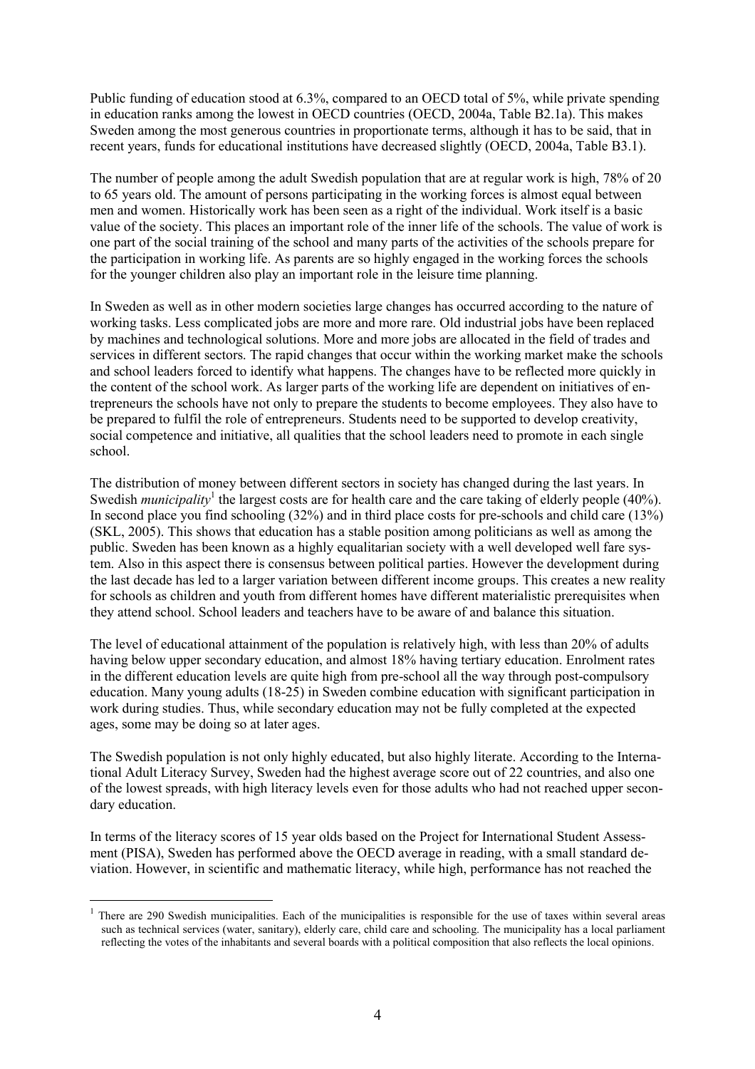Public funding of education stood at 6.3%, compared to an OECD total of 5%, while private spending in education ranks among the lowest in OECD countries (OECD, 2004a, Table B2.1a). This makes Sweden among the most generous countries in proportionate terms, although it has to be said, that in recent years, funds for educational institutions have decreased slightly (OECD, 2004a, Table B3.1).

The number of people among the adult Swedish population that are at regular work is high, 78% of 20 to 65 years old. The amount of persons participating in the working forces is almost equal between men and women. Historically work has been seen as a right of the individual. Work itself is a basic value of the society. This places an important role of the inner life of the schools. The value of work is one part of the social training of the school and many parts of the activities of the schools prepare for the participation in working life. As parents are so highly engaged in the working forces the schools for the younger children also play an important role in the leisure time planning.

In Sweden as well as in other modern societies large changes has occurred according to the nature of working tasks. Less complicated jobs are more and more rare. Old industrial jobs have been replaced by machines and technological solutions. More and more jobs are allocated in the field of trades and services in different sectors. The rapid changes that occur within the working market make the schools and school leaders forced to identify what happens. The changes have to be reflected more quickly in the content of the school work. As larger parts of the working life are dependent on initiatives of entrepreneurs the schools have not only to prepare the students to become employees. They also have to be prepared to fulfil the role of entrepreneurs. Students need to be supported to develop creativity, social competence and initiative, all qualities that the school leaders need to promote in each single school.

The distribution of money between different sectors in society has changed during the last years. In Swedish *municipality*[1] the largest costs are for health care and the care taking of elderly people (40%). In second place you find schooling (32%) and in third place costs for pre-schools and child care (13%) (SKL, 2005). This shows that education has a stable position among politicians as well as among the public. Sweden has been known as a highly equalitarian society with a well developed well fare system. Also in this aspect there is consensus between political parties. However the development during the last decade has led to a larger variation between different income groups. This creates a new reality for schools as children and youth from different homes have different materialistic prerequisites when they attend school. School leaders and teachers have to be aware of and balance this situation.

The level of educational attainment of the population is relatively high, with less than 20% of adults having below upper secondary education, and almost 18% having tertiary education. Enrolment rates in the different education levels are quite high from pre-school all the way through post-compulsory education. Many young adults (18-25) in Sweden combine education with significant participation in work during studies. Thus, while secondary education may not be fully completed at the expected ages, some may be doing so at later ages.

The Swedish population is not only highly educated, but also highly literate. According to the International Adult Literacy Survey, Sweden had the highest average score out of 22 countries, and also one of the lowest spreads, with high literacy levels even for those adults who had not reached upper secondary education.

In terms of the literacy scores of 15 year olds based on the Project for International Student Assessment (PISA), Sweden has performed above the OECD average in reading, with a small standard deviation. However, in scientific and mathematic literacy, while high, performance has not reached the

[1] There are 290 Swedish municipalities. Each of the municipalities is responsible for the use of taxes within several areas such as technical services (water, sanitary), elderly care, child care and schooling. The municipality has a local parliament reflecting the votes of the inhabitants and several boards with a political composition that also reflects the local opinions.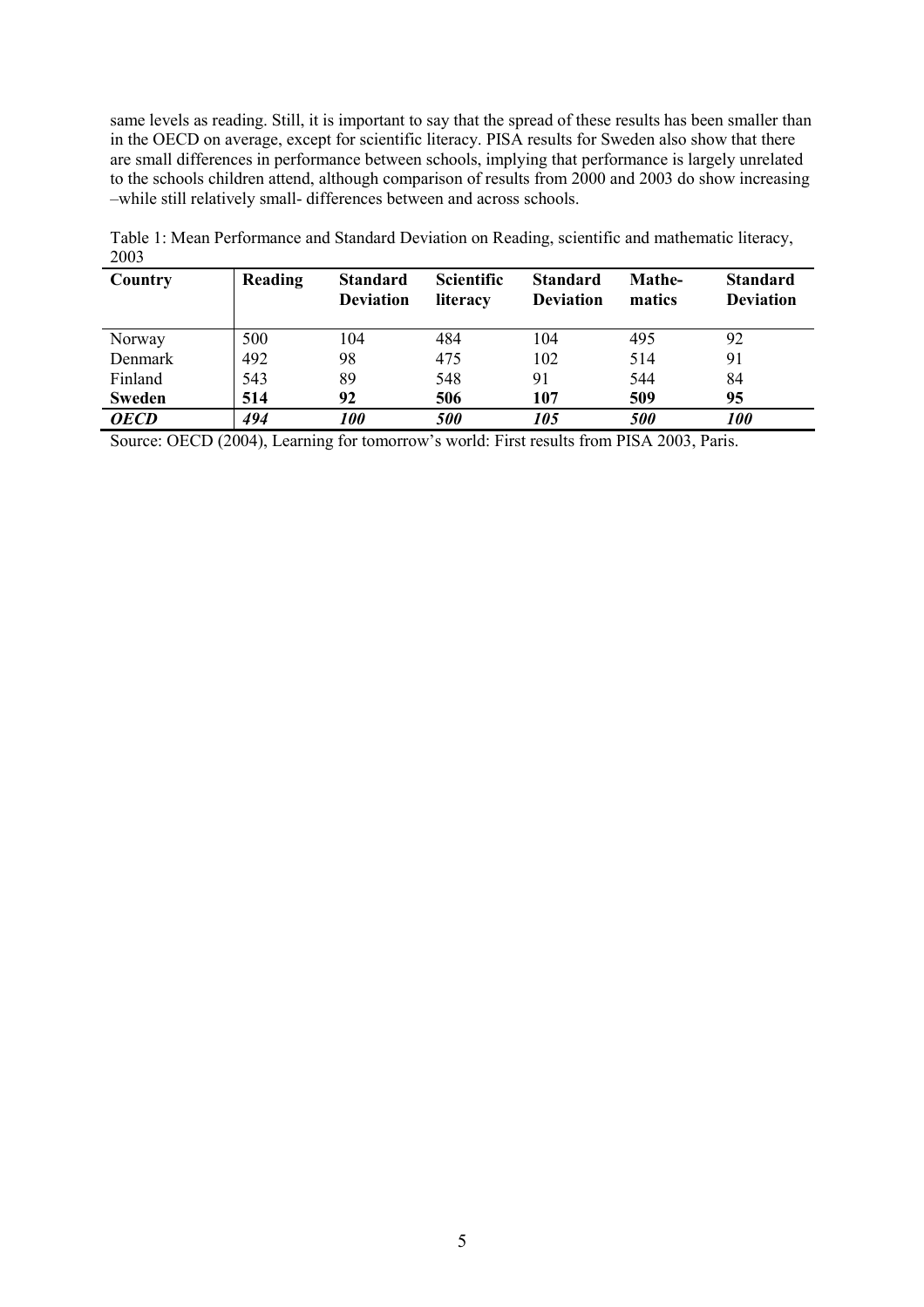same levels as reading. Still, it is important to say that the spread of these results has been smaller than in the OECD on average, except for scientific literacy. PISA results for Sweden also show that there are small differences in performance between schools, implying that performance is largely unrelated to the schools children attend, although comparison of results from 2000 and 2003 do show increasing –while still relatively small- differences between and across schools.

Table 1: Mean Performance and Standard Deviation on Reading, scientific and mathematic literacy, 2003

| Country | Reading | Standard Deviation | Scientific literacy | Standard Deviation | Mathe-matics | Standard Deviation |
|---|---|---|---|---|---|---|
| Norway | 500 | 104 | 484 | 104 | 495 | 92 |
| Denmark | 492 | 98 | 475 | 102 | 514 | 91 |
| Finland | 543 | 89 | 548 | 91 | 544 | 84 |
| **Sweden** | **514** | **92** | **506** | **107** | **509** | **95** |
| ***OECD*** | ***494*** | ***100*** | ***500*** | ***105*** | ***500*** | ***100*** |

Source: OECD (2004), Learning for tomorrow's world: First results from PISA 2003, Paris.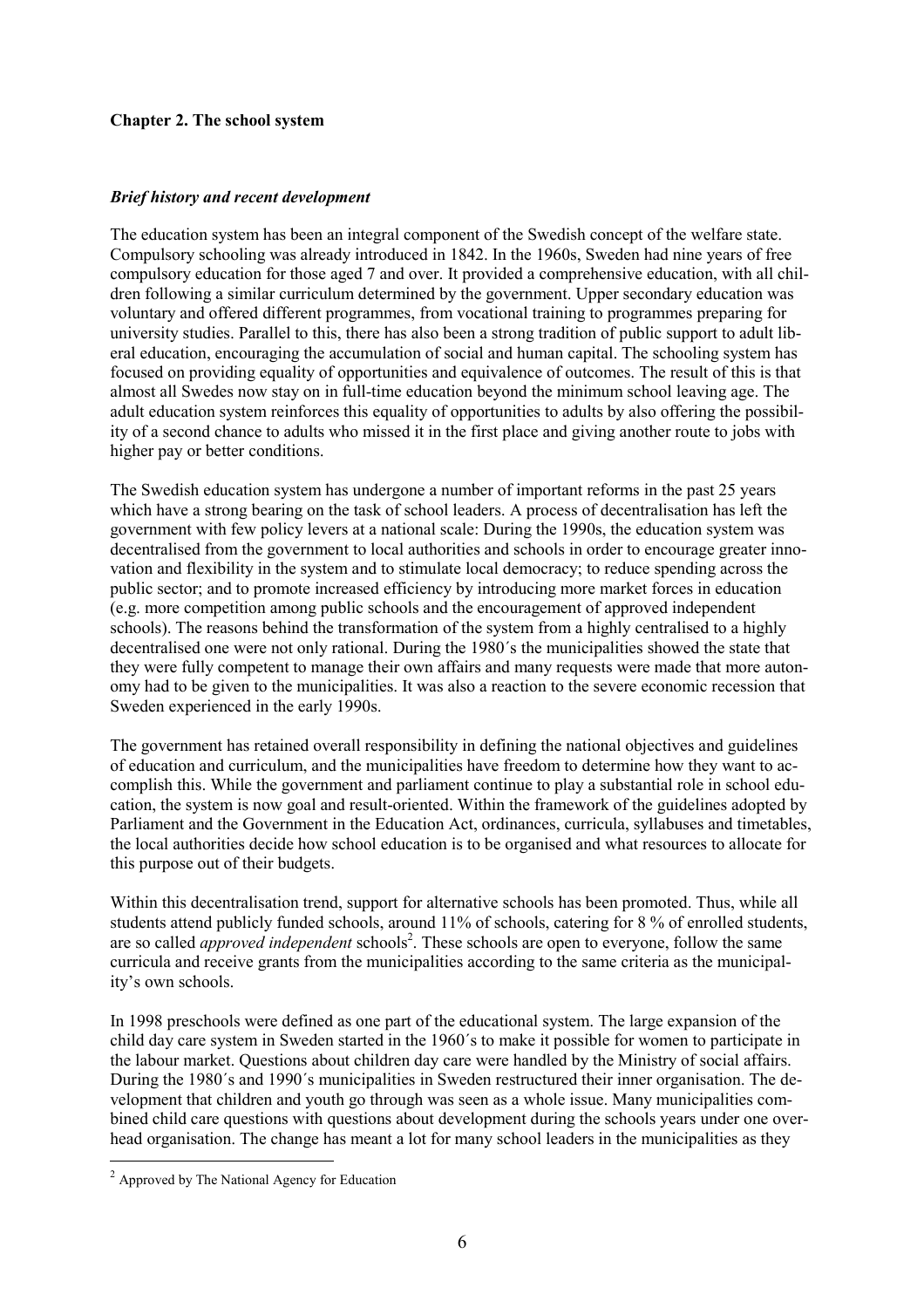**Chapter 2. The school system**

***Brief history and recent development***

The education system has been an integral component of the Swedish concept of the welfare state. Compulsory schooling was already introduced in 1842. In the 1960s, Sweden had nine years of free compulsory education for those aged 7 and over. It provided a comprehensive education, with all children following a similar curriculum determined by the government. Upper secondary education was voluntary and offered different programmes, from vocational training to programmes preparing for university studies. Parallel to this, there has also been a strong tradition of public support to adult liberal education, encouraging the accumulation of social and human capital. The schooling system has focused on providing equality of opportunities and equivalence of outcomes. The result of this is that almost all Swedes now stay on in full-time education beyond the minimum school leaving age. The adult education system reinforces this equality of opportunities to adults by also offering the possibility of a second chance to adults who missed it in the first place and giving another route to jobs with higher pay or better conditions.

The Swedish education system has undergone a number of important reforms in the past 25 years which have a strong bearing on the task of school leaders. A process of decentralisation has left the government with few policy levers at a national scale: During the 1990s, the education system was decentralised from the government to local authorities and schools in order to encourage greater innovation and flexibility in the system and to stimulate local democracy; to reduce spending across the public sector; and to promote increased efficiency by introducing more market forces in education (e.g. more competition among public schools and the encouragement of approved independent schools). The reasons behind the transformation of the system from a highly centralised to a highly decentralised one were not only rational. During the 1980´s the municipalities showed the state that they were fully competent to manage their own affairs and many requests were made that more autonomy had to be given to the municipalities. It was also a reaction to the severe economic recession that Sweden experienced in the early 1990s.

The government has retained overall responsibility in defining the national objectives and guidelines of education and curriculum, and the municipalities have freedom to determine how they want to accomplish this. While the government and parliament continue to play a substantial role in school education, the system is now goal and result-oriented. Within the framework of the guidelines adopted by Parliament and the Government in the Education Act, ordinances, curricula, syllabuses and timetables, the local authorities decide how school education is to be organised and what resources to allocate for this purpose out of their budgets.

Within this decentralisation trend, support for alternative schools has been promoted. Thus, while all students attend publicly funded schools, around 11% of schools, catering for 8 % of enrolled students, are so called *approved independent* schools[2]. These schools are open to everyone, follow the same curricula and receive grants from the municipalities according to the same criteria as the municipality's own schools.

In 1998 preschools were defined as one part of the educational system. The large expansion of the child day care system in Sweden started in the 1960´s to make it possible for women to participate in the labour market. Questions about children day care were handled by the Ministry of social affairs. During the 1980´s and 1990´s municipalities in Sweden restructured their inner organisation. The development that children and youth go through was seen as a whole issue. Many municipalities combined child care questions with questions about development during the schools years under one overhead organisation. The change has meant a lot for many school leaders in the municipalities as they

[2] Approved by The National Agency for Education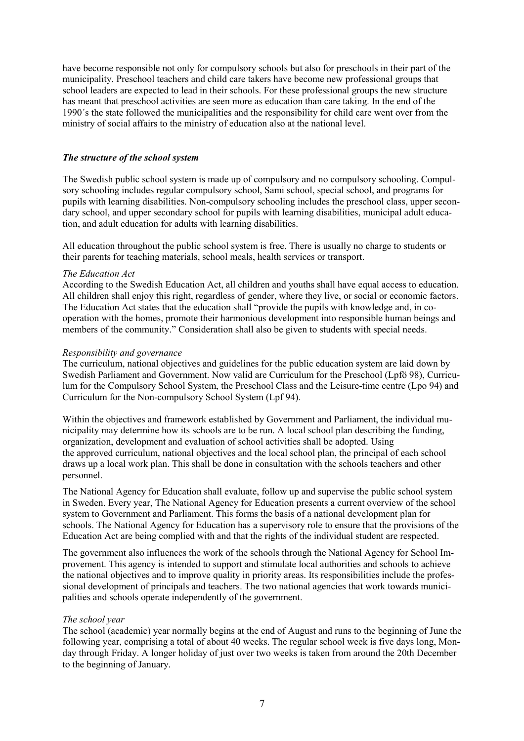have become responsible not only for compulsory schools but also for preschools in their part of the municipality. Preschool teachers and child care takers have become new professional groups that school leaders are expected to lead in their schools. For these professional groups the new structure has meant that preschool activities are seen more as education than care taking. In the end of the 1990´s the state followed the municipalities and the responsibility for child care went over from the ministry of social affairs to the ministry of education also at the national level.

### *The structure of the school system*

The Swedish public school system is made up of compulsory and no compulsory schooling. Compulsory schooling includes regular compulsory school, Sami school, special school, and programs for pupils with learning disabilities. Non-compulsory schooling includes the preschool class, upper secondary school, and upper secondary school for pupils with learning disabilities, municipal adult education, and adult education for adults with learning disabilities.

All education throughout the public school system is free. There is usually no charge to students or their parents for teaching materials, school meals, health services or transport.

*The Education Act*

According to the Swedish Education Act, all children and youths shall have equal access to education. All children shall enjoy this right, regardless of gender, where they live, or social or economic factors. The Education Act states that the education shall "provide the pupils with knowledge and, in co-operation with the homes, promote their harmonious development into responsible human beings and members of the community." Consideration shall also be given to students with special needs.

*Responsibility and governance*

The curriculum, national objectives and guidelines for the public education system are laid down by Swedish Parliament and Government. Now valid are Curriculum for the Preschool (Lpfö 98), Curriculum for the Compulsory School System, the Preschool Class and the Leisure-time centre (Lpo 94) and Curriculum for the Non-compulsory School System (Lpf 94).

Within the objectives and framework established by Government and Parliament, the individual municipality may determine how its schools are to be run. A local school plan describing the funding, organization, development and evaluation of school activities shall be adopted. Using the approved curriculum, national objectives and the local school plan, the principal of each school draws up a local work plan. This shall be done in consultation with the schools teachers and other personnel.

The National Agency for Education shall evaluate, follow up and supervise the public school system in Sweden. Every year, The National Agency for Education presents a current overview of the school system to Government and Parliament. This forms the basis of a national development plan for schools. The National Agency for Education has a supervisory role to ensure that the provisions of the Education Act are being complied with and that the rights of the individual student are respected.

The government also influences the work of the schools through the National Agency for School Improvement. This agency is intended to support and stimulate local authorities and schools to achieve the national objectives and to improve quality in priority areas. Its responsibilities include the professional development of principals and teachers. The two national agencies that work towards municipalities and schools operate independently of the government.

*The school year*

The school (academic) year normally begins at the end of August and runs to the beginning of June the following year, comprising a total of about 40 weeks. The regular school week is five days long, Monday through Friday. A longer holiday of just over two weeks is taken from around the 20th December to the beginning of January.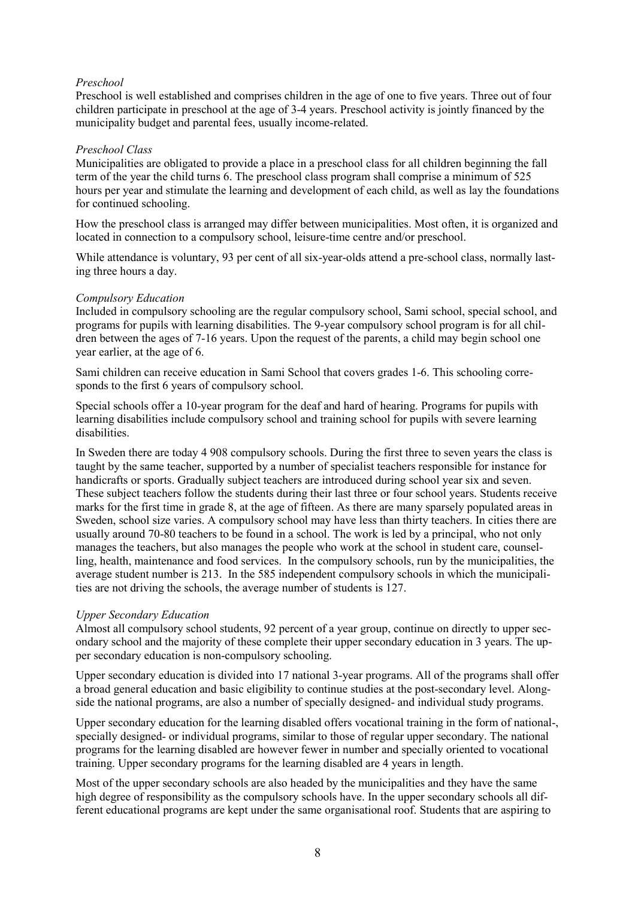*Preschool*

Preschool is well established and comprises children in the age of one to five years. Three out of four children participate in preschool at the age of 3-4 years. Preschool activity is jointly financed by the municipality budget and parental fees, usually income-related.

*Preschool Class*

Municipalities are obligated to provide a place in a preschool class for all children beginning the fall term of the year the child turns 6. The preschool class program shall comprise a minimum of 525 hours per year and stimulate the learning and development of each child, as well as lay the foundations for continued schooling.

How the preschool class is arranged may differ between municipalities. Most often, it is organized and located in connection to a compulsory school, leisure-time centre and/or preschool.

While attendance is voluntary, 93 per cent of all six-year-olds attend a pre-school class, normally lasting three hours a day.

*Compulsory Education*

Included in compulsory schooling are the regular compulsory school, Sami school, special school, and programs for pupils with learning disabilities. The 9-year compulsory school program is for all children between the ages of 7-16 years. Upon the request of the parents, a child may begin school one year earlier, at the age of 6.

Sami children can receive education in Sami School that covers grades 1-6. This schooling corresponds to the first 6 years of compulsory school.

Special schools offer a 10-year program for the deaf and hard of hearing. Programs for pupils with learning disabilities include compulsory school and training school for pupils with severe learning disabilities.

In Sweden there are today 4 908 compulsory schools. During the first three to seven years the class is taught by the same teacher, supported by a number of specialist teachers responsible for instance for handicrafts or sports. Gradually subject teachers are introduced during school year six and seven. These subject teachers follow the students during their last three or four school years. Students receive marks for the first time in grade 8, at the age of fifteen. As there are many sparsely populated areas in Sweden, school size varies. A compulsory school may have less than thirty teachers. In cities there are usually around 70-80 teachers to be found in a school. The work is led by a principal, who not only manages the teachers, but also manages the people who work at the school in student care, counselling, health, maintenance and food services. In the compulsory schools, run by the municipalities, the average student number is 213. In the 585 independent compulsory schools in which the municipalities are not driving the schools, the average number of students is 127.

*Upper Secondary Education*

Almost all compulsory school students, 92 percent of a year group, continue on directly to upper secondary school and the majority of these complete their upper secondary education in 3 years. The upper secondary education is non-compulsory schooling.

Upper secondary education is divided into 17 national 3-year programs. All of the programs shall offer a broad general education and basic eligibility to continue studies at the post-secondary level. Alongside the national programs, are also a number of specially designed- and individual study programs.

Upper secondary education for the learning disabled offers vocational training in the form of national-, specially designed- or individual programs, similar to those of regular upper secondary. The national programs for the learning disabled are however fewer in number and specially oriented to vocational training. Upper secondary programs for the learning disabled are 4 years in length.

Most of the upper secondary schools are also headed by the municipalities and they have the same high degree of responsibility as the compulsory schools have. In the upper secondary schools all different educational programs are kept under the same organisational roof. Students that are aspiring to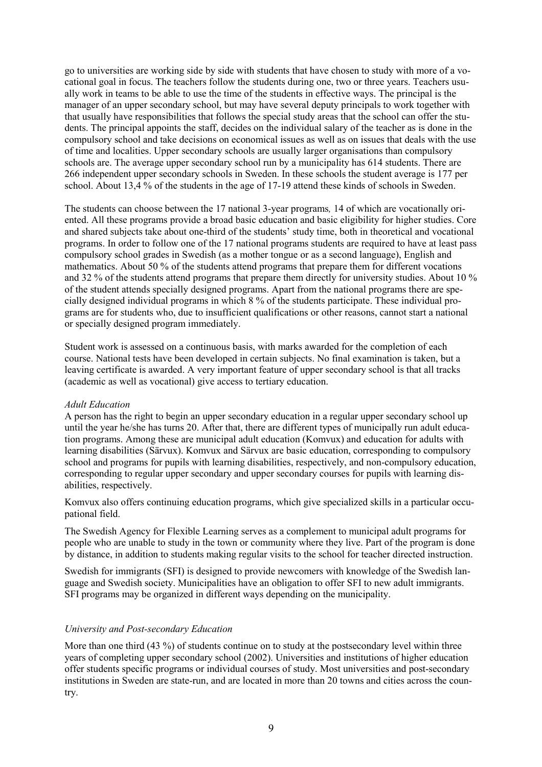go to universities are working side by side with students that have chosen to study with more of a vocational goal in focus. The teachers follow the students during one, two or three years. Teachers usually work in teams to be able to use the time of the students in effective ways. The principal is the manager of an upper secondary school, but may have several deputy principals to work together with that usually have responsibilities that follows the special study areas that the school can offer the students. The principal appoints the staff, decides on the individual salary of the teacher as is done in the compulsory school and take decisions on economical issues as well as on issues that deals with the use of time and localities. Upper secondary schools are usually larger organisations than compulsory schools are. The average upper secondary school run by a municipality has 614 students. There are 266 independent upper secondary schools in Sweden. In these schools the student average is 177 per school. About 13,4 % of the students in the age of 17-19 attend these kinds of schools in Sweden.

The students can choose between the 17 national 3-year programs*,* 14 of which are vocationally oriented. All these programs provide a broad basic education and basic eligibility for higher studies. Core and shared subjects take about one-third of the students' study time, both in theoretical and vocational programs. In order to follow one of the 17 national programs students are required to have at least pass compulsory school grades in Swedish (as a mother tongue or as a second language), English and mathematics. About 50 % of the students attend programs that prepare them for different vocations and 32 % of the students attend programs that prepare them directly for university studies. About 10 % of the student attends specially designed programs. Apart from the national programs there are specially designed individual programs in which 8 % of the students participate. These individual programs are for students who, due to insufficient qualifications or other reasons, cannot start a national or specially designed program immediately.

Student work is assessed on a continuous basis, with marks awarded for the completion of each course. National tests have been developed in certain subjects. No final examination is taken, but a leaving certificate is awarded. A very important feature of upper secondary school is that all tracks (academic as well as vocational) give access to tertiary education.

*Adult Education*

A person has the right to begin an upper secondary education in a regular upper secondary school up until the year he/she has turns 20. After that, there are different types of municipally run adult education programs. Among these are municipal adult education (Komvux) and education for adults with learning disabilities (Särvux). Komvux and Särvux are basic education, corresponding to compulsory school and programs for pupils with learning disabilities, respectively, and non-compulsory education, corresponding to regular upper secondary and upper secondary courses for pupils with learning disabilities, respectively.

Komvux also offers continuing education programs, which give specialized skills in a particular occupational field.

The Swedish Agency for Flexible Learning serves as a complement to municipal adult programs for people who are unable to study in the town or community where they live. Part of the program is done by distance, in addition to students making regular visits to the school for teacher directed instruction.

Swedish for immigrants (SFI) is designed to provide newcomers with knowledge of the Swedish language and Swedish society. Municipalities have an obligation to offer SFI to new adult immigrants. SFI programs may be organized in different ways depending on the municipality.

*University and Post-secondary Education*

More than one third (43 %) of students continue on to study at the postsecondary level within three years of completing upper secondary school (2002). Universities and institutions of higher education offer students specific programs or individual courses of study. Most universities and post-secondary institutions in Sweden are state-run, and are located in more than 20 towns and cities across the country.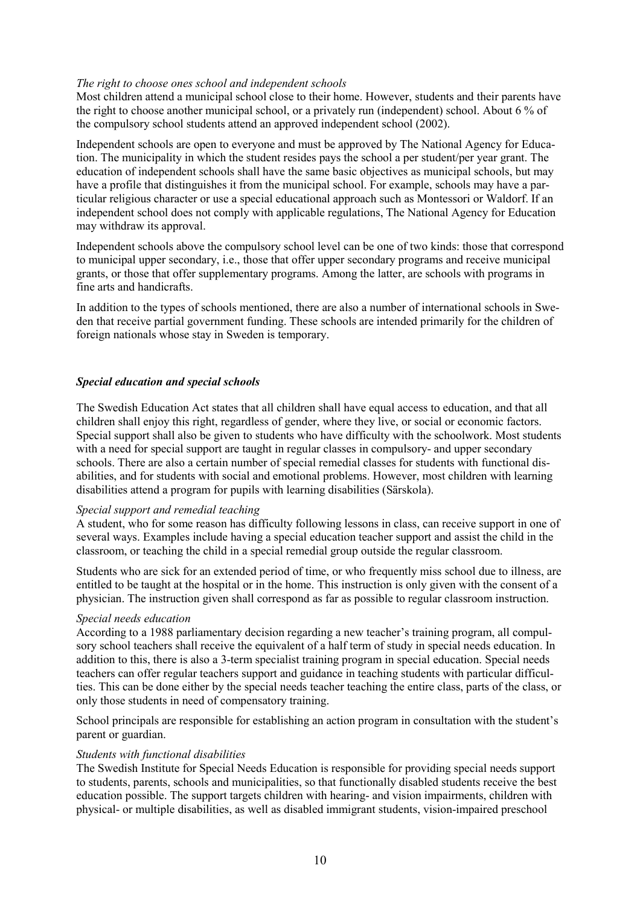*The right to choose ones school and independent schools*

Most children attend a municipal school close to their home. However, students and their parents have the right to choose another municipal school, or a privately run (independent) school. About 6 % of the compulsory school students attend an approved independent school (2002).

Independent schools are open to everyone and must be approved by The National Agency for Education. The municipality in which the student resides pays the school a per student/per year grant. The education of independent schools shall have the same basic objectives as municipal schools, but may have a profile that distinguishes it from the municipal school. For example, schools may have a particular religious character or use a special educational approach such as Montessori or Waldorf. If an independent school does not comply with applicable regulations, The National Agency for Education may withdraw its approval.

Independent schools above the compulsory school level can be one of two kinds: those that correspond to municipal upper secondary, i.e., those that offer upper secondary programs and receive municipal grants, or those that offer supplementary programs. Among the latter, are schools with programs in fine arts and handicrafts.

In addition to the types of schools mentioned, there are also a number of international schools in Sweden that receive partial government funding. These schools are intended primarily for the children of foreign nationals whose stay in Sweden is temporary.

### *Special education and special schools*

The Swedish Education Act states that all children shall have equal access to education, and that all children shall enjoy this right, regardless of gender, where they live, or social or economic factors. Special support shall also be given to students who have difficulty with the schoolwork. Most students with a need for special support are taught in regular classes in compulsory- and upper secondary schools. There are also a certain number of special remedial classes for students with functional disabilities, and for students with social and emotional problems. However, most children with learning disabilities attend a program for pupils with learning disabilities (Särskola).

*Special support and remedial teaching*

A student, who for some reason has difficulty following lessons in class, can receive support in one of several ways. Examples include having a special education teacher support and assist the child in the classroom, or teaching the child in a special remedial group outside the regular classroom.

Students who are sick for an extended period of time, or who frequently miss school due to illness, are entitled to be taught at the hospital or in the home. This instruction is only given with the consent of a physician. The instruction given shall correspond as far as possible to regular classroom instruction.

*Special needs education*

According to a 1988 parliamentary decision regarding a new teacher's training program, all compulsory school teachers shall receive the equivalent of a half term of study in special needs education. In addition to this, there is also a 3-term specialist training program in special education. Special needs teachers can offer regular teachers support and guidance in teaching students with particular difficulties. This can be done either by the special needs teacher teaching the entire class, parts of the class, or only those students in need of compensatory training.

School principals are responsible for establishing an action program in consultation with the student's parent or guardian.

*Students with functional disabilities*

The Swedish Institute for Special Needs Education is responsible for providing special needs support to students, parents, schools and municipalities, so that functionally disabled students receive the best education possible. The support targets children with hearing- and vision impairments, children with physical- or multiple disabilities, as well as disabled immigrant students, vision-impaired preschool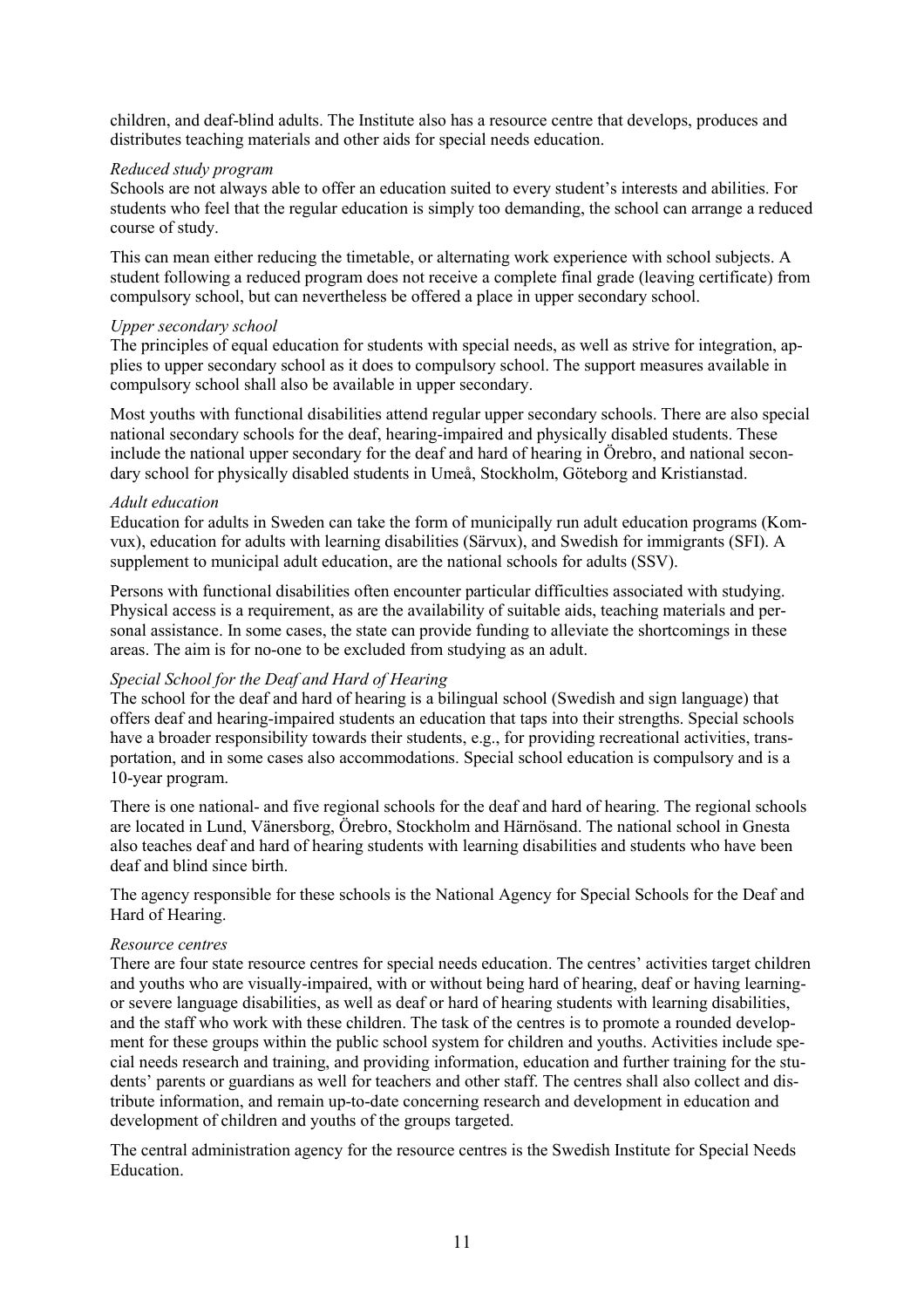children, and deaf-blind adults. The Institute also has a resource centre that develops, produces and distributes teaching materials and other aids for special needs education.

*Reduced study program*

Schools are not always able to offer an education suited to every student's interests and abilities. For students who feel that the regular education is simply too demanding, the school can arrange a reduced course of study.

This can mean either reducing the timetable, or alternating work experience with school subjects. A student following a reduced program does not receive a complete final grade (leaving certificate) from compulsory school, but can nevertheless be offered a place in upper secondary school.

*Upper secondary school*

The principles of equal education for students with special needs, as well as strive for integration, applies to upper secondary school as it does to compulsory school. The support measures available in compulsory school shall also be available in upper secondary.

Most youths with functional disabilities attend regular upper secondary schools. There are also special national secondary schools for the deaf, hearing-impaired and physically disabled students. These include the national upper secondary for the deaf and hard of hearing in Örebro, and national secondary school for physically disabled students in Umeå, Stockholm, Göteborg and Kristianstad.

*Adult education*

Education for adults in Sweden can take the form of municipally run adult education programs (Komvux), education for adults with learning disabilities (Särvux), and Swedish for immigrants (SFI). A supplement to municipal adult education, are the national schools for adults (SSV).

Persons with functional disabilities often encounter particular difficulties associated with studying. Physical access is a requirement, as are the availability of suitable aids, teaching materials and personal assistance. In some cases, the state can provide funding to alleviate the shortcomings in these areas. The aim is for no-one to be excluded from studying as an adult.

*Special School for the Deaf and Hard of Hearing*

The school for the deaf and hard of hearing is a bilingual school (Swedish and sign language) that offers deaf and hearing-impaired students an education that taps into their strengths. Special schools have a broader responsibility towards their students, e.g., for providing recreational activities, transportation, and in some cases also accommodations. Special school education is compulsory and is a 10-year program.

There is one national- and five regional schools for the deaf and hard of hearing. The regional schools are located in Lund, Vänersborg, Örebro, Stockholm and Härnösand. The national school in Gnesta also teaches deaf and hard of hearing students with learning disabilities and students who have been deaf and blind since birth.

The agency responsible for these schools is the National Agency for Special Schools for the Deaf and Hard of Hearing.

*Resource centres*

There are four state resource centres for special needs education. The centres' activities target children and youths who are visually-impaired, with or without being hard of hearing, deaf or having learning- or severe language disabilities, as well as deaf or hard of hearing students with learning disabilities, and the staff who work with these children. The task of the centres is to promote a rounded development for these groups within the public school system for children and youths. Activities include special needs research and training, and providing information, education and further training for the students' parents or guardians as well for teachers and other staff. The centres shall also collect and distribute information, and remain up-to-date concerning research and development in education and development of children and youths of the groups targeted.

The central administration agency for the resource centres is the Swedish Institute for Special Needs Education.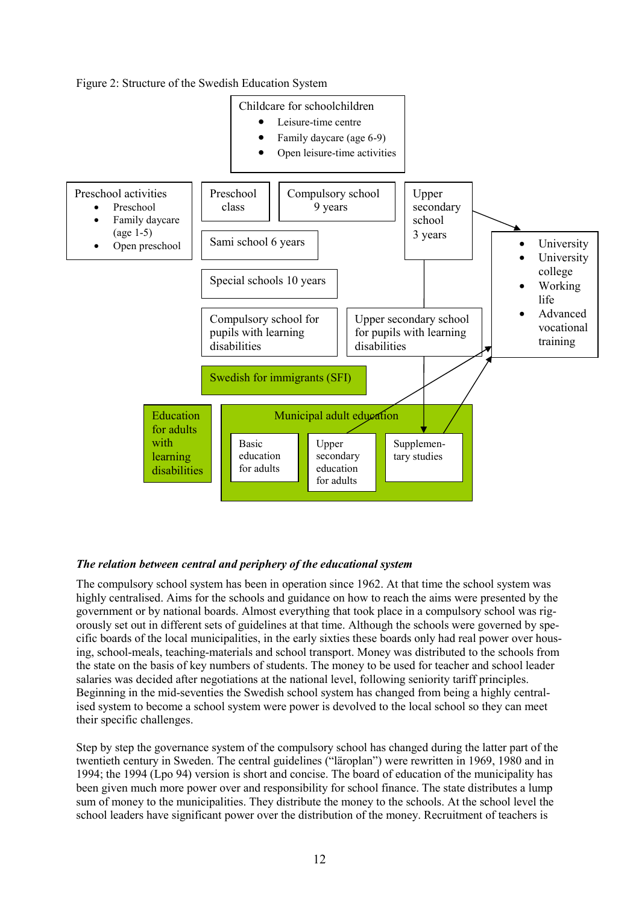Figure 2: Structure of the Swedish Education System

Childcare for schoolchildren
- Leisure-time centre
- Family daycare (age 6-9)
- Open leisure-time activities

Preschool activities
- Preschool
- Family daycare (age 1-5)
- Open preschool

Preschool class

Compulsory school 9 years

Upper secondary school 3 years

Sami school 6 years

Special schools 10 years

Compulsory school for pupils with learning disabilities

Upper secondary school for pupils with learning disabilities

- University
- University college
- Working life
- Advanced vocational training

Swedish for immigrants (SFI)

Education for adults with learning disabilities

Municipal adult education
- Basic education for adults
- Upper secondary education for adults
- Supplementary studies

***The relation between central and periphery of the educational system***

The compulsory school system has been in operation since 1962. At that time the school system was highly centralised. Aims for the schools and guidance on how to reach the aims were presented by the government or by national boards. Almost everything that took place in a compulsory school was rigorously set out in different sets of guidelines at that time. Although the schools were governed by specific boards of the local municipalities, in the early sixties these boards only had real power over housing, school-meals, teaching-materials and school transport. Money was distributed to the schools from the state on the basis of key numbers of students. The money to be used for teacher and school leader salaries was decided after negotiations at the national level, following seniority tariff principles. Beginning in the mid-seventies the Swedish school system has changed from being a highly centralised system to become a school system were power is devolved to the local school so they can meet their specific challenges.

Step by step the governance system of the compulsory school has changed during the latter part of the twentieth century in Sweden. The central guidelines ("läroplan") were rewritten in 1969, 1980 and in 1994; the 1994 (Lpo 94) version is short and concise. The board of education of the municipality has been given much more power over and responsibility for school finance. The state distributes a lump sum of money to the municipalities. They distribute the money to the schools. At the school level the school leaders have significant power over the distribution of the money. Recruitment of teachers is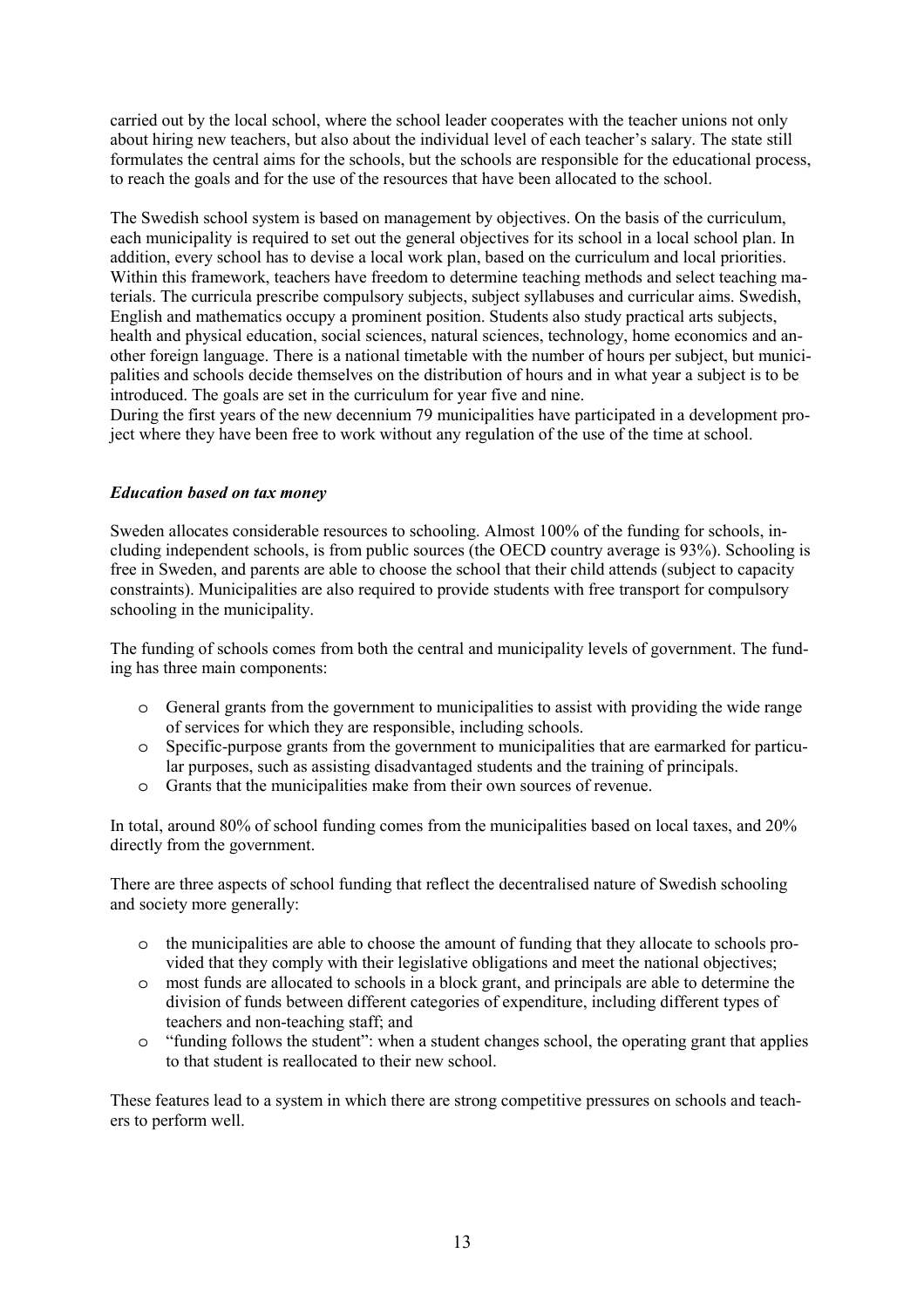carried out by the local school, where the school leader cooperates with the teacher unions not only about hiring new teachers, but also about the individual level of each teacher's salary. The state still formulates the central aims for the schools, but the schools are responsible for the educational process, to reach the goals and for the use of the resources that have been allocated to the school.

The Swedish school system is based on management by objectives. On the basis of the curriculum, each municipality is required to set out the general objectives for its school in a local school plan. In addition, every school has to devise a local work plan, based on the curriculum and local priorities. Within this framework, teachers have freedom to determine teaching methods and select teaching materials. The curricula prescribe compulsory subjects, subject syllabuses and curricular aims. Swedish, English and mathematics occupy a prominent position. Students also study practical arts subjects, health and physical education, social sciences, natural sciences, technology, home economics and another foreign language. There is a national timetable with the number of hours per subject, but municipalities and schools decide themselves on the distribution of hours and in what year a subject is to be introduced. The goals are set in the curriculum for year five and nine.
During the first years of the new decennium 79 municipalities have participated in a development project where they have been free to work without any regulation of the use of the time at school.

### *Education based on tax money*

Sweden allocates considerable resources to schooling. Almost 100% of the funding for schools, including independent schools, is from public sources (the OECD country average is 93%). Schooling is free in Sweden, and parents are able to choose the school that their child attends (subject to capacity constraints). Municipalities are also required to provide students with free transport for compulsory schooling in the municipality.

The funding of schools comes from both the central and municipality levels of government. The funding has three main components:

- General grants from the government to municipalities to assist with providing the wide range of services for which they are responsible, including schools.
- Specific-purpose grants from the government to municipalities that are earmarked for particular purposes, such as assisting disadvantaged students and the training of principals.
- Grants that the municipalities make from their own sources of revenue.

In total, around 80% of school funding comes from the municipalities based on local taxes, and 20% directly from the government.

There are three aspects of school funding that reflect the decentralised nature of Swedish schooling and society more generally:

- the municipalities are able to choose the amount of funding that they allocate to schools provided that they comply with their legislative obligations and meet the national objectives;
- most funds are allocated to schools in a block grant, and principals are able to determine the division of funds between different categories of expenditure, including different types of teachers and non-teaching staff; and
- "funding follows the student": when a student changes school, the operating grant that applies to that student is reallocated to their new school.

These features lead to a system in which there are strong competitive pressures on schools and teachers to perform well.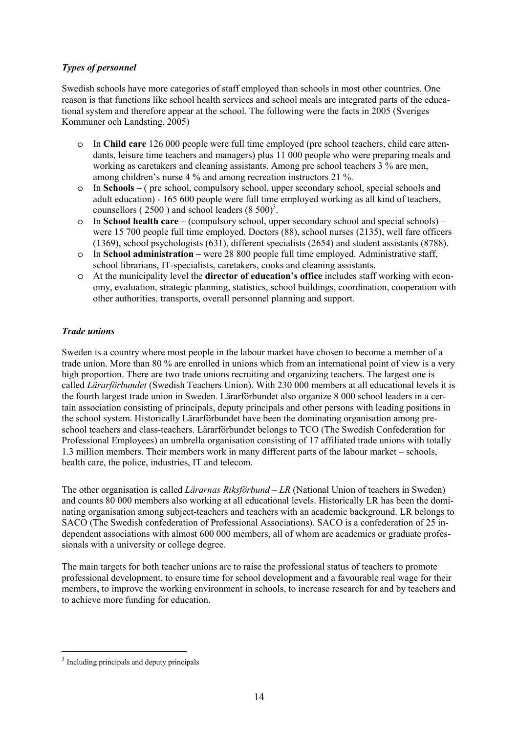### *Types of personnel*

Swedish schools have more categories of staff employed than schools in most other countries. One reason is that functions like school health services and school meals are integrated parts of the educational system and therefore appear at the school. The following were the facts in 2005 (Sveriges Kommuner och Landsting, 2005)

- In **Child care** 126 000 people were full time employed (pre school teachers, child care attendants, leisure time teachers and managers) plus 11 000 people who were preparing meals and working as caretakers and cleaning assistants. Among pre school teachers 3 % are men, among children's nurse 4 % and among recreation instructors 21 %.
- In **Schools –** ( pre school, compulsory school, upper secondary school, special schools and adult education) - 165 600 people were full time employed working as all kind of teachers, counsellors ( 2500 ) and school leaders (8 500)[3].
- In **School health care –** (compulsory school, upper secondary school and special schools) – were 15 700 people full time employed. Doctors (88), school nurses (2135), well fare officers (1369), school psychologists (631), different specialists (2654) and student assistants (8788).
- In **School administration –** were 28 800 people full time employed. Administrative staff, school librarians, IT-specialists, caretakers, cooks and cleaning assistants.
- At the municipality level the **director of education's office** includes staff working with economy, evaluation, strategic planning, statistics, school buildings, coordination, cooperation with other authorities, transports, overall personnel planning and support.

### *Trade unions*

Sweden is a country where most people in the labour market have chosen to become a member of a trade union. More than 80 % are enrolled in unions which from an international point of view is a very high proportion. There are two trade unions recruiting and organizing teachers. The largest one is called *Lärarförbundet* (Swedish Teachers Union). With 230 000 members at all educational levels it is the fourth largest trade union in Sweden. Lärarförbundet also organize 8 000 school leaders in a certain association consisting of principals, deputy principals and other persons with leading positions in the school system. Historically Lärarförbundet have been the dominating organisation among preschool teachers and class-teachers. Lärarförbundet belongs to TCO (The Swedish Confederation for Professional Employees) an umbrella organisation consisting of 17 affiliated trade unions with totally 1.3 million members. Their members work in many different parts of the labour market – schools, health care, the police, industries, IT and telecom.

The other organisation is called *Lärarnas Riksförbund – LR* (National Union of teachers in Sweden) and counts 80 000 members also working at all educational levels. Historically LR has been the dominating organisation among subject-teachers and teachers with an academic background. LR belongs to SACO (The Swedish confederation of Professional Associations). SACO is a confederation of 25 independent associations with almost 600 000 members, all of whom are academics or graduate professionals with a university or college degree.

The main targets for both teacher unions are to raise the professional status of teachers to promote professional development, to ensure time for school development and a favourable real wage for their members, to improve the working environment in schools, to increase research for and by teachers and to achieve more funding for education.

[3] Including principals and deputy principals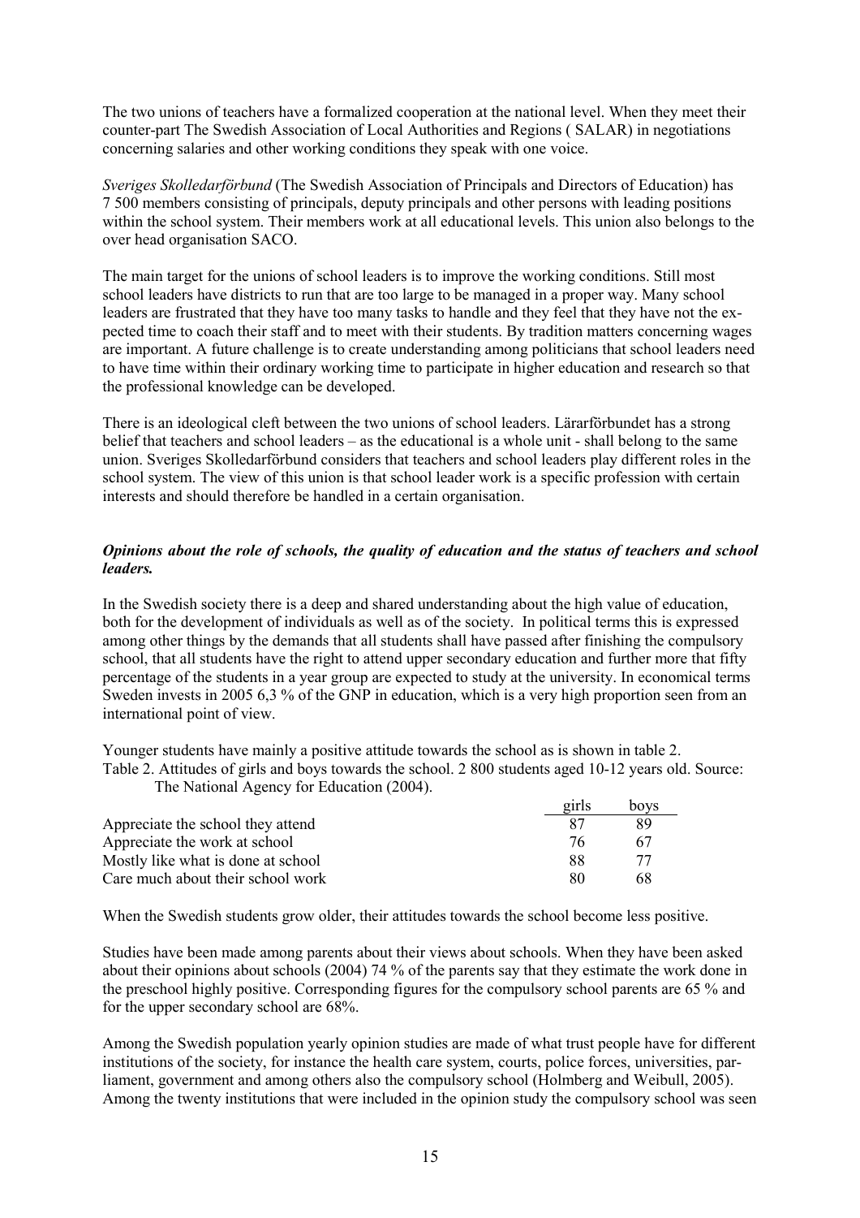The two unions of teachers have a formalized cooperation at the national level. When they meet their counter-part The Swedish Association of Local Authorities and Regions ( SALAR) in negotiations concerning salaries and other working conditions they speak with one voice.

*Sveriges Skolledarförbund* (The Swedish Association of Principals and Directors of Education) has 7 500 members consisting of principals, deputy principals and other persons with leading positions within the school system. Their members work at all educational levels. This union also belongs to the over head organisation SACO.

The main target for the unions of school leaders is to improve the working conditions. Still most school leaders have districts to run that are too large to be managed in a proper way. Many school leaders are frustrated that they have too many tasks to handle and they feel that they have not the expected time to coach their staff and to meet with their students. By tradition matters concerning wages are important. A future challenge is to create understanding among politicians that school leaders need to have time within their ordinary working time to participate in higher education and research so that the professional knowledge can be developed.

There is an ideological cleft between the two unions of school leaders. Lärarförbundet has a strong belief that teachers and school leaders – as the educational is a whole unit - shall belong to the same union. Sveriges Skolledarförbund considers that teachers and school leaders play different roles in the school system. The view of this union is that school leader work is a specific profession with certain interests and should therefore be handled in a certain organisation.

### *Opinions about the role of schools, the quality of education and the status of teachers and school leaders.*

In the Swedish society there is a deep and shared understanding about the high value of education, both for the development of individuals as well as of the society. In political terms this is expressed among other things by the demands that all students shall have passed after finishing the compulsory school, that all students have the right to attend upper secondary education and further more that fifty percentage of the students in a year group are expected to study at the university. In economical terms Sweden invests in 2005 6,3 % of the GNP in education, which is a very high proportion seen from an international point of view.

Younger students have mainly a positive attitude towards the school as is shown in table 2.

Table 2. Attitudes of girls and boys towards the school. 2 800 students aged 10-12 years old. Source: The National Agency for Education (2004).

| | girls | boys |
|---|---|---|
| Appreciate the school they attend | 87 | 89 |
| Appreciate the work at school | 76 | 67 |
| Mostly like what is done at school | 88 | 77 |
| Care much about their school work | 80 | 68 |

When the Swedish students grow older, their attitudes towards the school become less positive.

Studies have been made among parents about their views about schools. When they have been asked about their opinions about schools (2004) 74 % of the parents say that they estimate the work done in the preschool highly positive. Corresponding figures for the compulsory school parents are 65 % and for the upper secondary school are 68%.

Among the Swedish population yearly opinion studies are made of what trust people have for different institutions of the society, for instance the health care system, courts, police forces, universities, parliament, government and among others also the compulsory school (Holmberg and Weibull, 2005). Among the twenty institutions that were included in the opinion study the compulsory school was seen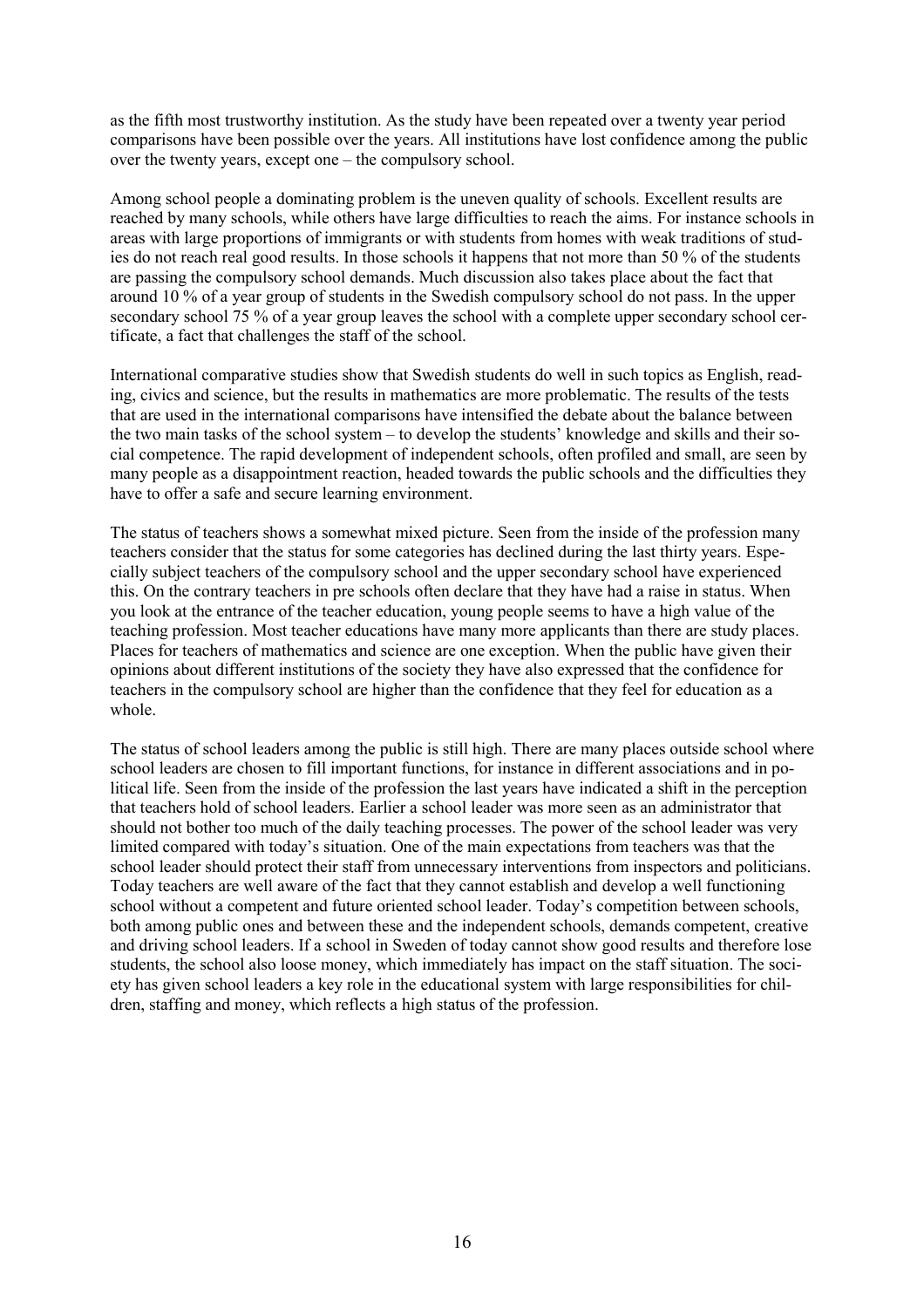as the fifth most trustworthy institution. As the study have been repeated over a twenty year period comparisons have been possible over the years. All institutions have lost confidence among the public over the twenty years, except one – the compulsory school.

Among school people a dominating problem is the uneven quality of schools. Excellent results are reached by many schools, while others have large difficulties to reach the aims. For instance schools in areas with large proportions of immigrants or with students from homes with weak traditions of studies do not reach real good results. In those schools it happens that not more than 50 % of the students are passing the compulsory school demands. Much discussion also takes place about the fact that around 10 % of a year group of students in the Swedish compulsory school do not pass. In the upper secondary school 75 % of a year group leaves the school with a complete upper secondary school certificate, a fact that challenges the staff of the school.

International comparative studies show that Swedish students do well in such topics as English, reading, civics and science, but the results in mathematics are more problematic. The results of the tests that are used in the international comparisons have intensified the debate about the balance between the two main tasks of the school system – to develop the students' knowledge and skills and their social competence. The rapid development of independent schools, often profiled and small, are seen by many people as a disappointment reaction, headed towards the public schools and the difficulties they have to offer a safe and secure learning environment.

The status of teachers shows a somewhat mixed picture. Seen from the inside of the profession many teachers consider that the status for some categories has declined during the last thirty years. Especially subject teachers of the compulsory school and the upper secondary school have experienced this. On the contrary teachers in pre schools often declare that they have had a raise in status. When you look at the entrance of the teacher education, young people seems to have a high value of the teaching profession. Most teacher educations have many more applicants than there are study places. Places for teachers of mathematics and science are one exception. When the public have given their opinions about different institutions of the society they have also expressed that the confidence for teachers in the compulsory school are higher than the confidence that they feel for education as a whole.

The status of school leaders among the public is still high. There are many places outside school where school leaders are chosen to fill important functions, for instance in different associations and in political life. Seen from the inside of the profession the last years have indicated a shift in the perception that teachers hold of school leaders. Earlier a school leader was more seen as an administrator that should not bother too much of the daily teaching processes. The power of the school leader was very limited compared with today's situation. One of the main expectations from teachers was that the school leader should protect their staff from unnecessary interventions from inspectors and politicians. Today teachers are well aware of the fact that they cannot establish and develop a well functioning school without a competent and future oriented school leader. Today's competition between schools, both among public ones and between these and the independent schools, demands competent, creative and driving school leaders. If a school in Sweden of today cannot show good results and therefore lose students, the school also loose money, which immediately has impact on the staff situation. The society has given school leaders a key role in the educational system with large responsibilities for children, staffing and money, which reflects a high status of the profession.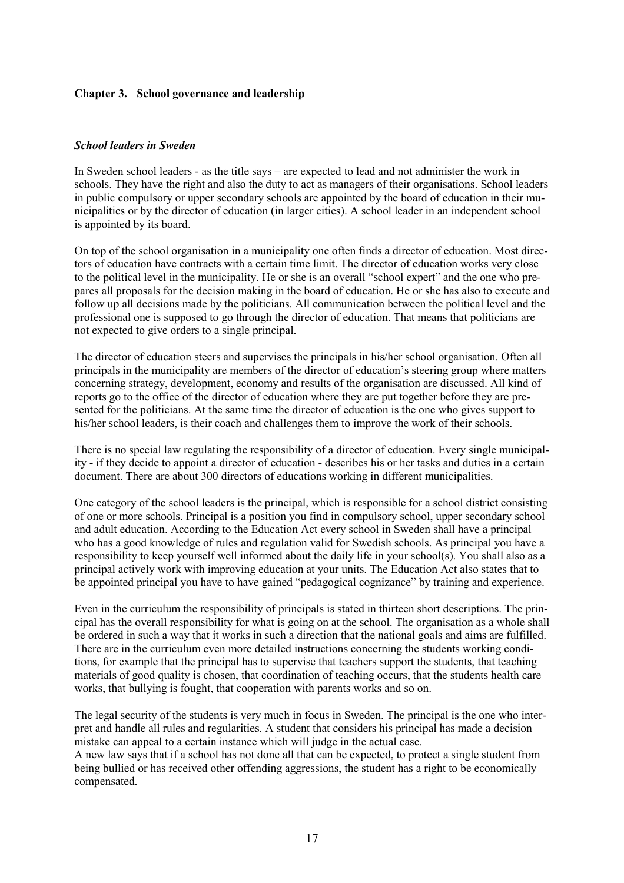## Chapter 3. School governance and leadership

### *School leaders in Sweden*

In Sweden school leaders - as the title says – are expected to lead and not administer the work in schools. They have the right and also the duty to act as managers of their organisations. School leaders in public compulsory or upper secondary schools are appointed by the board of education in their municipalities or by the director of education (in larger cities). A school leader in an independent school is appointed by its board.

On top of the school organisation in a municipality one often finds a director of education. Most directors of education have contracts with a certain time limit. The director of education works very close to the political level in the municipality. He or she is an overall "school expert" and the one who prepares all proposals for the decision making in the board of education. He or she has also to execute and follow up all decisions made by the politicians. All communication between the political level and the professional one is supposed to go through the director of education. That means that politicians are not expected to give orders to a single principal.

The director of education steers and supervises the principals in his/her school organisation. Often all principals in the municipality are members of the director of education's steering group where matters concerning strategy, development, economy and results of the organisation are discussed. All kind of reports go to the office of the director of education where they are put together before they are presented for the politicians. At the same time the director of education is the one who gives support to his/her school leaders, is their coach and challenges them to improve the work of their schools.

There is no special law regulating the responsibility of a director of education. Every single municipality - if they decide to appoint a director of education - describes his or her tasks and duties in a certain document. There are about 300 directors of educations working in different municipalities.

One category of the school leaders is the principal, which is responsible for a school district consisting of one or more schools. Principal is a position you find in compulsory school, upper secondary school and adult education. According to the Education Act every school in Sweden shall have a principal who has a good knowledge of rules and regulation valid for Swedish schools. As principal you have a responsibility to keep yourself well informed about the daily life in your school(s). You shall also as a principal actively work with improving education at your units. The Education Act also states that to be appointed principal you have to have gained "pedagogical cognizance" by training and experience.

Even in the curriculum the responsibility of principals is stated in thirteen short descriptions. The principal has the overall responsibility for what is going on at the school. The organisation as a whole shall be ordered in such a way that it works in such a direction that the national goals and aims are fulfilled. There are in the curriculum even more detailed instructions concerning the students working conditions, for example that the principal has to supervise that teachers support the students, that teaching materials of good quality is chosen, that coordination of teaching occurs, that the students health care works, that bullying is fought, that cooperation with parents works and so on.

The legal security of the students is very much in focus in Sweden. The principal is the one who interpret and handle all rules and regularities. A student that considers his principal has made a decision mistake can appeal to a certain instance which will judge in the actual case.
A new law says that if a school has not done all that can be expected, to protect a single student from being bullied or has received other offending aggressions, the student has a right to be economically compensated.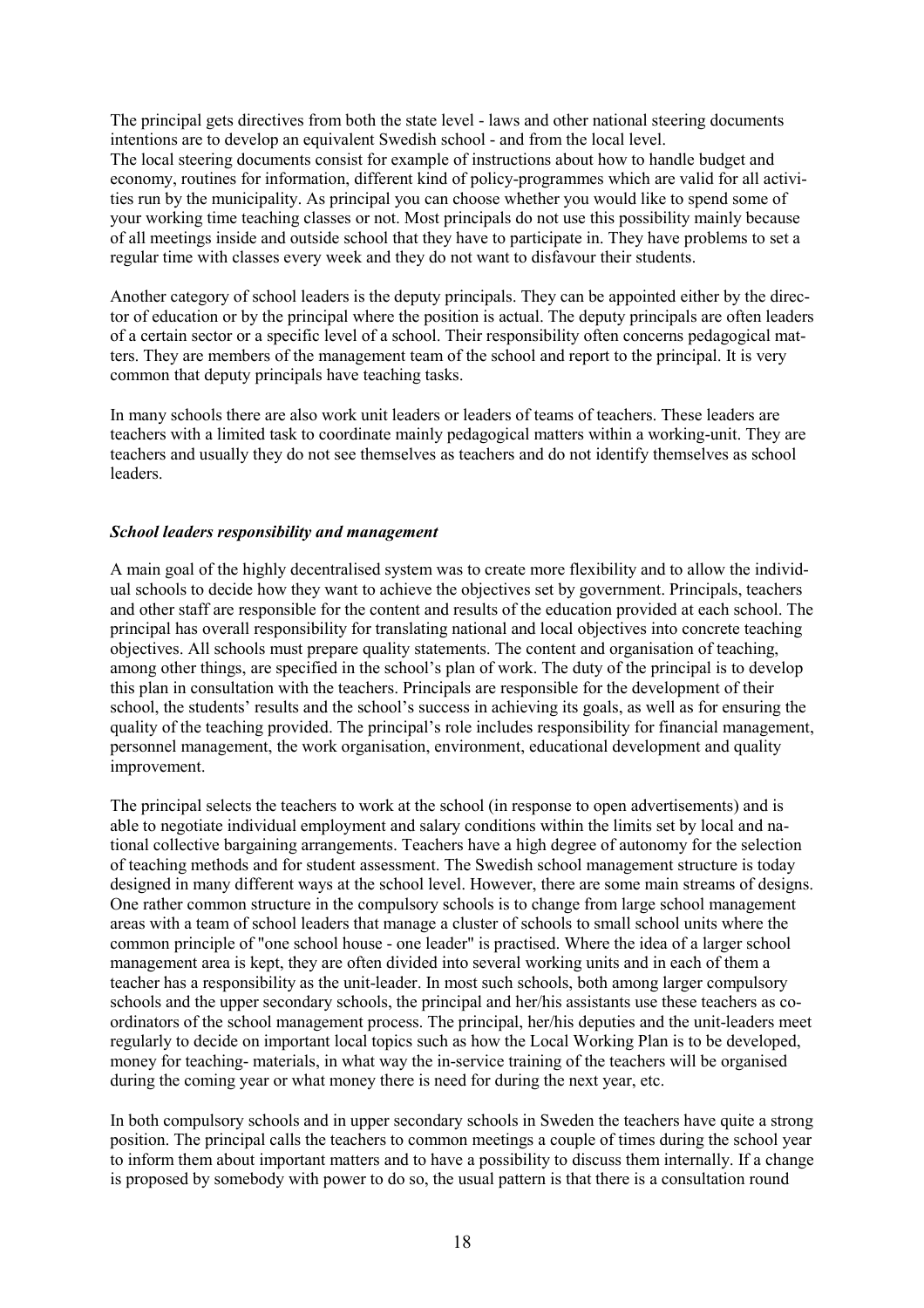The principal gets directives from both the state level - laws and other national steering documents intentions are to develop an equivalent Swedish school - and from the local level.
The local steering documents consist for example of instructions about how to handle budget and economy, routines for information, different kind of policy-programmes which are valid for all activities run by the municipality. As principal you can choose whether you would like to spend some of your working time teaching classes or not. Most principals do not use this possibility mainly because of all meetings inside and outside school that they have to participate in. They have problems to set a regular time with classes every week and they do not want to disfavour their students.

Another category of school leaders is the deputy principals. They can be appointed either by the director of education or by the principal where the position is actual. The deputy principals are often leaders of a certain sector or a specific level of a school. Their responsibility often concerns pedagogical matters. They are members of the management team of the school and report to the principal. It is very common that deputy principals have teaching tasks.

In many schools there are also work unit leaders or leaders of teams of teachers. These leaders are teachers with a limited task to coordinate mainly pedagogical matters within a working-unit. They are teachers and usually they do not see themselves as teachers and do not identify themselves as school leaders.

***School leaders responsibility and management***

A main goal of the highly decentralised system was to create more flexibility and to allow the individual schools to decide how they want to achieve the objectives set by government. Principals, teachers and other staff are responsible for the content and results of the education provided at each school. The principal has overall responsibility for translating national and local objectives into concrete teaching objectives. All schools must prepare quality statements. The content and organisation of teaching, among other things, are specified in the school's plan of work. The duty of the principal is to develop this plan in consultation with the teachers. Principals are responsible for the development of their school, the students' results and the school's success in achieving its goals, as well as for ensuring the quality of the teaching provided. The principal's role includes responsibility for financial management, personnel management, the work organisation, environment, educational development and quality improvement.

The principal selects the teachers to work at the school (in response to open advertisements) and is able to negotiate individual employment and salary conditions within the limits set by local and national collective bargaining arrangements. Teachers have a high degree of autonomy for the selection of teaching methods and for student assessment. The Swedish school management structure is today designed in many different ways at the school level. However, there are some main streams of designs. One rather common structure in the compulsory schools is to change from large school management areas with a team of school leaders that manage a cluster of schools to small school units where the common principle of "one school house - one leader" is practised. Where the idea of a larger school management area is kept, they are often divided into several working units and in each of them a teacher has a responsibility as the unit-leader. In most such schools, both among larger compulsory schools and the upper secondary schools, the principal and her/his assistants use these teachers as co-ordinators of the school management process. The principal, her/his deputies and the unit-leaders meet regularly to decide on important local topics such as how the Local Working Plan is to be developed, money for teaching- materials, in what way the in-service training of the teachers will be organised during the coming year or what money there is need for during the next year, etc.

In both compulsory schools and in upper secondary schools in Sweden the teachers have quite a strong position. The principal calls the teachers to common meetings a couple of times during the school year to inform them about important matters and to have a possibility to discuss them internally. If a change is proposed by somebody with power to do so, the usual pattern is that there is a consultation round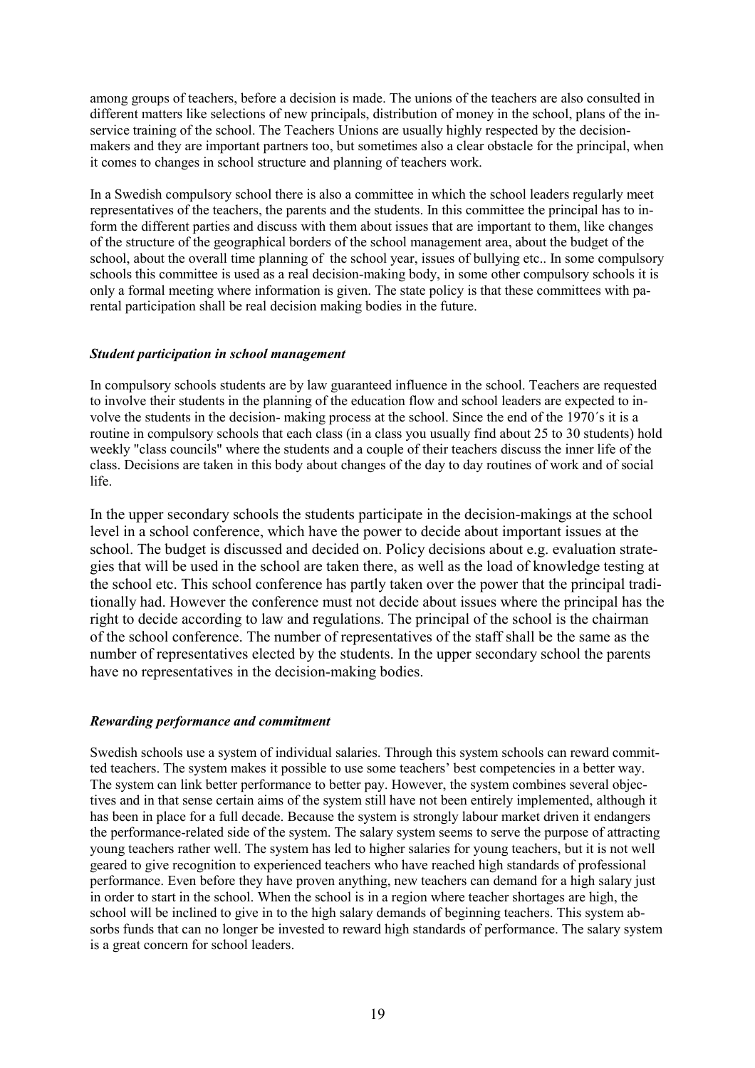among groups of teachers, before a decision is made. The unions of the teachers are also consulted in different matters like selections of new principals, distribution of money in the school, plans of the in-service training of the school. The Teachers Unions are usually highly respected by the decision-makers and they are important partners too, but sometimes also a clear obstacle for the principal, when it comes to changes in school structure and planning of teachers work.

In a Swedish compulsory school there is also a committee in which the school leaders regularly meet representatives of the teachers, the parents and the students. In this committee the principal has to inform the different parties and discuss with them about issues that are important to them, like changes of the structure of the geographical borders of the school management area, about the budget of the school, about the overall time planning of the school year, issues of bullying etc.. In some compulsory schools this committee is used as a real decision-making body, in some other compulsory schools it is only a formal meeting where information is given. The state policy is that these committees with parental participation shall be real decision making bodies in the future.

### *Student participation in school management*

In compulsory schools students are by law guaranteed influence in the school. Teachers are requested to involve their students in the planning of the education flow and school leaders are expected to involve the students in the decision- making process at the school. Since the end of the 1970´s it is a routine in compulsory schools that each class (in a class you usually find about 25 to 30 students) hold weekly "class councils" where the students and a couple of their teachers discuss the inner life of the class. Decisions are taken in this body about changes of the day to day routines of work and of social life.

In the upper secondary schools the students participate in the decision-makings at the school level in a school conference, which have the power to decide about important issues at the school. The budget is discussed and decided on. Policy decisions about e.g. evaluation strategies that will be used in the school are taken there, as well as the load of knowledge testing at the school etc. This school conference has partly taken over the power that the principal traditionally had. However the conference must not decide about issues where the principal has the right to decide according to law and regulations. The principal of the school is the chairman of the school conference. The number of representatives of the staff shall be the same as the number of representatives elected by the students. In the upper secondary school the parents have no representatives in the decision-making bodies.

### *Rewarding performance and commitment*

Swedish schools use a system of individual salaries. Through this system schools can reward committed teachers. The system makes it possible to use some teachers' best competencies in a better way. The system can link better performance to better pay. However, the system combines several objectives and in that sense certain aims of the system still have not been entirely implemented, although it has been in place for a full decade. Because the system is strongly labour market driven it endangers the performance-related side of the system. The salary system seems to serve the purpose of attracting young teachers rather well. The system has led to higher salaries for young teachers, but it is not well geared to give recognition to experienced teachers who have reached high standards of professional performance. Even before they have proven anything, new teachers can demand for a high salary just in order to start in the school. When the school is in a region where teacher shortages are high, the school will be inclined to give in to the high salary demands of beginning teachers. This system absorbs funds that can no longer be invested to reward high standards of performance. The salary system is a great concern for school leaders.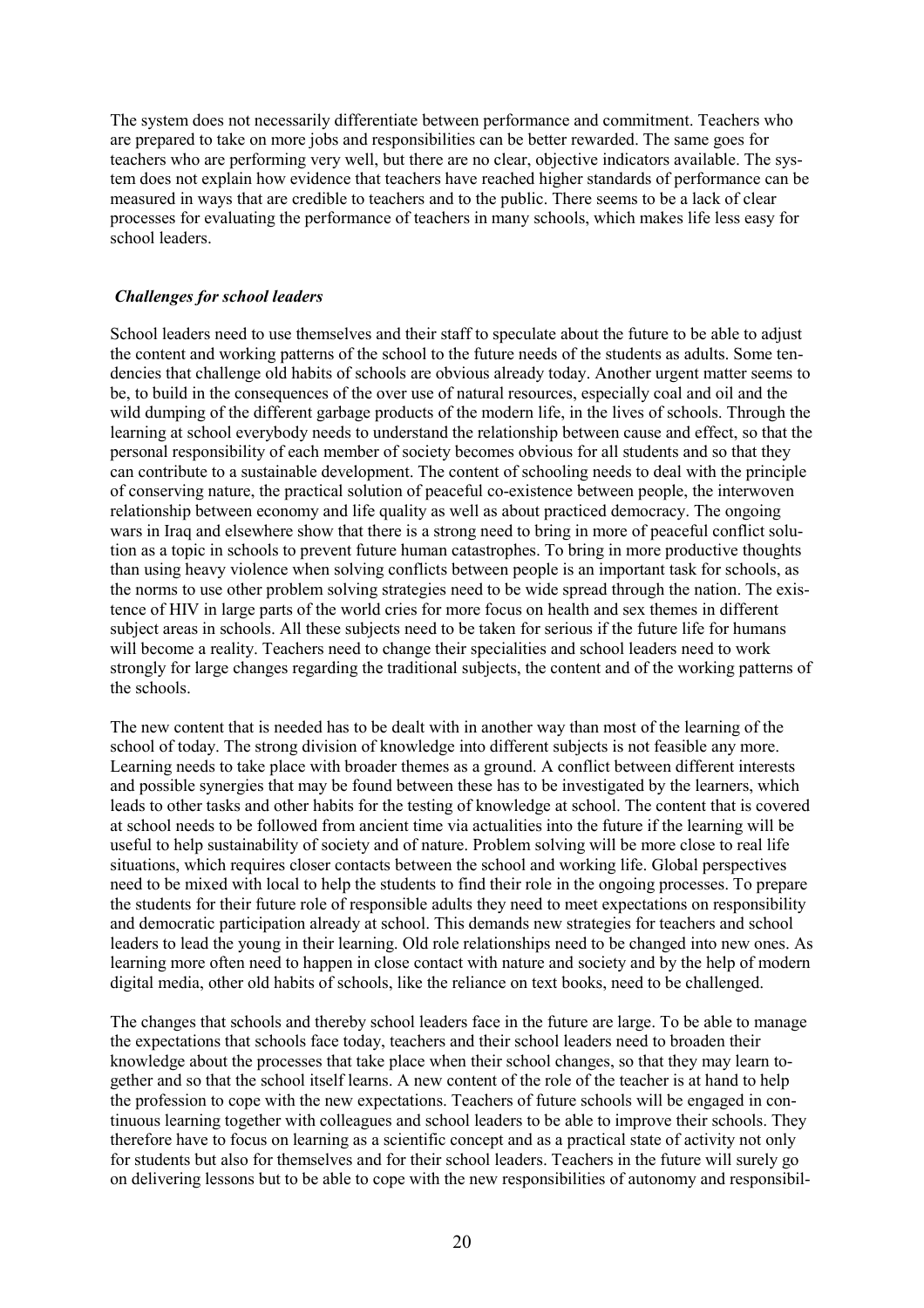The system does not necessarily differentiate between performance and commitment. Teachers who are prepared to take on more jobs and responsibilities can be better rewarded. The same goes for teachers who are performing very well, but there are no clear, objective indicators available. The system does not explain how evidence that teachers have reached higher standards of performance can be measured in ways that are credible to teachers and to the public. There seems to be a lack of clear processes for evaluating the performance of teachers in many schools, which makes life less easy for school leaders.

### *Challenges for school leaders*

School leaders need to use themselves and their staff to speculate about the future to be able to adjust the content and working patterns of the school to the future needs of the students as adults. Some tendencies that challenge old habits of schools are obvious already today. Another urgent matter seems to be, to build in the consequences of the over use of natural resources, especially coal and oil and the wild dumping of the different garbage products of the modern life, in the lives of schools. Through the learning at school everybody needs to understand the relationship between cause and effect, so that the personal responsibility of each member of society becomes obvious for all students and so that they can contribute to a sustainable development. The content of schooling needs to deal with the principle of conserving nature, the practical solution of peaceful co-existence between people, the interwoven relationship between economy and life quality as well as about practiced democracy. The ongoing wars in Iraq and elsewhere show that there is a strong need to bring in more of peaceful conflict solution as a topic in schools to prevent future human catastrophes. To bring in more productive thoughts than using heavy violence when solving conflicts between people is an important task for schools, as the norms to use other problem solving strategies need to be wide spread through the nation. The existence of HIV in large parts of the world cries for more focus on health and sex themes in different subject areas in schools. All these subjects need to be taken for serious if the future life for humans will become a reality. Teachers need to change their specialities and school leaders need to work strongly for large changes regarding the traditional subjects, the content and of the working patterns of the schools.

The new content that is needed has to be dealt with in another way than most of the learning of the school of today. The strong division of knowledge into different subjects is not feasible any more. Learning needs to take place with broader themes as a ground. A conflict between different interests and possible synergies that may be found between these has to be investigated by the learners, which leads to other tasks and other habits for the testing of knowledge at school. The content that is covered at school needs to be followed from ancient time via actualities into the future if the learning will be useful to help sustainability of society and of nature. Problem solving will be more close to real life situations, which requires closer contacts between the school and working life. Global perspectives need to be mixed with local to help the students to find their role in the ongoing processes. To prepare the students for their future role of responsible adults they need to meet expectations on responsibility and democratic participation already at school. This demands new strategies for teachers and school leaders to lead the young in their learning. Old role relationships need to be changed into new ones. As learning more often need to happen in close contact with nature and society and by the help of modern digital media, other old habits of schools, like the reliance on text books, need to be challenged.

The changes that schools and thereby school leaders face in the future are large. To be able to manage the expectations that schools face today, teachers and their school leaders need to broaden their knowledge about the processes that take place when their school changes, so that they may learn together and so that the school itself learns. A new content of the role of the teacher is at hand to help the profession to cope with the new expectations. Teachers of future schools will be engaged in continuous learning together with colleagues and school leaders to be able to improve their schools. They therefore have to focus on learning as a scientific concept and as a practical state of activity not only for students but also for themselves and for their school leaders. Teachers in the future will surely go on delivering lessons but to be able to cope with the new responsibilities of autonomy and responsibil-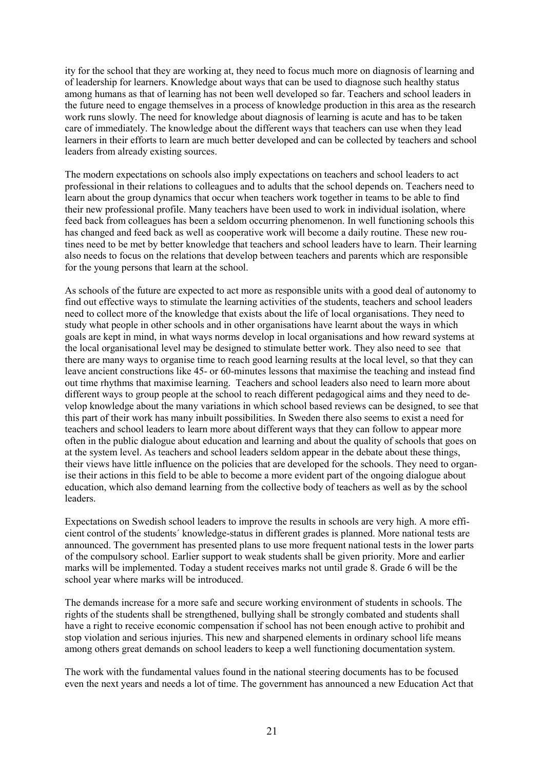ity for the school that they are working at, they need to focus much more on diagnosis of learning and of leadership for learners. Knowledge about ways that can be used to diagnose such healthy status among humans as that of learning has not been well developed so far. Teachers and school leaders in the future need to engage themselves in a process of knowledge production in this area as the research work runs slowly. The need for knowledge about diagnosis of learning is acute and has to be taken care of immediately. The knowledge about the different ways that teachers can use when they lead learners in their efforts to learn are much better developed and can be collected by teachers and school leaders from already existing sources.

The modern expectations on schools also imply expectations on teachers and school leaders to act professional in their relations to colleagues and to adults that the school depends on. Teachers need to learn about the group dynamics that occur when teachers work together in teams to be able to find their new professional profile. Many teachers have been used to work in individual isolation, where feed back from colleagues has been a seldom occurring phenomenon. In well functioning schools this has changed and feed back as well as cooperative work will become a daily routine. These new routines need to be met by better knowledge that teachers and school leaders have to learn. Their learning also needs to focus on the relations that develop between teachers and parents which are responsible for the young persons that learn at the school.

As schools of the future are expected to act more as responsible units with a good deal of autonomy to find out effective ways to stimulate the learning activities of the students, teachers and school leaders need to collect more of the knowledge that exists about the life of local organisations. They need to study what people in other schools and in other organisations have learnt about the ways in which goals are kept in mind, in what ways norms develop in local organisations and how reward systems at the local organisational level may be designed to stimulate better work. They also need to see that there are many ways to organise time to reach good learning results at the local level, so that they can leave ancient constructions like 45- or 60-minutes lessons that maximise the teaching and instead find out time rhythms that maximise learning. Teachers and school leaders also need to learn more about different ways to group people at the school to reach different pedagogical aims and they need to develop knowledge about the many variations in which school based reviews can be designed, to see that this part of their work has many inbuilt possibilities. In Sweden there also seems to exist a need for teachers and school leaders to learn more about different ways that they can follow to appear more often in the public dialogue about education and learning and about the quality of schools that goes on at the system level. As teachers and school leaders seldom appear in the debate about these things, their views have little influence on the policies that are developed for the schools. They need to organise their actions in this field to be able to become a more evident part of the ongoing dialogue about education, which also demand learning from the collective body of teachers as well as by the school leaders.

Expectations on Swedish school leaders to improve the results in schools are very high. A more efficient control of the students´ knowledge-status in different grades is planned. More national tests are announced. The government has presented plans to use more frequent national tests in the lower parts of the compulsory school. Earlier support to weak students shall be given priority. More and earlier marks will be implemented. Today a student receives marks not until grade 8. Grade 6 will be the school year where marks will be introduced.

The demands increase for a more safe and secure working environment of students in schools. The rights of the students shall be strengthened, bullying shall be strongly combated and students shall have a right to receive economic compensation if school has not been enough active to prohibit and stop violation and serious injuries. This new and sharpened elements in ordinary school life means among others great demands on school leaders to keep a well functioning documentation system.

The work with the fundamental values found in the national steering documents has to be focused even the next years and needs a lot of time. The government has announced a new Education Act that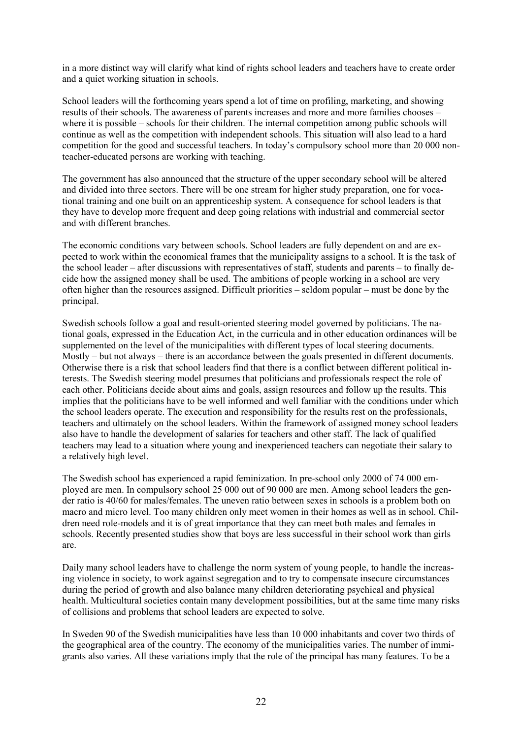in a more distinct way will clarify what kind of rights school leaders and teachers have to create order and a quiet working situation in schools.

School leaders will the forthcoming years spend a lot of time on profiling, marketing, and showing results of their schools. The awareness of parents increases and more and more families chooses – where it is possible – schools for their children. The internal competition among public schools will continue as well as the competition with independent schools. This situation will also lead to a hard competition for the good and successful teachers. In today's compulsory school more than 20 000 non-teacher-educated persons are working with teaching.

The government has also announced that the structure of the upper secondary school will be altered and divided into three sectors. There will be one stream for higher study preparation, one for vocational training and one built on an apprenticeship system. A consequence for school leaders is that they have to develop more frequent and deep going relations with industrial and commercial sector and with different branches.

The economic conditions vary between schools. School leaders are fully dependent on and are expected to work within the economical frames that the municipality assigns to a school. It is the task of the school leader – after discussions with representatives of staff, students and parents – to finally decide how the assigned money shall be used. The ambitions of people working in a school are very often higher than the resources assigned. Difficult priorities – seldom popular – must be done by the principal.

Swedish schools follow a goal and result-oriented steering model governed by politicians. The national goals, expressed in the Education Act, in the curricula and in other education ordinances will be supplemented on the level of the municipalities with different types of local steering documents. Mostly – but not always – there is an accordance between the goals presented in different documents. Otherwise there is a risk that school leaders find that there is a conflict between different political interests. The Swedish steering model presumes that politicians and professionals respect the role of each other. Politicians decide about aims and goals, assign resources and follow up the results. This implies that the politicians have to be well informed and well familiar with the conditions under which the school leaders operate. The execution and responsibility for the results rest on the professionals, teachers and ultimately on the school leaders. Within the framework of assigned money school leaders also have to handle the development of salaries for teachers and other staff. The lack of qualified teachers may lead to a situation where young and inexperienced teachers can negotiate their salary to a relatively high level.

The Swedish school has experienced a rapid feminization. In pre-school only 2000 of 74 000 employed are men. In compulsory school 25 000 out of 90 000 are men. Among school leaders the gender ratio is 40/60 for males/females. The uneven ratio between sexes in schools is a problem both on macro and micro level. Too many children only meet women in their homes as well as in school. Children need role-models and it is of great importance that they can meet both males and females in schools. Recently presented studies show that boys are less successful in their school work than girls are.

Daily many school leaders have to challenge the norm system of young people, to handle the increasing violence in society, to work against segregation and to try to compensate insecure circumstances during the period of growth and also balance many children deteriorating psychical and physical health. Multicultural societies contain many development possibilities, but at the same time many risks of collisions and problems that school leaders are expected to solve.

In Sweden 90 of the Swedish municipalities have less than 10 000 inhabitants and cover two thirds of the geographical area of the country. The economy of the municipalities varies. The number of immigrants also varies. All these variations imply that the role of the principal has many features. To be a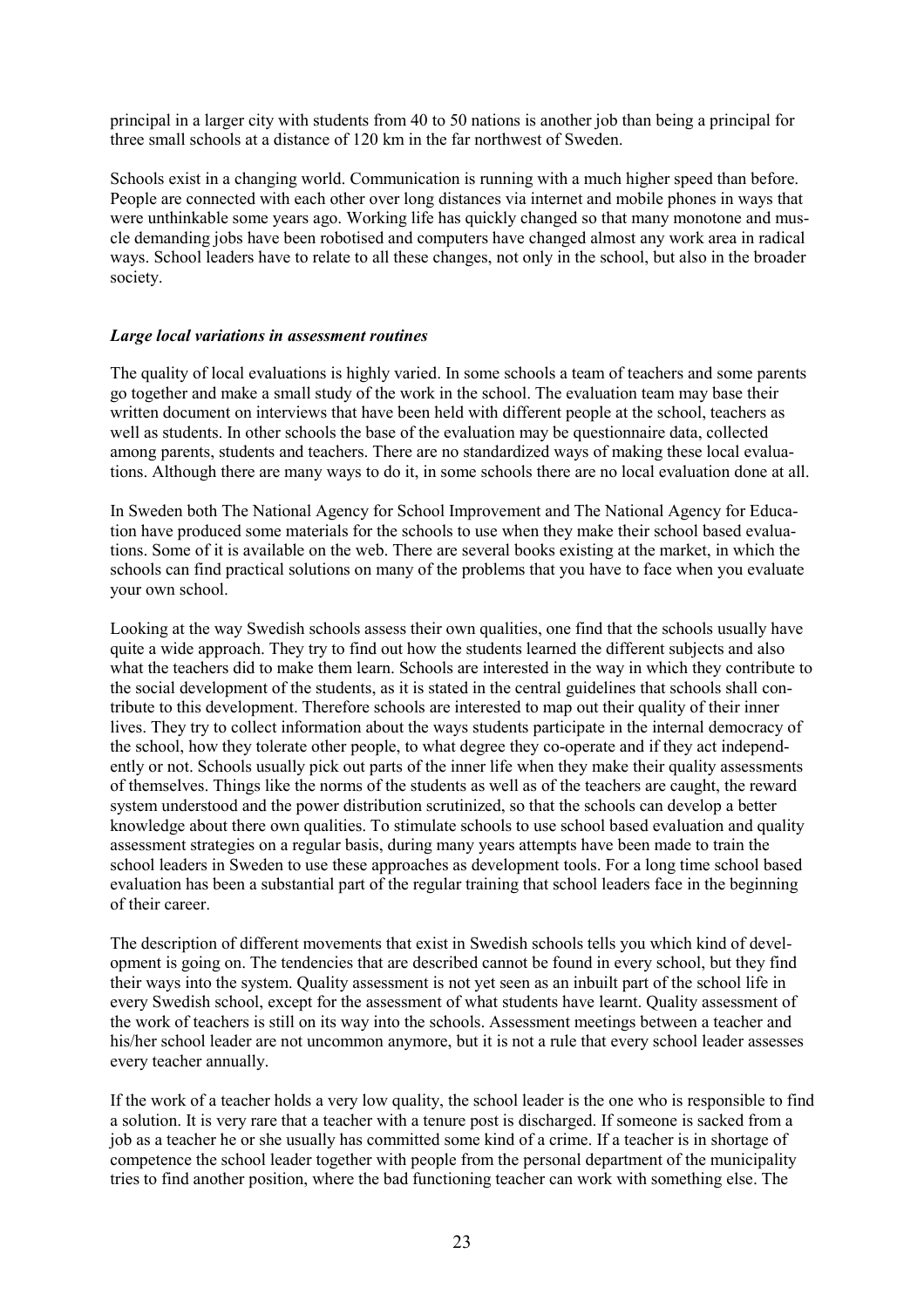principal in a larger city with students from 40 to 50 nations is another job than being a principal for three small schools at a distance of 120 km in the far northwest of Sweden.

Schools exist in a changing world. Communication is running with a much higher speed than before. People are connected with each other over long distances via internet and mobile phones in ways that were unthinkable some years ago. Working life has quickly changed so that many monotone and muscle demanding jobs have been robotised and computers have changed almost any work area in radical ways. School leaders have to relate to all these changes, not only in the school, but also in the broader society.

***Large local variations in assessment routines***

The quality of local evaluations is highly varied. In some schools a team of teachers and some parents go together and make a small study of the work in the school. The evaluation team may base their written document on interviews that have been held with different people at the school, teachers as well as students. In other schools the base of the evaluation may be questionnaire data, collected among parents, students and teachers. There are no standardized ways of making these local evaluations. Although there are many ways to do it, in some schools there are no local evaluation done at all.

In Sweden both The National Agency for School Improvement and The National Agency for Education have produced some materials for the schools to use when they make their school based evaluations. Some of it is available on the web. There are several books existing at the market, in which the schools can find practical solutions on many of the problems that you have to face when you evaluate your own school.

Looking at the way Swedish schools assess their own qualities, one find that the schools usually have quite a wide approach. They try to find out how the students learned the different subjects and also what the teachers did to make them learn. Schools are interested in the way in which they contribute to the social development of the students, as it is stated in the central guidelines that schools shall contribute to this development. Therefore schools are interested to map out their quality of their inner lives. They try to collect information about the ways students participate in the internal democracy of the school, how they tolerate other people, to what degree they co-operate and if they act independently or not. Schools usually pick out parts of the inner life when they make their quality assessments of themselves. Things like the norms of the students as well as of the teachers are caught, the reward system understood and the power distribution scrutinized, so that the schools can develop a better knowledge about there own qualities. To stimulate schools to use school based evaluation and quality assessment strategies on a regular basis, during many years attempts have been made to train the school leaders in Sweden to use these approaches as development tools. For a long time school based evaluation has been a substantial part of the regular training that school leaders face in the beginning of their career.

The description of different movements that exist in Swedish schools tells you which kind of development is going on. The tendencies that are described cannot be found in every school, but they find their ways into the system. Quality assessment is not yet seen as an inbuilt part of the school life in every Swedish school, except for the assessment of what students have learnt. Quality assessment of the work of teachers is still on its way into the schools. Assessment meetings between a teacher and his/her school leader are not uncommon anymore, but it is not a rule that every school leader assesses every teacher annually.

If the work of a teacher holds a very low quality, the school leader is the one who is responsible to find a solution. It is very rare that a teacher with a tenure post is discharged. If someone is sacked from a job as a teacher he or she usually has committed some kind of a crime. If a teacher is in shortage of competence the school leader together with people from the personal department of the municipality tries to find another position, where the bad functioning teacher can work with something else. The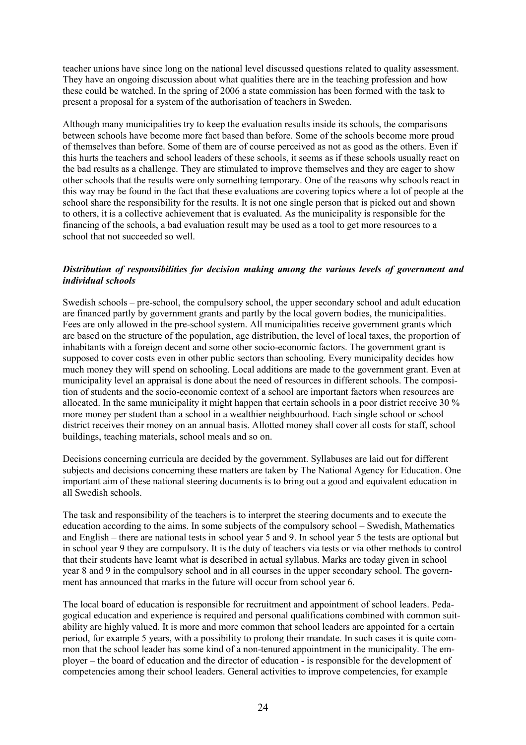teacher unions have since long on the national level discussed questions related to quality assessment. They have an ongoing discussion about what qualities there are in the teaching profession and how these could be watched. In the spring of 2006 a state commission has been formed with the task to present a proposal for a system of the authorisation of teachers in Sweden.

Although many municipalities try to keep the evaluation results inside its schools, the comparisons between schools have become more fact based than before. Some of the schools become more proud of themselves than before. Some of them are of course perceived as not as good as the others. Even if this hurts the teachers and school leaders of these schools, it seems as if these schools usually react on the bad results as a challenge. They are stimulated to improve themselves and they are eager to show other schools that the results were only something temporary. One of the reasons why schools react in this way may be found in the fact that these evaluations are covering topics where a lot of people at the school share the responsibility for the results. It is not one single person that is picked out and shown to others, it is a collective achievement that is evaluated. As the municipality is responsible for the financing of the schools, a bad evaluation result may be used as a tool to get more resources to a school that not succeeded so well.

### *Distribution of responsibilities for decision making among the various levels of government and individual schools*

Swedish schools – pre-school, the compulsory school, the upper secondary school and adult education are financed partly by government grants and partly by the local govern bodies, the municipalities. Fees are only allowed in the pre-school system. All municipalities receive government grants which are based on the structure of the population, age distribution, the level of local taxes, the proportion of inhabitants with a foreign decent and some other socio-economic factors. The government grant is supposed to cover costs even in other public sectors than schooling. Every municipality decides how much money they will spend on schooling. Local additions are made to the government grant. Even at municipality level an appraisal is done about the need of resources in different schools. The composition of students and the socio-economic context of a school are important factors when resources are allocated. In the same municipality it might happen that certain schools in a poor district receive 30 % more money per student than a school in a wealthier neighbourhood. Each single school or school district receives their money on an annual basis. Allotted money shall cover all costs for staff, school buildings, teaching materials, school meals and so on.

Decisions concerning curricula are decided by the government. Syllabuses are laid out for different subjects and decisions concerning these matters are taken by The National Agency for Education. One important aim of these national steering documents is to bring out a good and equivalent education in all Swedish schools.

The task and responsibility of the teachers is to interpret the steering documents and to execute the education according to the aims. In some subjects of the compulsory school – Swedish, Mathematics and English – there are national tests in school year 5 and 9. In school year 5 the tests are optional but in school year 9 they are compulsory. It is the duty of teachers via tests or via other methods to control that their students have learnt what is described in actual syllabus. Marks are today given in school year 8 and 9 in the compulsory school and in all courses in the upper secondary school. The government has announced that marks in the future will occur from school year 6.

The local board of education is responsible for recruitment and appointment of school leaders. Pedagogical education and experience is required and personal qualifications combined with common suitability are highly valued. It is more and more common that school leaders are appointed for a certain period, for example 5 years, with a possibility to prolong their mandate. In such cases it is quite common that the school leader has some kind of a non-tenured appointment in the municipality. The employer – the board of education and the director of education - is responsible for the development of competencies among their school leaders. General activities to improve competencies, for example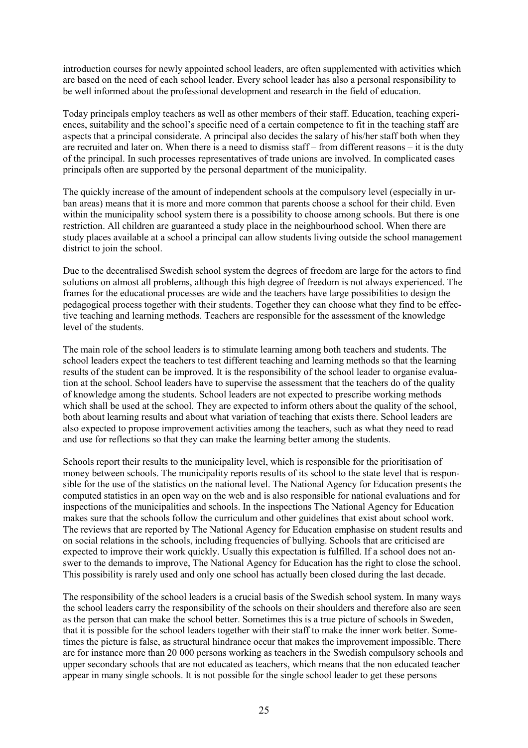introduction courses for newly appointed school leaders, are often supplemented with activities which are based on the need of each school leader. Every school leader has also a personal responsibility to be well informed about the professional development and research in the field of education.

Today principals employ teachers as well as other members of their staff. Education, teaching experiences, suitability and the school's specific need of a certain competence to fit in the teaching staff are aspects that a principal considerate. A principal also decides the salary of his/her staff both when they are recruited and later on. When there is a need to dismiss staff – from different reasons – it is the duty of the principal. In such processes representatives of trade unions are involved. In complicated cases principals often are supported by the personal department of the municipality.

The quickly increase of the amount of independent schools at the compulsory level (especially in urban areas) means that it is more and more common that parents choose a school for their child. Even within the municipality school system there is a possibility to choose among schools. But there is one restriction. All children are guaranteed a study place in the neighbourhood school. When there are study places available at a school a principal can allow students living outside the school management district to join the school.

Due to the decentralised Swedish school system the degrees of freedom are large for the actors to find solutions on almost all problems, although this high degree of freedom is not always experienced. The frames for the educational processes are wide and the teachers have large possibilities to design the pedagogical process together with their students. Together they can choose what they find to be effective teaching and learning methods. Teachers are responsible for the assessment of the knowledge level of the students.

The main role of the school leaders is to stimulate learning among both teachers and students. The school leaders expect the teachers to test different teaching and learning methods so that the learning results of the student can be improved. It is the responsibility of the school leader to organise evaluation at the school. School leaders have to supervise the assessment that the teachers do of the quality of knowledge among the students. School leaders are not expected to prescribe working methods which shall be used at the school. They are expected to inform others about the quality of the school, both about learning results and about what variation of teaching that exists there. School leaders are also expected to propose improvement activities among the teachers, such as what they need to read and use for reflections so that they can make the learning better among the students.

Schools report their results to the municipality level, which is responsible for the prioritisation of money between schools. The municipality reports results of its school to the state level that is responsible for the use of the statistics on the national level. The National Agency for Education presents the computed statistics in an open way on the web and is also responsible for national evaluations and for inspections of the municipalities and schools. In the inspections The National Agency for Education makes sure that the schools follow the curriculum and other guidelines that exist about school work. The reviews that are reported by The National Agency for Education emphasise on student results and on social relations in the schools, including frequencies of bullying. Schools that are criticised are expected to improve their work quickly. Usually this expectation is fulfilled. If a school does not answer to the demands to improve, The National Agency for Education has the right to close the school. This possibility is rarely used and only one school has actually been closed during the last decade.

The responsibility of the school leaders is a crucial basis of the Swedish school system. In many ways the school leaders carry the responsibility of the schools on their shoulders and therefore also are seen as the person that can make the school better. Sometimes this is a true picture of schools in Sweden, that it is possible for the school leaders together with their staff to make the inner work better. Sometimes the picture is false, as structural hindrance occur that makes the improvement impossible. There are for instance more than 20 000 persons working as teachers in the Swedish compulsory schools and upper secondary schools that are not educated as teachers, which means that the non educated teacher appear in many single schools. It is not possible for the single school leader to get these persons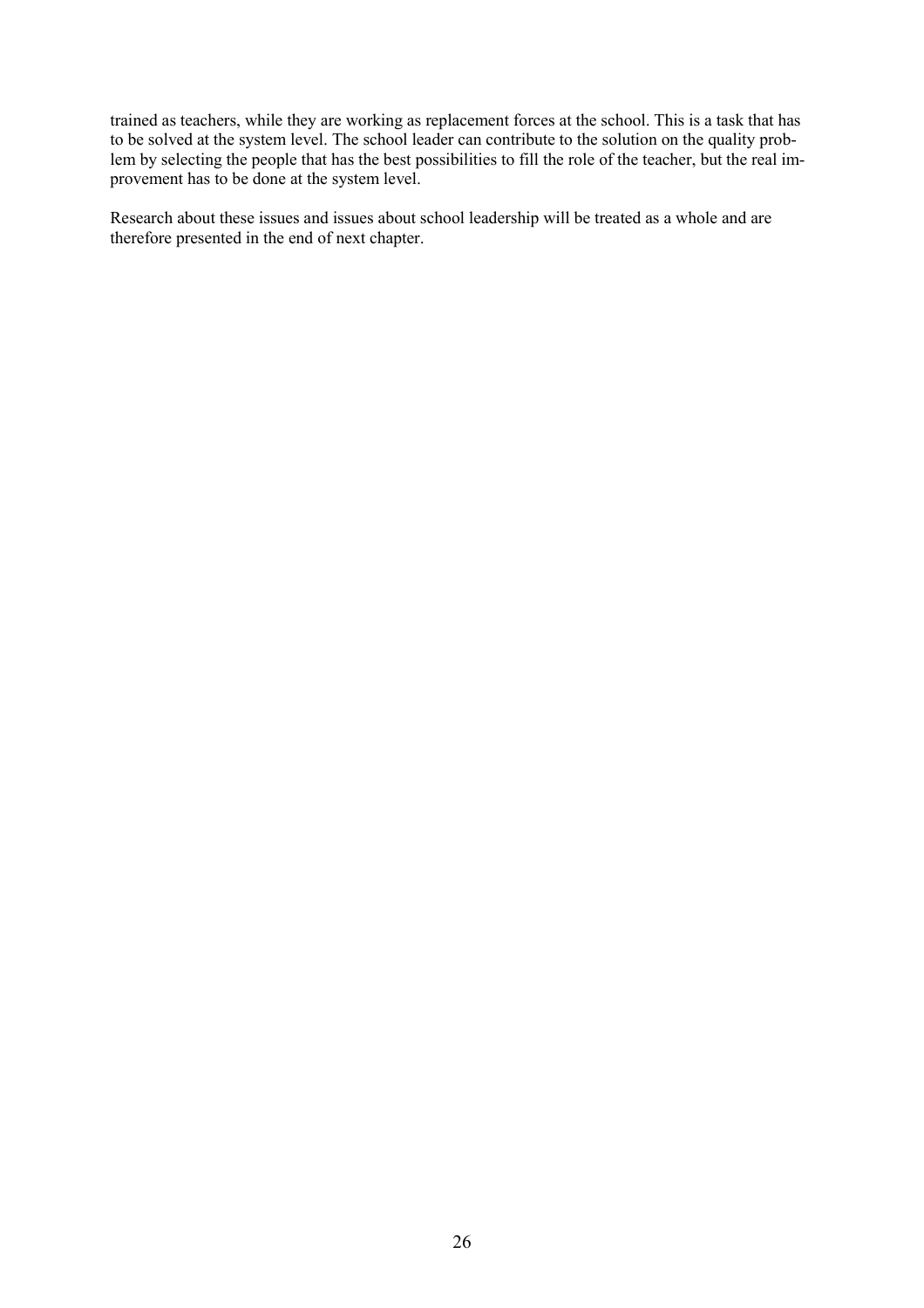trained as teachers, while they are working as replacement forces at the school. This is a task that has to be solved at the system level. The school leader can contribute to the solution on the quality problem by selecting the people that has the best possibilities to fill the role of the teacher, but the real improvement has to be done at the system level.

Research about these issues and issues about school leadership will be treated as a whole and are therefore presented in the end of next chapter.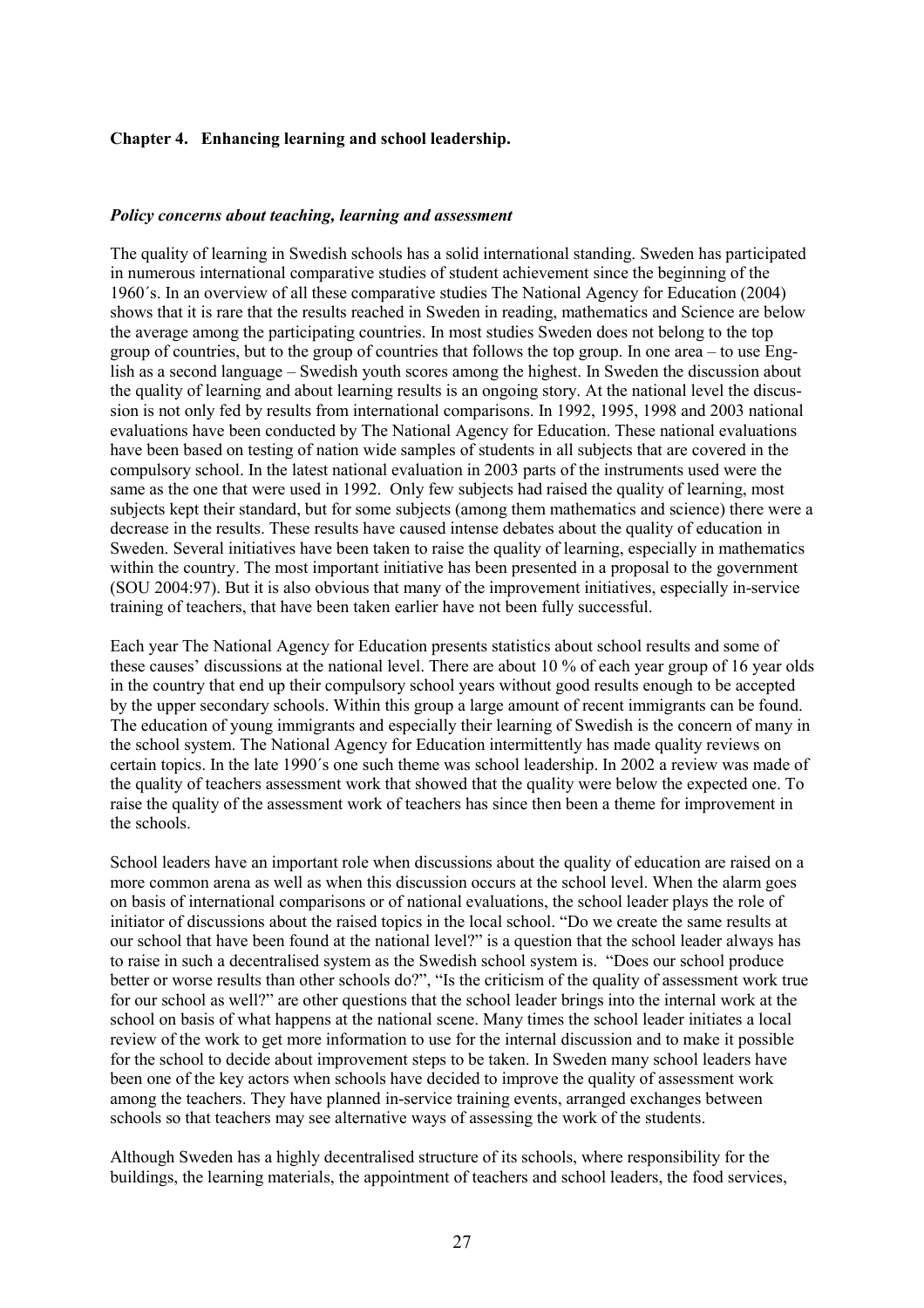## Chapter 4. Enhancing learning and school leadership.

### *Policy concerns about teaching, learning and assessment*

The quality of learning in Swedish schools has a solid international standing. Sweden has participated in numerous international comparative studies of student achievement since the beginning of the 1960´s. In an overview of all these comparative studies The National Agency for Education (2004) shows that it is rare that the results reached in Sweden in reading, mathematics and Science are below the average among the participating countries. In most studies Sweden does not belong to the top group of countries, but to the group of countries that follows the top group. In one area – to use English as a second language – Swedish youth scores among the highest. In Sweden the discussion about the quality of learning and about learning results is an ongoing story. At the national level the discussion is not only fed by results from international comparisons. In 1992, 1995, 1998 and 2003 national evaluations have been conducted by The National Agency for Education. These national evaluations have been based on testing of nation wide samples of students in all subjects that are covered in the compulsory school. In the latest national evaluation in 2003 parts of the instruments used were the same as the one that were used in 1992. Only few subjects had raised the quality of learning, most subjects kept their standard, but for some subjects (among them mathematics and science) there were a decrease in the results. These results have caused intense debates about the quality of education in Sweden. Several initiatives have been taken to raise the quality of learning, especially in mathematics within the country. The most important initiative has been presented in a proposal to the government (SOU 2004:97). But it is also obvious that many of the improvement initiatives, especially in-service training of teachers, that have been taken earlier have not been fully successful.

Each year The National Agency for Education presents statistics about school results and some of these causes' discussions at the national level. There are about 10 % of each year group of 16 year olds in the country that end up their compulsory school years without good results enough to be accepted by the upper secondary schools. Within this group a large amount of recent immigrants can be found. The education of young immigrants and especially their learning of Swedish is the concern of many in the school system. The National Agency for Education intermittently has made quality reviews on certain topics. In the late 1990´s one such theme was school leadership. In 2002 a review was made of the quality of teachers assessment work that showed that the quality were below the expected one. To raise the quality of the assessment work of teachers has since then been a theme for improvement in the schools.

School leaders have an important role when discussions about the quality of education are raised on a more common arena as well as when this discussion occurs at the school level. When the alarm goes on basis of international comparisons or of national evaluations, the school leader plays the role of initiator of discussions about the raised topics in the local school. "Do we create the same results at our school that have been found at the national level?" is a question that the school leader always has to raise in such a decentralised system as the Swedish school system is. "Does our school produce better or worse results than other schools do?", "Is the criticism of the quality of assessment work true for our school as well?" are other questions that the school leader brings into the internal work at the school on basis of what happens at the national scene. Many times the school leader initiates a local review of the work to get more information to use for the internal discussion and to make it possible for the school to decide about improvement steps to be taken. In Sweden many school leaders have been one of the key actors when schools have decided to improve the quality of assessment work among the teachers. They have planned in-service training events, arranged exchanges between schools so that teachers may see alternative ways of assessing the work of the students.

Although Sweden has a highly decentralised structure of its schools, where responsibility for the buildings, the learning materials, the appointment of teachers and school leaders, the food services,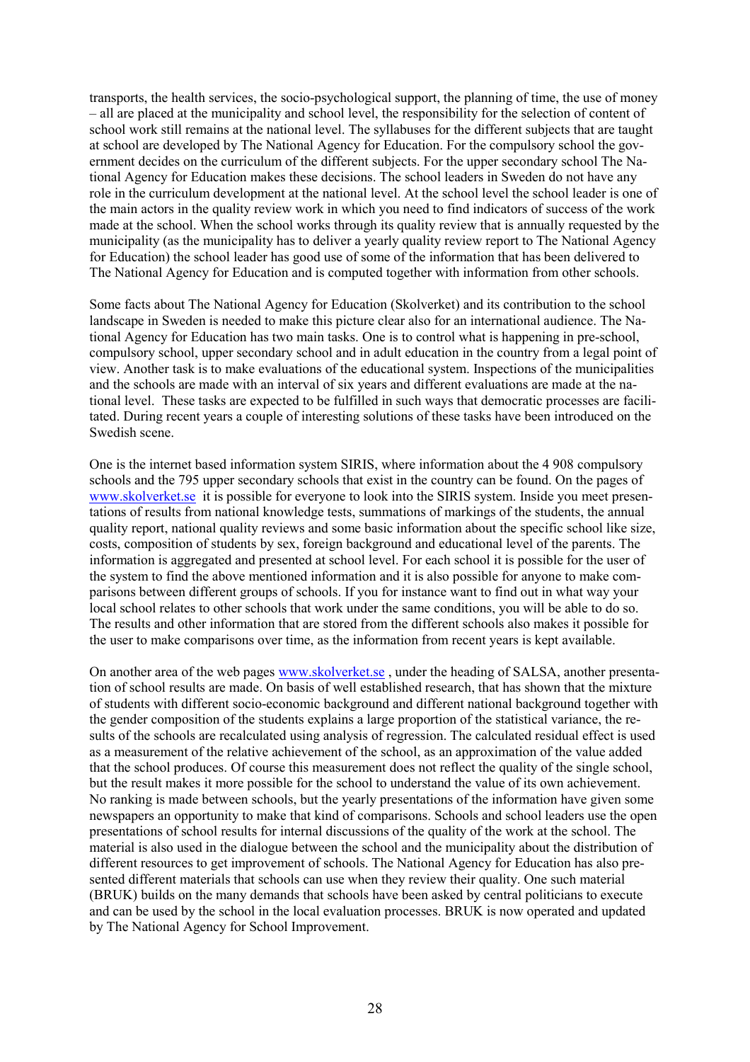transports, the health services, the socio-psychological support, the planning of time, the use of money – all are placed at the municipality and school level, the responsibility for the selection of content of school work still remains at the national level. The syllabuses for the different subjects that are taught at school are developed by The National Agency for Education. For the compulsory school the government decides on the curriculum of the different subjects. For the upper secondary school The National Agency for Education makes these decisions. The school leaders in Sweden do not have any role in the curriculum development at the national level. At the school level the school leader is one of the main actors in the quality review work in which you need to find indicators of success of the work made at the school. When the school works through its quality review that is annually requested by the municipality (as the municipality has to deliver a yearly quality review report to The National Agency for Education) the school leader has good use of some of the information that has been delivered to The National Agency for Education and is computed together with information from other schools.

Some facts about The National Agency for Education (Skolverket) and its contribution to the school landscape in Sweden is needed to make this picture clear also for an international audience. The National Agency for Education has two main tasks. One is to control what is happening in pre-school, compulsory school, upper secondary school and in adult education in the country from a legal point of view. Another task is to make evaluations of the educational system. Inspections of the municipalities and the schools are made with an interval of six years and different evaluations are made at the national level. These tasks are expected to be fulfilled in such ways that democratic processes are facilitated. During recent years a couple of interesting solutions of these tasks have been introduced on the Swedish scene.

One is the internet based information system SIRIS, where information about the 4 908 compulsory schools and the 795 upper secondary schools that exist in the country can be found. On the pages of www.skolverket.se it is possible for everyone to look into the SIRIS system. Inside you meet presentations of results from national knowledge tests, summations of markings of the students, the annual quality report, national quality reviews and some basic information about the specific school like size, costs, composition of students by sex, foreign background and educational level of the parents. The information is aggregated and presented at school level. For each school it is possible for the user of the system to find the above mentioned information and it is also possible for anyone to make comparisons between different groups of schools. If you for instance want to find out in what way your local school relates to other schools that work under the same conditions, you will be able to do so. The results and other information that are stored from the different schools also makes it possible for the user to make comparisons over time, as the information from recent years is kept available.

On another area of the web pages www.skolverket.se , under the heading of SALSA, another presentation of school results are made. On basis of well established research, that has shown that the mixture of students with different socio-economic background and different national background together with the gender composition of the students explains a large proportion of the statistical variance, the results of the schools are recalculated using analysis of regression. The calculated residual effect is used as a measurement of the relative achievement of the school, as an approximation of the value added that the school produces. Of course this measurement does not reflect the quality of the single school, but the result makes it more possible for the school to understand the value of its own achievement. No ranking is made between schools, but the yearly presentations of the information have given some newspapers an opportunity to make that kind of comparisons. Schools and school leaders use the open presentations of school results for internal discussions of the quality of the work at the school. The material is also used in the dialogue between the school and the municipality about the distribution of different resources to get improvement of schools. The National Agency for Education has also presented different materials that schools can use when they review their quality. One such material (BRUK) builds on the many demands that schools have been asked by central politicians to execute and can be used by the school in the local evaluation processes. BRUK is now operated and updated by The National Agency for School Improvement.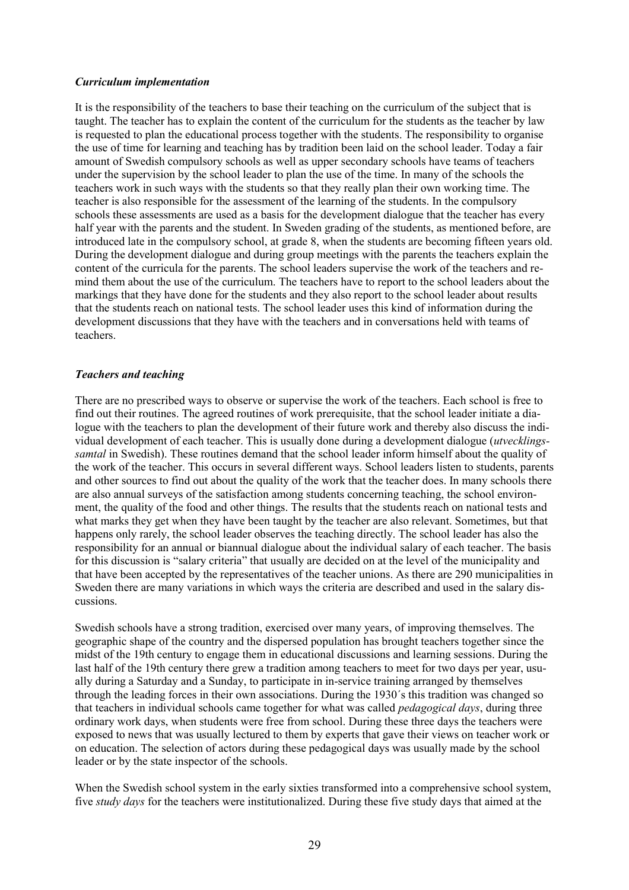### *Curriculum implementation*

It is the responsibility of the teachers to base their teaching on the curriculum of the subject that is taught. The teacher has to explain the content of the curriculum for the students as the teacher by law is requested to plan the educational process together with the students. The responsibility to organise the use of time for learning and teaching has by tradition been laid on the school leader. Today a fair amount of Swedish compulsory schools as well as upper secondary schools have teams of teachers under the supervision by the school leader to plan the use of the time. In many of the schools the teachers work in such ways with the students so that they really plan their own working time. The teacher is also responsible for the assessment of the learning of the students. In the compulsory schools these assessments are used as a basis for the development dialogue that the teacher has every half year with the parents and the student. In Sweden grading of the students, as mentioned before, are introduced late in the compulsory school, at grade 8, when the students are becoming fifteen years old. During the development dialogue and during group meetings with the parents the teachers explain the content of the curricula for the parents. The school leaders supervise the work of the teachers and remind them about the use of the curriculum. The teachers have to report to the school leaders about the markings that they have done for the students and they also report to the school leader about results that the students reach on national tests. The school leader uses this kind of information during the development discussions that they have with the teachers and in conversations held with teams of teachers.

### *Teachers and teaching*

There are no prescribed ways to observe or supervise the work of the teachers. Each school is free to find out their routines. The agreed routines of work prerequisite, that the school leader initiate a dialogue with the teachers to plan the development of their future work and thereby also discuss the individual development of each teacher. This is usually done during a development dialogue (*utvecklingssamtal* in Swedish). These routines demand that the school leader inform himself about the quality of the work of the teacher. This occurs in several different ways. School leaders listen to students, parents and other sources to find out about the quality of the work that the teacher does. In many schools there are also annual surveys of the satisfaction among students concerning teaching, the school environment, the quality of the food and other things. The results that the students reach on national tests and what marks they get when they have been taught by the teacher are also relevant. Sometimes, but that happens only rarely, the school leader observes the teaching directly. The school leader has also the responsibility for an annual or biannual dialogue about the individual salary of each teacher. The basis for this discussion is "salary criteria" that usually are decided on at the level of the municipality and that have been accepted by the representatives of the teacher unions. As there are 290 municipalities in Sweden there are many variations in which ways the criteria are described and used in the salary discussions.

Swedish schools have a strong tradition, exercised over many years, of improving themselves. The geographic shape of the country and the dispersed population has brought teachers together since the midst of the 19th century to engage them in educational discussions and learning sessions. During the last half of the 19th century there grew a tradition among teachers to meet for two days per year, usually during a Saturday and a Sunday, to participate in in-service training arranged by themselves through the leading forces in their own associations. During the 1930´s this tradition was changed so that teachers in individual schools came together for what was called *pedagogical days*, during three ordinary work days, when students were free from school. During these three days the teachers were exposed to news that was usually lectured to them by experts that gave their views on teacher work or on education. The selection of actors during these pedagogical days was usually made by the school leader or by the state inspector of the schools.

When the Swedish school system in the early sixties transformed into a comprehensive school system, five *study days* for the teachers were institutionalized. During these five study days that aimed at the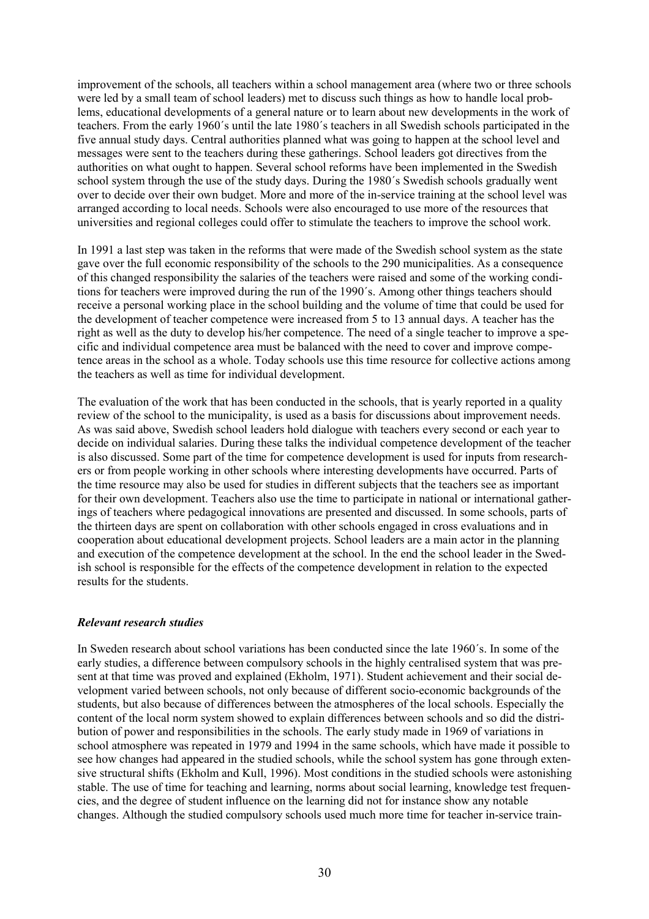improvement of the schools, all teachers within a school management area (where two or three schools were led by a small team of school leaders) met to discuss such things as how to handle local problems, educational developments of a general nature or to learn about new developments in the work of teachers. From the early 1960´s until the late 1980´s teachers in all Swedish schools participated in the five annual study days. Central authorities planned what was going to happen at the school level and messages were sent to the teachers during these gatherings. School leaders got directives from the authorities on what ought to happen. Several school reforms have been implemented in the Swedish school system through the use of the study days. During the 1980´s Swedish schools gradually went over to decide over their own budget. More and more of the in-service training at the school level was arranged according to local needs. Schools were also encouraged to use more of the resources that universities and regional colleges could offer to stimulate the teachers to improve the school work.

In 1991 a last step was taken in the reforms that were made of the Swedish school system as the state gave over the full economic responsibility of the schools to the 290 municipalities. As a consequence of this changed responsibility the salaries of the teachers were raised and some of the working conditions for teachers were improved during the run of the 1990´s. Among other things teachers should receive a personal working place in the school building and the volume of time that could be used for the development of teacher competence were increased from 5 to 13 annual days. A teacher has the right as well as the duty to develop his/her competence. The need of a single teacher to improve a specific and individual competence area must be balanced with the need to cover and improve competence areas in the school as a whole. Today schools use this time resource for collective actions among the teachers as well as time for individual development.

The evaluation of the work that has been conducted in the schools, that is yearly reported in a quality review of the school to the municipality, is used as a basis for discussions about improvement needs. As was said above, Swedish school leaders hold dialogue with teachers every second or each year to decide on individual salaries. During these talks the individual competence development of the teacher is also discussed. Some part of the time for competence development is used for inputs from researchers or from people working in other schools where interesting developments have occurred. Parts of the time resource may also be used for studies in different subjects that the teachers see as important for their own development. Teachers also use the time to participate in national or international gatherings of teachers where pedagogical innovations are presented and discussed. In some schools, parts of the thirteen days are spent on collaboration with other schools engaged in cross evaluations and in cooperation about educational development projects. School leaders are a main actor in the planning and execution of the competence development at the school. In the end the school leader in the Swedish school is responsible for the effects of the competence development in relation to the expected results for the students.

### *Relevant research studies*

In Sweden research about school variations has been conducted since the late 1960´s. In some of the early studies, a difference between compulsory schools in the highly centralised system that was present at that time was proved and explained (Ekholm, 1971). Student achievement and their social development varied between schools, not only because of different socio-economic backgrounds of the students, but also because of differences between the atmospheres of the local schools. Especially the content of the local norm system showed to explain differences between schools and so did the distribution of power and responsibilities in the schools. The early study made in 1969 of variations in school atmosphere was repeated in 1979 and 1994 in the same schools, which have made it possible to see how changes had appeared in the studied schools, while the school system has gone through extensive structural shifts (Ekholm and Kull, 1996). Most conditions in the studied schools were astonishing stable. The use of time for teaching and learning, norms about social learning, knowledge test frequencies, and the degree of student influence on the learning did not for instance show any notable changes. Although the studied compulsory schools used much more time for teacher in-service train-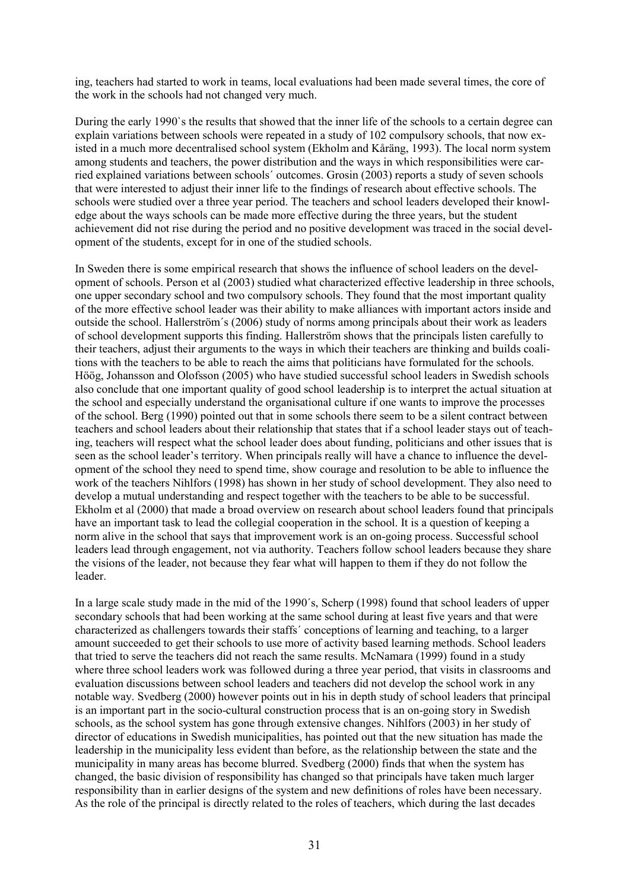ing, teachers had started to work in teams, local evaluations had been made several times, the core of the work in the schools had not changed very much.

During the early 1990`s the results that showed that the inner life of the schools to a certain degree can explain variations between schools were repeated in a study of 102 compulsory schools, that now existed in a much more decentralised school system (Ekholm and Kåräng, 1993). The local norm system among students and teachers, the power distribution and the ways in which responsibilities were carried explained variations between schools´ outcomes. Grosin (2003) reports a study of seven schools that were interested to adjust their inner life to the findings of research about effective schools. The schools were studied over a three year period. The teachers and school leaders developed their knowledge about the ways schools can be made more effective during the three years, but the student achievement did not rise during the period and no positive development was traced in the social development of the students, except for in one of the studied schools.

In Sweden there is some empirical research that shows the influence of school leaders on the development of schools. Person et al (2003) studied what characterized effective leadership in three schools, one upper secondary school and two compulsory schools. They found that the most important quality of the more effective school leader was their ability to make alliances with important actors inside and outside the school. Hallerström´s (2006) study of norms among principals about their work as leaders of school development supports this finding. Hallerström shows that the principals listen carefully to their teachers, adjust their arguments to the ways in which their teachers are thinking and builds coalitions with the teachers to be able to reach the aims that politicians have formulated for the schools. Höög, Johansson and Olofsson (2005) who have studied successful school leaders in Swedish schools also conclude that one important quality of good school leadership is to interpret the actual situation at the school and especially understand the organisational culture if one wants to improve the processes of the school. Berg (1990) pointed out that in some schools there seem to be a silent contract between teachers and school leaders about their relationship that states that if a school leader stays out of teaching, teachers will respect what the school leader does about funding, politicians and other issues that is seen as the school leader's territory. When principals really will have a chance to influence the development of the school they need to spend time, show courage and resolution to be able to influence the work of the teachers Nihlfors (1998) has shown in her study of school development. They also need to develop a mutual understanding and respect together with the teachers to be able to be successful. Ekholm et al (2000) that made a broad overview on research about school leaders found that principals have an important task to lead the collegial cooperation in the school. It is a question of keeping a norm alive in the school that says that improvement work is an on-going process. Successful school leaders lead through engagement, not via authority. Teachers follow school leaders because they share the visions of the leader, not because they fear what will happen to them if they do not follow the leader.

In a large scale study made in the mid of the 1990´s, Scherp (1998) found that school leaders of upper secondary schools that had been working at the same school during at least five years and that were characterized as challengers towards their staffs´ conceptions of learning and teaching, to a larger amount succeeded to get their schools to use more of activity based learning methods. School leaders that tried to serve the teachers did not reach the same results. McNamara (1999) found in a study where three school leaders work was followed during a three year period, that visits in classrooms and evaluation discussions between school leaders and teachers did not develop the school work in any notable way. Svedberg (2000) however points out in his in depth study of school leaders that principal is an important part in the socio-cultural construction process that is an on-going story in Swedish schools, as the school system has gone through extensive changes. Nihlfors (2003) in her study of director of educations in Swedish municipalities, has pointed out that the new situation has made the leadership in the municipality less evident than before, as the relationship between the state and the municipality in many areas has become blurred. Svedberg (2000) finds that when the system has changed, the basic division of responsibility has changed so that principals have taken much larger responsibility than in earlier designs of the system and new definitions of roles have been necessary. As the role of the principal is directly related to the roles of teachers, which during the last decades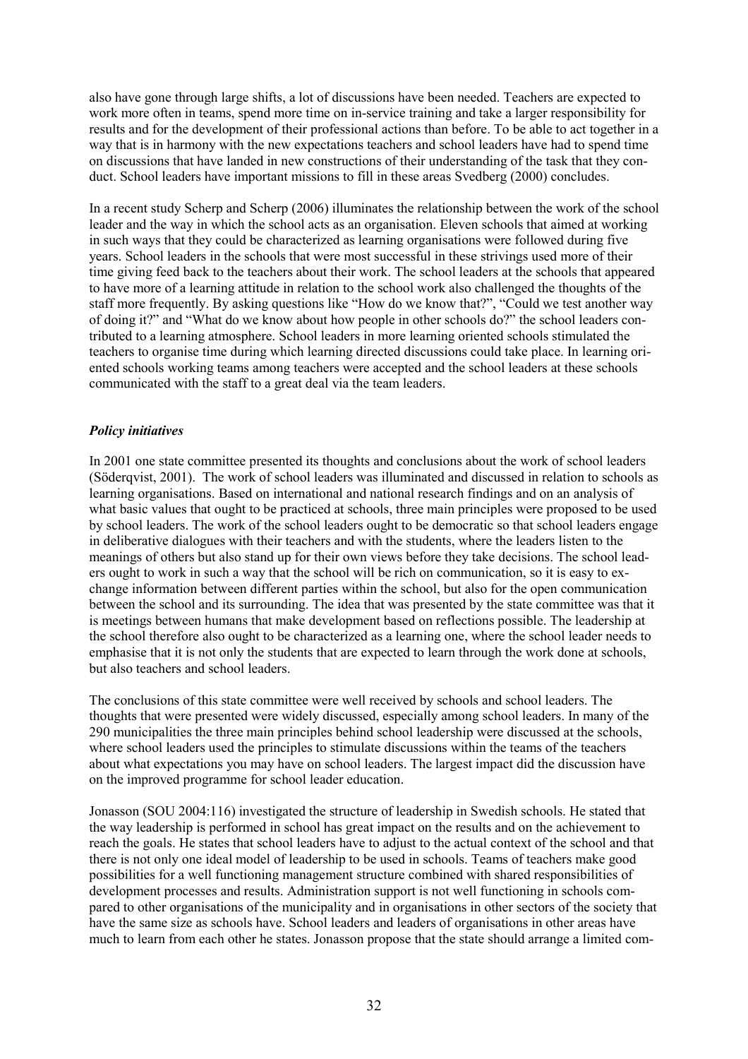also have gone through large shifts, a lot of discussions have been needed. Teachers are expected to work more often in teams, spend more time on in-service training and take a larger responsibility for results and for the development of their professional actions than before. To be able to act together in a way that is in harmony with the new expectations teachers and school leaders have had to spend time on discussions that have landed in new constructions of their understanding of the task that they conduct. School leaders have important missions to fill in these areas Svedberg (2000) concludes.

In a recent study Scherp and Scherp (2006) illuminates the relationship between the work of the school leader and the way in which the school acts as an organisation. Eleven schools that aimed at working in such ways that they could be characterized as learning organisations were followed during five years. School leaders in the schools that were most successful in these strivings used more of their time giving feed back to the teachers about their work. The school leaders at the schools that appeared to have more of a learning attitude in relation to the school work also challenged the thoughts of the staff more frequently. By asking questions like "How do we know that?", "Could we test another way of doing it?" and "What do we know about how people in other schools do?" the school leaders contributed to a learning atmosphere. School leaders in more learning oriented schools stimulated the teachers to organise time during which learning directed discussions could take place. In learning oriented schools working teams among teachers were accepted and the school leaders at these schools communicated with the staff to a great deal via the team leaders.

### *Policy initiatives*

In 2001 one state committee presented its thoughts and conclusions about the work of school leaders (Söderqvist, 2001). The work of school leaders was illuminated and discussed in relation to schools as learning organisations. Based on international and national research findings and on an analysis of what basic values that ought to be practiced at schools, three main principles were proposed to be used by school leaders. The work of the school leaders ought to be democratic so that school leaders engage in deliberative dialogues with their teachers and with the students, where the leaders listen to the meanings of others but also stand up for their own views before they take decisions. The school leaders ought to work in such a way that the school will be rich on communication, so it is easy to exchange information between different parties within the school, but also for the open communication between the school and its surrounding. The idea that was presented by the state committee was that it is meetings between humans that make development based on reflections possible. The leadership at the school therefore also ought to be characterized as a learning one, where the school leader needs to emphasise that it is not only the students that are expected to learn through the work done at schools, but also teachers and school leaders.

The conclusions of this state committee were well received by schools and school leaders. The thoughts that were presented were widely discussed, especially among school leaders. In many of the 290 municipalities the three main principles behind school leadership were discussed at the schools, where school leaders used the principles to stimulate discussions within the teams of the teachers about what expectations you may have on school leaders. The largest impact did the discussion have on the improved programme for school leader education.

Jonasson (SOU 2004:116) investigated the structure of leadership in Swedish schools. He stated that the way leadership is performed in school has great impact on the results and on the achievement to reach the goals. He states that school leaders have to adjust to the actual context of the school and that there is not only one ideal model of leadership to be used in schools. Teams of teachers make good possibilities for a well functioning management structure combined with shared responsibilities of development processes and results. Administration support is not well functioning in schools compared to other organisations of the municipality and in organisations in other sectors of the society that have the same size as schools have. School leaders and leaders of organisations in other areas have much to learn from each other he states. Jonasson propose that the state should arrange a limited com-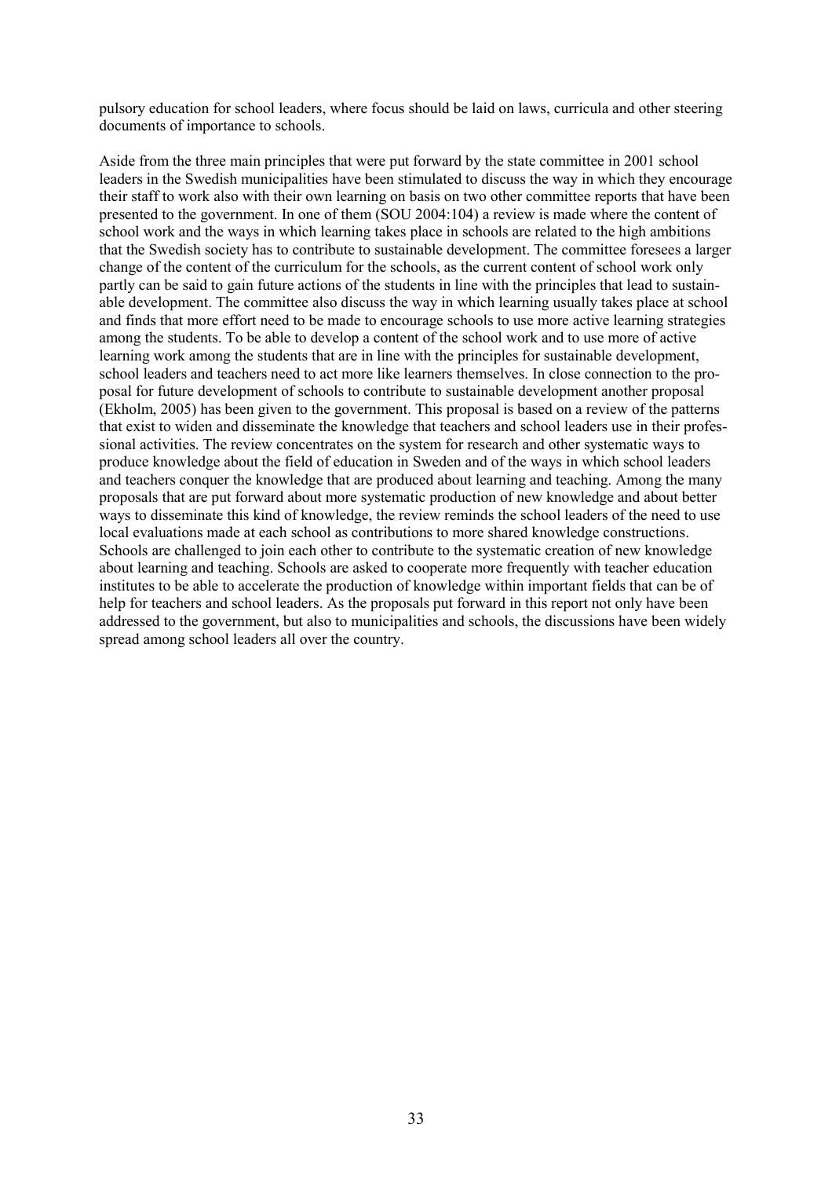pulsory education for school leaders, where focus should be laid on laws, curricula and other steering documents of importance to schools.

Aside from the three main principles that were put forward by the state committee in 2001 school leaders in the Swedish municipalities have been stimulated to discuss the way in which they encourage their staff to work also with their own learning on basis on two other committee reports that have been presented to the government. In one of them (SOU 2004:104) a review is made where the content of school work and the ways in which learning takes place in schools are related to the high ambitions that the Swedish society has to contribute to sustainable development. The committee foresees a larger change of the content of the curriculum for the schools, as the current content of school work only partly can be said to gain future actions of the students in line with the principles that lead to sustainable development. The committee also discuss the way in which learning usually takes place at school and finds that more effort need to be made to encourage schools to use more active learning strategies among the students. To be able to develop a content of the school work and to use more of active learning work among the students that are in line with the principles for sustainable development, school leaders and teachers need to act more like learners themselves. In close connection to the proposal for future development of schools to contribute to sustainable development another proposal (Ekholm, 2005) has been given to the government. This proposal is based on a review of the patterns that exist to widen and disseminate the knowledge that teachers and school leaders use in their professional activities. The review concentrates on the system for research and other systematic ways to produce knowledge about the field of education in Sweden and of the ways in which school leaders and teachers conquer the knowledge that are produced about learning and teaching. Among the many proposals that are put forward about more systematic production of new knowledge and about better ways to disseminate this kind of knowledge, the review reminds the school leaders of the need to use local evaluations made at each school as contributions to more shared knowledge constructions. Schools are challenged to join each other to contribute to the systematic creation of new knowledge about learning and teaching. Schools are asked to cooperate more frequently with teacher education institutes to be able to accelerate the production of knowledge within important fields that can be of help for teachers and school leaders. As the proposals put forward in this report not only have been addressed to the government, but also to municipalities and schools, the discussions have been widely spread among school leaders all over the country.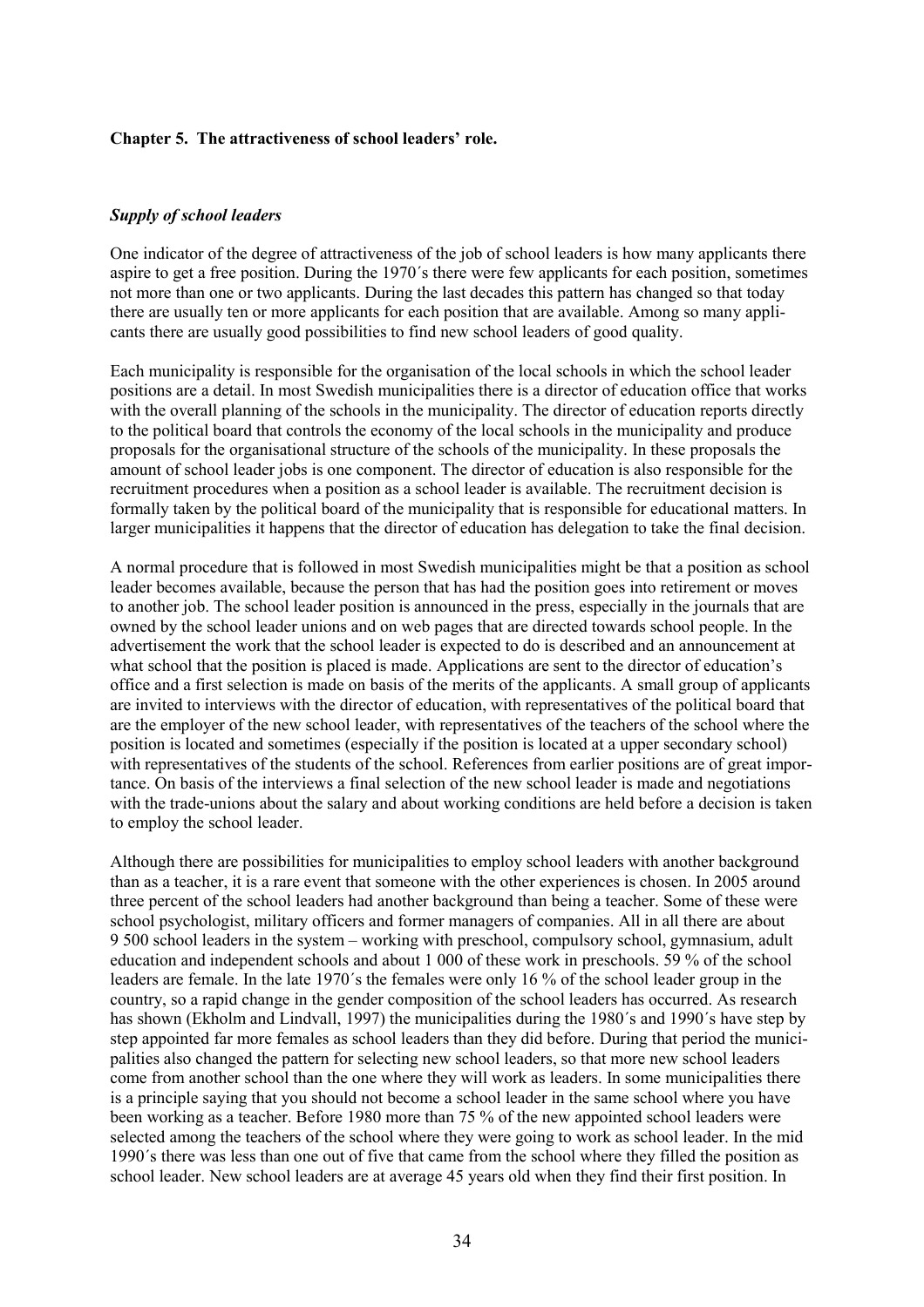**Chapter 5. The attractiveness of school leaders' role.**

***Supply of school leaders***

One indicator of the degree of attractiveness of the job of school leaders is how many applicants there aspire to get a free position. During the 1970´s there were few applicants for each position, sometimes not more than one or two applicants. During the last decades this pattern has changed so that today there are usually ten or more applicants for each position that are available. Among so many applicants there are usually good possibilities to find new school leaders of good quality.

Each municipality is responsible for the organisation of the local schools in which the school leader positions are a detail. In most Swedish municipalities there is a director of education office that works with the overall planning of the schools in the municipality. The director of education reports directly to the political board that controls the economy of the local schools in the municipality and produce proposals for the organisational structure of the schools of the municipality. In these proposals the amount of school leader jobs is one component. The director of education is also responsible for the recruitment procedures when a position as a school leader is available. The recruitment decision is formally taken by the political board of the municipality that is responsible for educational matters. In larger municipalities it happens that the director of education has delegation to take the final decision.

A normal procedure that is followed in most Swedish municipalities might be that a position as school leader becomes available, because the person that has had the position goes into retirement or moves to another job. The school leader position is announced in the press, especially in the journals that are owned by the school leader unions and on web pages that are directed towards school people. In the advertisement the work that the school leader is expected to do is described and an announcement at what school that the position is placed is made. Applications are sent to the director of education's office and a first selection is made on basis of the merits of the applicants. A small group of applicants are invited to interviews with the director of education, with representatives of the political board that are the employer of the new school leader, with representatives of the teachers of the school where the position is located and sometimes (especially if the position is located at a upper secondary school) with representatives of the students of the school. References from earlier positions are of great importance. On basis of the interviews a final selection of the new school leader is made and negotiations with the trade-unions about the salary and about working conditions are held before a decision is taken to employ the school leader.

Although there are possibilities for municipalities to employ school leaders with another background than as a teacher, it is a rare event that someone with the other experiences is chosen. In 2005 around three percent of the school leaders had another background than being a teacher. Some of these were school psychologist, military officers and former managers of companies. All in all there are about 9 500 school leaders in the system – working with preschool, compulsory school, gymnasium, adult education and independent schools and about 1 000 of these work in preschools. 59 % of the school leaders are female. In the late 1970´s the females were only 16 % of the school leader group in the country, so a rapid change in the gender composition of the school leaders has occurred. As research has shown (Ekholm and Lindvall, 1997) the municipalities during the 1980´s and 1990´s have step by step appointed far more females as school leaders than they did before. During that period the municipalities also changed the pattern for selecting new school leaders, so that more new school leaders come from another school than the one where they will work as leaders. In some municipalities there is a principle saying that you should not become a school leader in the same school where you have been working as a teacher. Before 1980 more than 75 % of the new appointed school leaders were selected among the teachers of the school where they were going to work as school leader. In the mid 1990´s there was less than one out of five that came from the school where they filled the position as school leader. New school leaders are at average 45 years old when they find their first position. In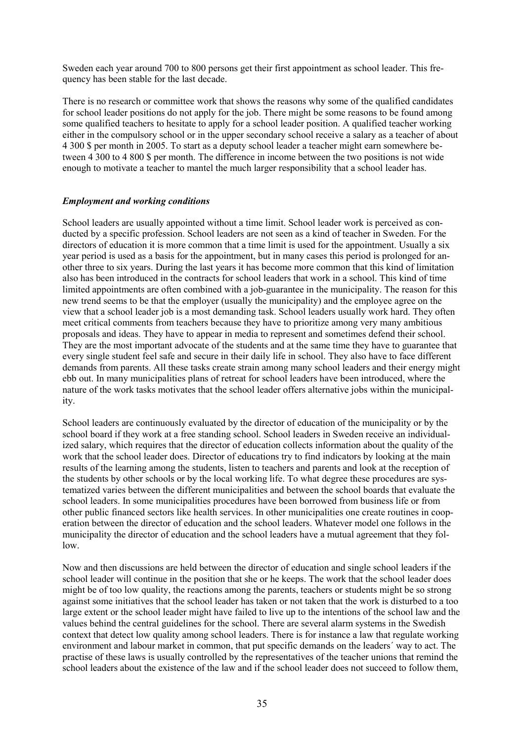Sweden each year around 700 to 800 persons get their first appointment as school leader. This frequency has been stable for the last decade.

There is no research or committee work that shows the reasons why some of the qualified candidates for school leader positions do not apply for the job. There might be some reasons to be found among some qualified teachers to hesitate to apply for a school leader position. A qualified teacher working either in the compulsory school or in the upper secondary school receive a salary as a teacher of about 4 300 $ per month in 2005. To start as a deputy school leader a teacher might earn somewhere between 4 300 to 4 800 $ per month. The difference in income between the two positions is not wide enough to motivate a teacher to mantel the much larger responsibility that a school leader has.

### *Employment and working conditions*

School leaders are usually appointed without a time limit. School leader work is perceived as conducted by a specific profession. School leaders are not seen as a kind of teacher in Sweden. For the directors of education it is more common that a time limit is used for the appointment. Usually a six year period is used as a basis for the appointment, but in many cases this period is prolonged for another three to six years. During the last years it has become more common that this kind of limitation also has been introduced in the contracts for school leaders that work in a school. This kind of time limited appointments are often combined with a job-guarantee in the municipality. The reason for this new trend seems to be that the employer (usually the municipality) and the employee agree on the view that a school leader job is a most demanding task. School leaders usually work hard. They often meet critical comments from teachers because they have to prioritize among very many ambitious proposals and ideas. They have to appear in media to represent and sometimes defend their school. They are the most important advocate of the students and at the same time they have to guarantee that every single student feel safe and secure in their daily life in school. They also have to face different demands from parents. All these tasks create strain among many school leaders and their energy might ebb out. In many municipalities plans of retreat for school leaders have been introduced, where the nature of the work tasks motivates that the school leader offers alternative jobs within the municipality.

School leaders are continuously evaluated by the director of education of the municipality or by the school board if they work at a free standing school. School leaders in Sweden receive an individualized salary, which requires that the director of education collects information about the quality of the work that the school leader does. Director of educations try to find indicators by looking at the main results of the learning among the students, listen to teachers and parents and look at the reception of the students by other schools or by the local working life. To what degree these procedures are systematized varies between the different municipalities and between the school boards that evaluate the school leaders. In some municipalities procedures have been borrowed from business life or from other public financed sectors like health services. In other municipalities one create routines in cooperation between the director of education and the school leaders. Whatever model one follows in the municipality the director of education and the school leaders have a mutual agreement that they follow.

Now and then discussions are held between the director of education and single school leaders if the school leader will continue in the position that she or he keeps. The work that the school leader does might be of too low quality, the reactions among the parents, teachers or students might be so strong against some initiatives that the school leader has taken or not taken that the work is disturbed to a too large extent or the school leader might have failed to live up to the intentions of the school law and the values behind the central guidelines for the school. There are several alarm systems in the Swedish context that detect low quality among school leaders. There is for instance a law that regulate working environment and labour market in common, that put specific demands on the leaders´ way to act. The practise of these laws is usually controlled by the representatives of the teacher unions that remind the school leaders about the existence of the law and if the school leader does not succeed to follow them,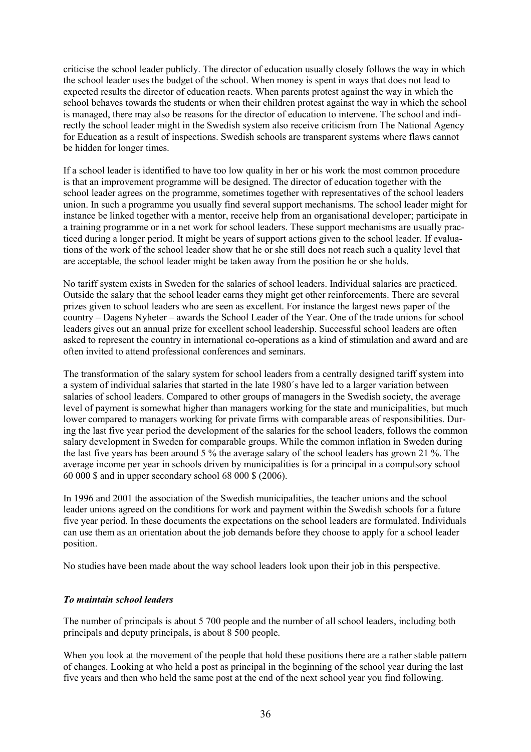criticise the school leader publicly. The director of education usually closely follows the way in which the school leader uses the budget of the school. When money is spent in ways that does not lead to expected results the director of education reacts. When parents protest against the way in which the school behaves towards the students or when their children protest against the way in which the school is managed, there may also be reasons for the director of education to intervene. The school and indirectly the school leader might in the Swedish system also receive criticism from The National Agency for Education as a result of inspections. Swedish schools are transparent systems where flaws cannot be hidden for longer times.

If a school leader is identified to have too low quality in her or his work the most common procedure is that an improvement programme will be designed. The director of education together with the school leader agrees on the programme, sometimes together with representatives of the school leaders union. In such a programme you usually find several support mechanisms. The school leader might for instance be linked together with a mentor, receive help from an organisational developer; participate in a training programme or in a net work for school leaders. These support mechanisms are usually practiced during a longer period. It might be years of support actions given to the school leader. If evaluations of the work of the school leader show that he or she still does not reach such a quality level that are acceptable, the school leader might be taken away from the position he or she holds.

No tariff system exists in Sweden for the salaries of school leaders. Individual salaries are practiced. Outside the salary that the school leader earns they might get other reinforcements. There are several prizes given to school leaders who are seen as excellent. For instance the largest news paper of the country – Dagens Nyheter – awards the School Leader of the Year. One of the trade unions for school leaders gives out an annual prize for excellent school leadership. Successful school leaders are often asked to represent the country in international co-operations as a kind of stimulation and award and are often invited to attend professional conferences and seminars.

The transformation of the salary system for school leaders from a centrally designed tariff system into a system of individual salaries that started in the late 1980´s have led to a larger variation between salaries of school leaders. Compared to other groups of managers in the Swedish society, the average level of payment is somewhat higher than managers working for the state and municipalities, but much lower compared to managers working for private firms with comparable areas of responsibilities. During the last five year period the development of the salaries for the school leaders, follows the common salary development in Sweden for comparable groups. While the common inflation in Sweden during the last five years has been around 5 % the average salary of the school leaders has grown 21 %. The average income per year in schools driven by municipalities is for a principal in a compulsory school 60 000 $ and in upper secondary school 68 000 $ (2006).

In 1996 and 2001 the association of the Swedish municipalities, the teacher unions and the school leader unions agreed on the conditions for work and payment within the Swedish schools for a future five year period. In these documents the expectations on the school leaders are formulated. Individuals can use them as an orientation about the job demands before they choose to apply for a school leader position.

No studies have been made about the way school leaders look upon their job in this perspective.

### *To maintain school leaders*

The number of principals is about 5 700 people and the number of all school leaders, including both principals and deputy principals, is about 8 500 people.

When you look at the movement of the people that hold these positions there are a rather stable pattern of changes. Looking at who held a post as principal in the beginning of the school year during the last five years and then who held the same post at the end of the next school year you find following.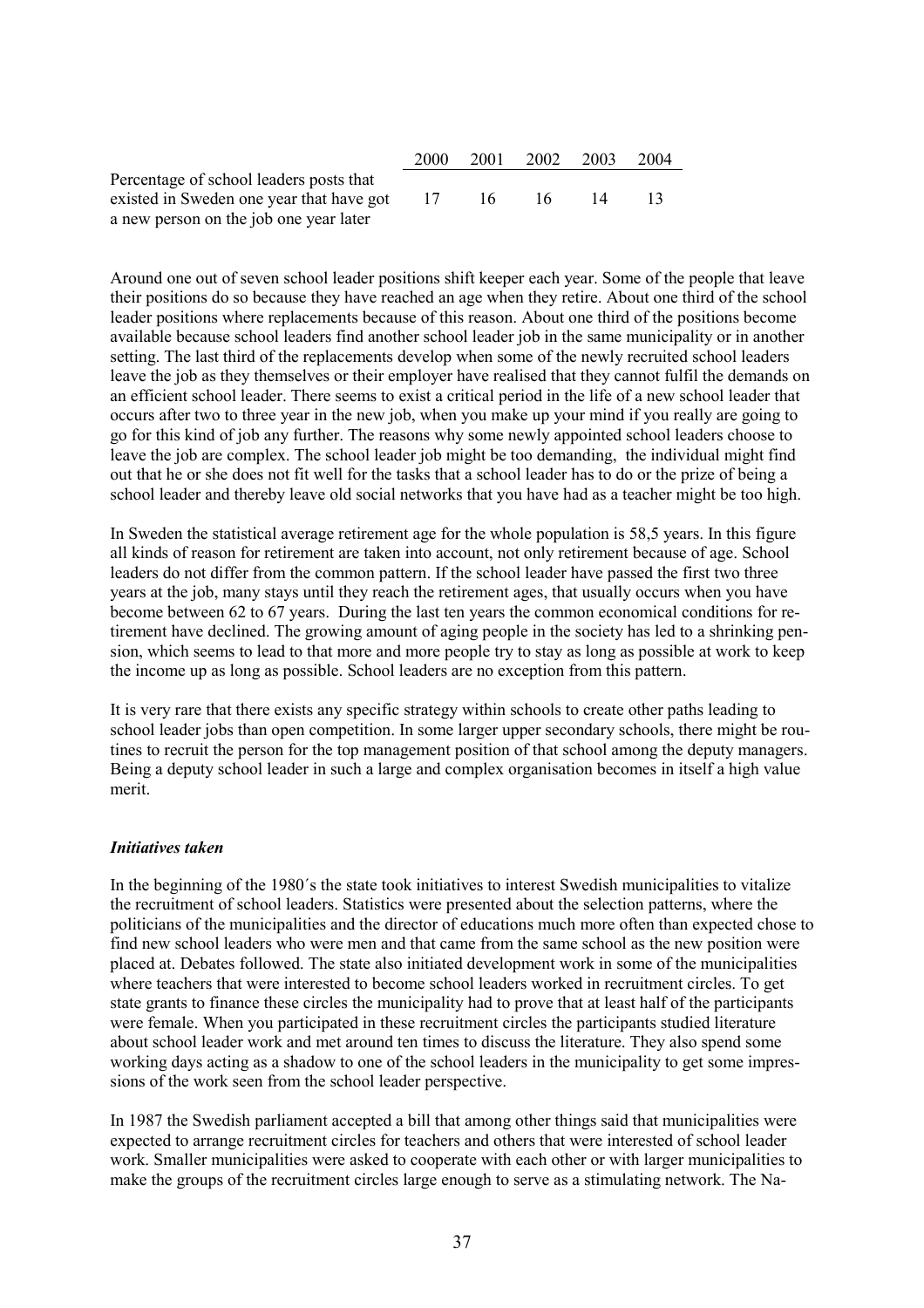| | 2000 | 2001 | 2002 | 2003 | 2004 |
|---|---|---|---|---|---|
| Percentage of school leaders posts that existed in Sweden one year that have got a new person on the job one year later | 17 | 16 | 16 | 14 | 13 |

Around one out of seven school leader positions shift keeper each year. Some of the people that leave their positions do so because they have reached an age when they retire. About one third of the school leader positions where replacements because of this reason. About one third of the positions become available because school leaders find another school leader job in the same municipality or in another setting. The last third of the replacements develop when some of the newly recruited school leaders leave the job as they themselves or their employer have realised that they cannot fulfil the demands on an efficient school leader. There seems to exist a critical period in the life of a new school leader that occurs after two to three year in the new job, when you make up your mind if you really are going to go for this kind of job any further. The reasons why some newly appointed school leaders choose to leave the job are complex. The school leader job might be too demanding, the individual might find out that he or she does not fit well for the tasks that a school leader has to do or the prize of being a school leader and thereby leave old social networks that you have had as a teacher might be too high.

In Sweden the statistical average retirement age for the whole population is 58,5 years. In this figure all kinds of reason for retirement are taken into account, not only retirement because of age. School leaders do not differ from the common pattern. If the school leader have passed the first two three years at the job, many stays until they reach the retirement ages, that usually occurs when you have become between 62 to 67 years. During the last ten years the common economical conditions for retirement have declined. The growing amount of aging people in the society has led to a shrinking pension, which seems to lead to that more and more people try to stay as long as possible at work to keep the income up as long as possible. School leaders are no exception from this pattern.

It is very rare that there exists any specific strategy within schools to create other paths leading to school leader jobs than open competition. In some larger upper secondary schools, there might be routines to recruit the person for the top management position of that school among the deputy managers. Being a deputy school leader in such a large and complex organisation becomes in itself a high value merit.

#### *Initiatives taken*

In the beginning of the 1980´s the state took initiatives to interest Swedish municipalities to vitalize the recruitment of school leaders. Statistics were presented about the selection patterns, where the politicians of the municipalities and the director of educations much more often than expected chose to find new school leaders who were men and that came from the same school as the new position were placed at. Debates followed. The state also initiated development work in some of the municipalities where teachers that were interested to become school leaders worked in recruitment circles. To get state grants to finance these circles the municipality had to prove that at least half of the participants were female. When you participated in these recruitment circles the participants studied literature about school leader work and met around ten times to discuss the literature. They also spend some working days acting as a shadow to one of the school leaders in the municipality to get some impressions of the work seen from the school leader perspective.

In 1987 the Swedish parliament accepted a bill that among other things said that municipalities were expected to arrange recruitment circles for teachers and others that were interested of school leader work. Smaller municipalities were asked to cooperate with each other or with larger municipalities to make the groups of the recruitment circles large enough to serve as a stimulating network. The Na-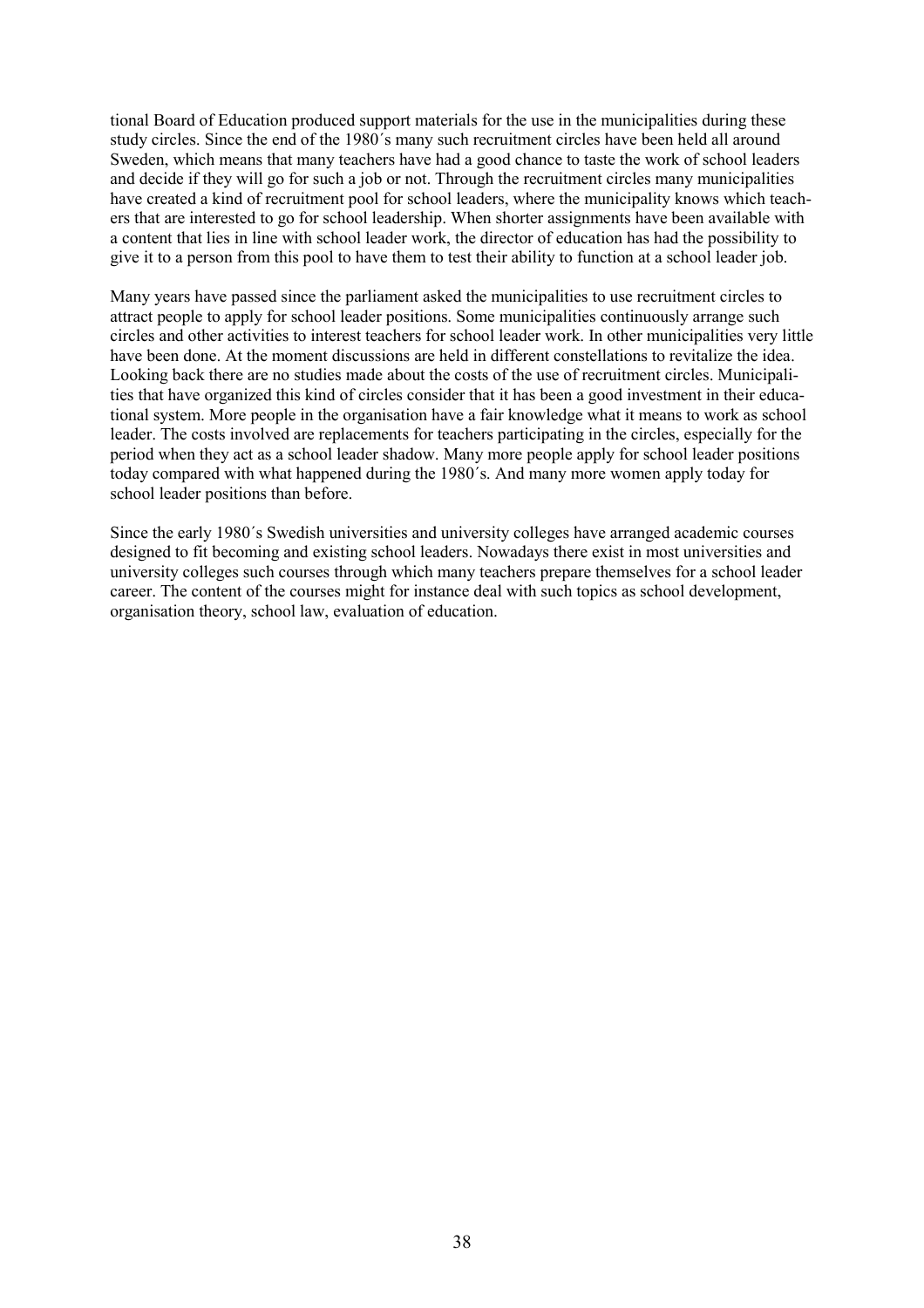tional Board of Education produced support materials for the use in the municipalities during these study circles. Since the end of the 1980´s many such recruitment circles have been held all around Sweden, which means that many teachers have had a good chance to taste the work of school leaders and decide if they will go for such a job or not. Through the recruitment circles many municipalities have created a kind of recruitment pool for school leaders, where the municipality knows which teachers that are interested to go for school leadership. When shorter assignments have been available with a content that lies in line with school leader work, the director of education has had the possibility to give it to a person from this pool to have them to test their ability to function at a school leader job.

Many years have passed since the parliament asked the municipalities to use recruitment circles to attract people to apply for school leader positions. Some municipalities continuously arrange such circles and other activities to interest teachers for school leader work. In other municipalities very little have been done. At the moment discussions are held in different constellations to revitalize the idea. Looking back there are no studies made about the costs of the use of recruitment circles. Municipalities that have organized this kind of circles consider that it has been a good investment in their educational system. More people in the organisation have a fair knowledge what it means to work as school leader. The costs involved are replacements for teachers participating in the circles, especially for the period when they act as a school leader shadow. Many more people apply for school leader positions today compared with what happened during the 1980´s. And many more women apply today for school leader positions than before.

Since the early 1980´s Swedish universities and university colleges have arranged academic courses designed to fit becoming and existing school leaders. Nowadays there exist in most universities and university colleges such courses through which many teachers prepare themselves for a school leader career. The content of the courses might for instance deal with such topics as school development, organisation theory, school law, evaluation of education.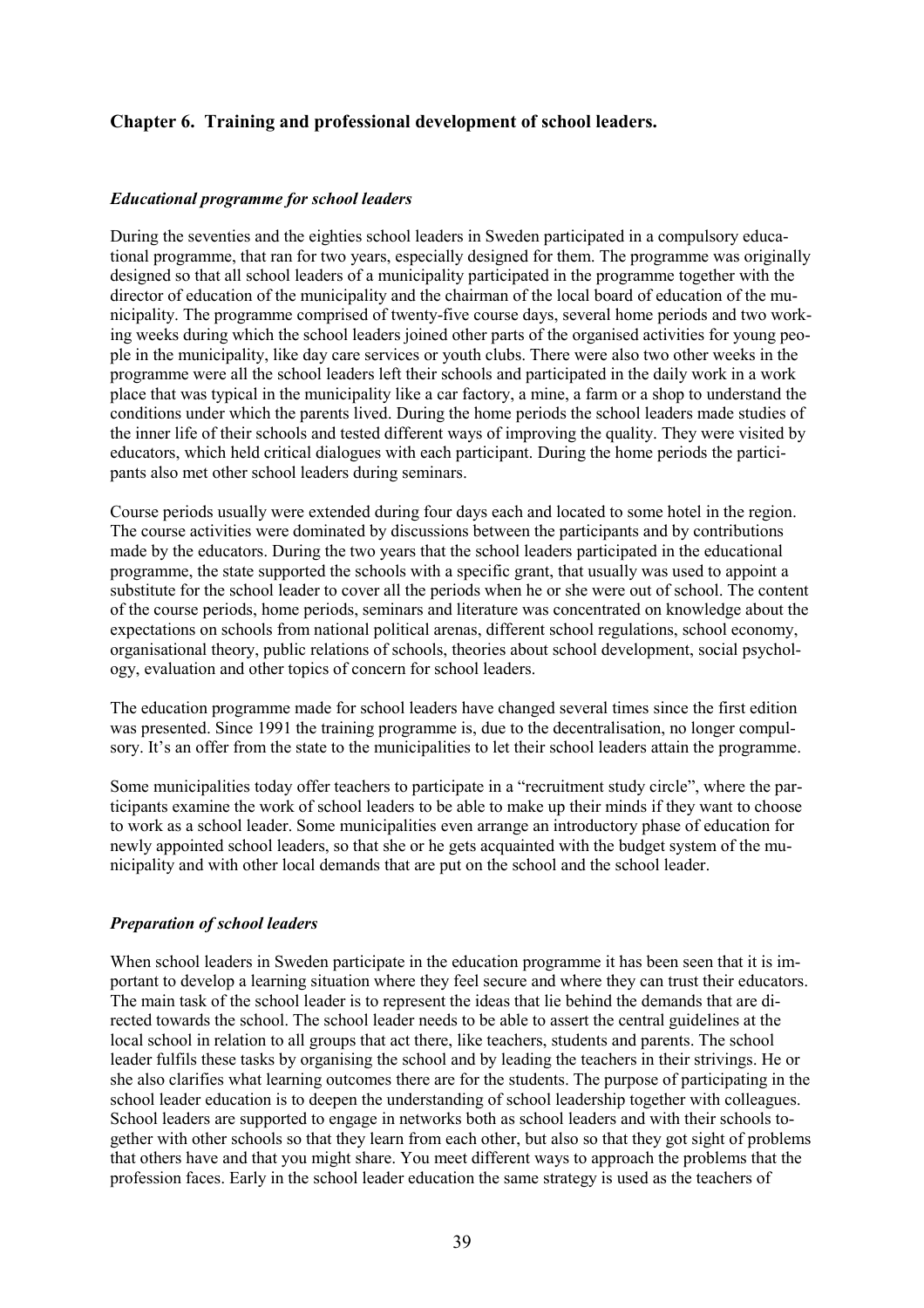## Chapter 6. Training and professional development of school leaders.

### *Educational programme for school leaders*

During the seventies and the eighties school leaders in Sweden participated in a compulsory educational programme, that ran for two years, especially designed for them. The programme was originally designed so that all school leaders of a municipality participated in the programme together with the director of education of the municipality and the chairman of the local board of education of the municipality. The programme comprised of twenty-five course days, several home periods and two working weeks during which the school leaders joined other parts of the organised activities for young people in the municipality, like day care services or youth clubs. There were also two other weeks in the programme were all the school leaders left their schools and participated in the daily work in a work place that was typical in the municipality like a car factory, a mine, a farm or a shop to understand the conditions under which the parents lived. During the home periods the school leaders made studies of the inner life of their schools and tested different ways of improving the quality. They were visited by educators, which held critical dialogues with each participant. During the home periods the participants also met other school leaders during seminars.

Course periods usually were extended during four days each and located to some hotel in the region. The course activities were dominated by discussions between the participants and by contributions made by the educators. During the two years that the school leaders participated in the educational programme, the state supported the schools with a specific grant, that usually was used to appoint a substitute for the school leader to cover all the periods when he or she were out of school. The content of the course periods, home periods, seminars and literature was concentrated on knowledge about the expectations on schools from national political arenas, different school regulations, school economy, organisational theory, public relations of schools, theories about school development, social psychology, evaluation and other topics of concern for school leaders.

The education programme made for school leaders have changed several times since the first edition was presented. Since 1991 the training programme is, due to the decentralisation, no longer compulsory. It's an offer from the state to the municipalities to let their school leaders attain the programme.

Some municipalities today offer teachers to participate in a "recruitment study circle", where the participants examine the work of school leaders to be able to make up their minds if they want to choose to work as a school leader. Some municipalities even arrange an introductory phase of education for newly appointed school leaders, so that she or he gets acquainted with the budget system of the municipality and with other local demands that are put on the school and the school leader.

### *Preparation of school leaders*

When school leaders in Sweden participate in the education programme it has been seen that it is important to develop a learning situation where they feel secure and where they can trust their educators. The main task of the school leader is to represent the ideas that lie behind the demands that are directed towards the school. The school leader needs to be able to assert the central guidelines at the local school in relation to all groups that act there, like teachers, students and parents. The school leader fulfils these tasks by organising the school and by leading the teachers in their strivings. He or she also clarifies what learning outcomes there are for the students. The purpose of participating in the school leader education is to deepen the understanding of school leadership together with colleagues. School leaders are supported to engage in networks both as school leaders and with their schools together with other schools so that they learn from each other, but also so that they got sight of problems that others have and that you might share. You meet different ways to approach the problems that the profession faces. Early in the school leader education the same strategy is used as the teachers of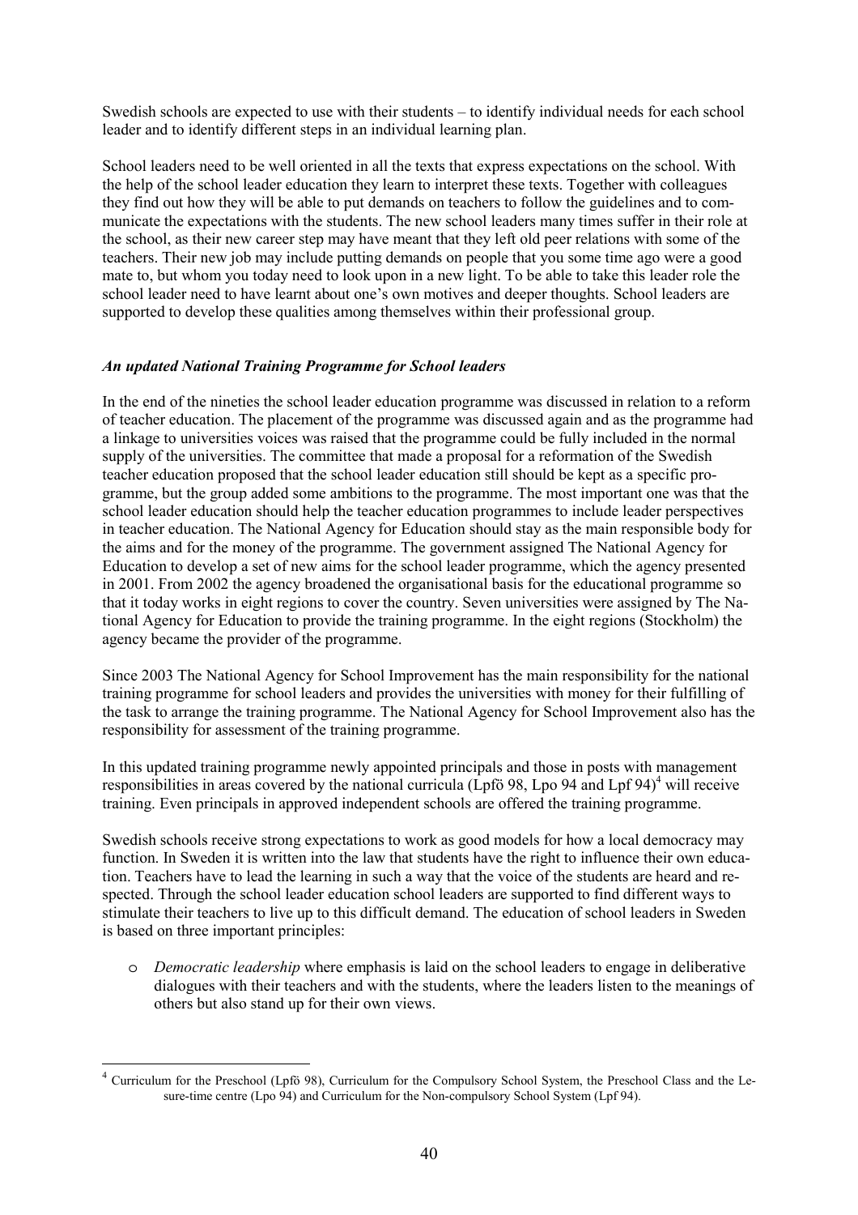Swedish schools are expected to use with their students – to identify individual needs for each school leader and to identify different steps in an individual learning plan.

School leaders need to be well oriented in all the texts that express expectations on the school. With the help of the school leader education they learn to interpret these texts. Together with colleagues they find out how they will be able to put demands on teachers to follow the guidelines and to communicate the expectations with the students. The new school leaders many times suffer in their role at the school, as their new career step may have meant that they left old peer relations with some of the teachers. Their new job may include putting demands on people that you some time ago were a good mate to, but whom you today need to look upon in a new light. To be able to take this leader role the school leader need to have learnt about one's own motives and deeper thoughts. School leaders are supported to develop these qualities among themselves within their professional group.

***An updated National Training Programme for School leaders***

In the end of the nineties the school leader education programme was discussed in relation to a reform of teacher education. The placement of the programme was discussed again and as the programme had a linkage to universities voices was raised that the programme could be fully included in the normal supply of the universities. The committee that made a proposal for a reformation of the Swedish teacher education proposed that the school leader education still should be kept as a specific programme, but the group added some ambitions to the programme. The most important one was that the school leader education should help the teacher education programmes to include leader perspectives in teacher education. The National Agency for Education should stay as the main responsible body for the aims and for the money of the programme. The government assigned The National Agency for Education to develop a set of new aims for the school leader programme, which the agency presented in 2001. From 2002 the agency broadened the organisational basis for the educational programme so that it today works in eight regions to cover the country. Seven universities were assigned by The National Agency for Education to provide the training programme. In the eight regions (Stockholm) the agency became the provider of the programme.

Since 2003 The National Agency for School Improvement has the main responsibility for the national training programme for school leaders and provides the universities with money for their fulfilling of the task to arrange the training programme. The National Agency for School Improvement also has the responsibility for assessment of the training programme.

In this updated training programme newly appointed principals and those in posts with management responsibilities in areas covered by the national curricula (Lpfö 98, Lpo 94 and Lpf 94)[4] will receive training. Even principals in approved independent schools are offered the training programme.

Swedish schools receive strong expectations to work as good models for how a local democracy may function. In Sweden it is written into the law that students have the right to influence their own education. Teachers have to lead the learning in such a way that the voice of the students are heard and respected. Through the school leader education school leaders are supported to find different ways to stimulate their teachers to live up to this difficult demand. The education of school leaders in Sweden is based on three important principles:

- *Democratic leadership* where emphasis is laid on the school leaders to engage in deliberative dialogues with their teachers and with the students, where the leaders listen to the meanings of others but also stand up for their own views.

[4] Curriculum for the Preschool (Lpfö 98), Curriculum for the Compulsory School System, the Preschool Class and the Lesure-time centre (Lpo 94) and Curriculum for the Non-compulsory School System (Lpf 94).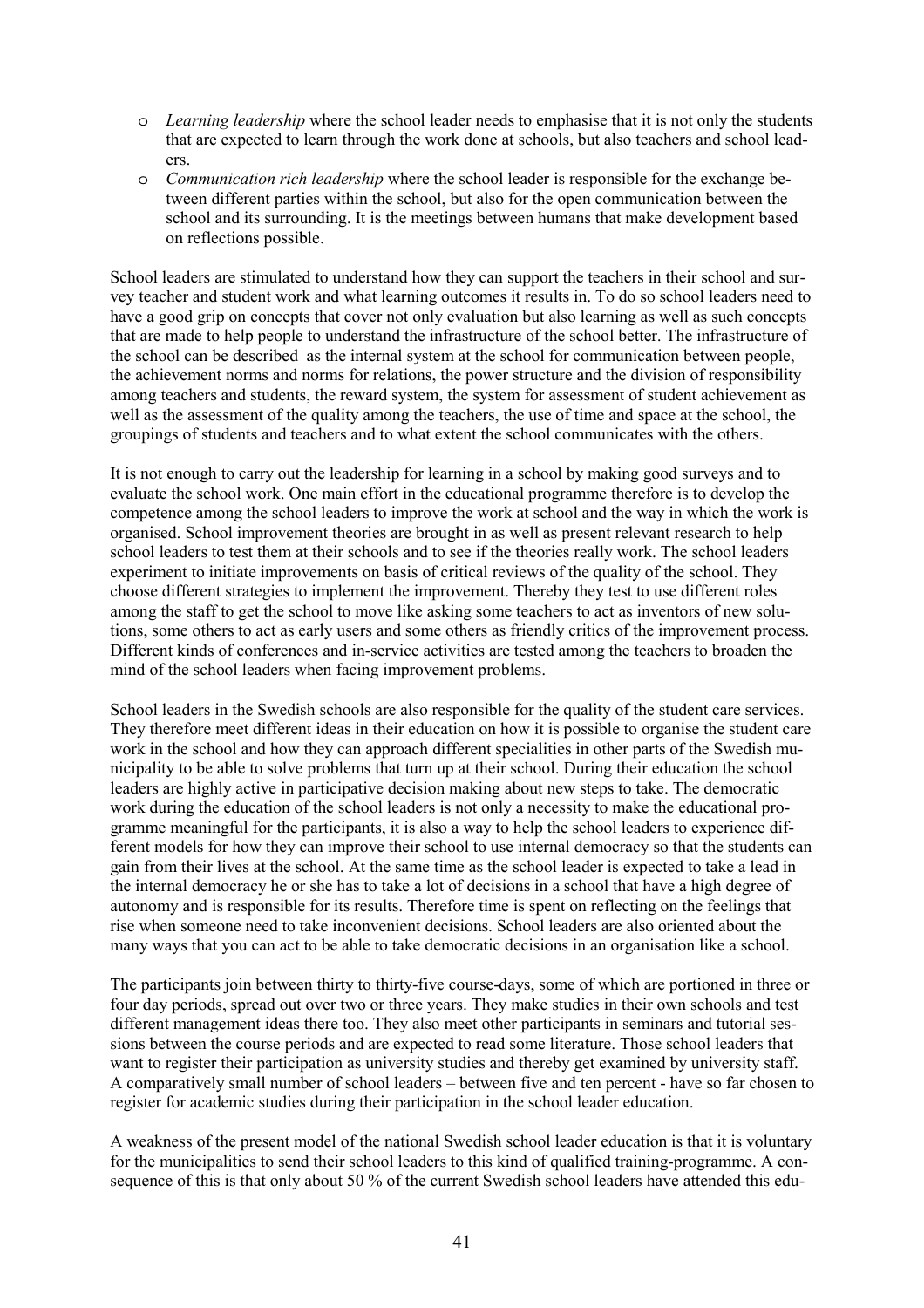- *Learning leadership* where the school leader needs to emphasise that it is not only the students that are expected to learn through the work done at schools, but also teachers and school leaders.
- *Communication rich leadership* where the school leader is responsible for the exchange between different parties within the school, but also for the open communication between the school and its surrounding. It is the meetings between humans that make development based on reflections possible.

School leaders are stimulated to understand how they can support the teachers in their school and survey teacher and student work and what learning outcomes it results in. To do so school leaders need to have a good grip on concepts that cover not only evaluation but also learning as well as such concepts that are made to help people to understand the infrastructure of the school better. The infrastructure of the school can be described as the internal system at the school for communication between people, the achievement norms and norms for relations, the power structure and the division of responsibility among teachers and students, the reward system, the system for assessment of student achievement as well as the assessment of the quality among the teachers, the use of time and space at the school, the groupings of students and teachers and to what extent the school communicates with the others.

It is not enough to carry out the leadership for learning in a school by making good surveys and to evaluate the school work. One main effort in the educational programme therefore is to develop the competence among the school leaders to improve the work at school and the way in which the work is organised. School improvement theories are brought in as well as present relevant research to help school leaders to test them at their schools and to see if the theories really work. The school leaders experiment to initiate improvements on basis of critical reviews of the quality of the school. They choose different strategies to implement the improvement. Thereby they test to use different roles among the staff to get the school to move like asking some teachers to act as inventors of new solutions, some others to act as early users and some others as friendly critics of the improvement process. Different kinds of conferences and in-service activities are tested among the teachers to broaden the mind of the school leaders when facing improvement problems.

School leaders in the Swedish schools are also responsible for the quality of the student care services. They therefore meet different ideas in their education on how it is possible to organise the student care work in the school and how they can approach different specialities in other parts of the Swedish municipality to be able to solve problems that turn up at their school. During their education the school leaders are highly active in participative decision making about new steps to take. The democratic work during the education of the school leaders is not only a necessity to make the educational programme meaningful for the participants, it is also a way to help the school leaders to experience different models for how they can improve their school to use internal democracy so that the students can gain from their lives at the school. At the same time as the school leader is expected to take a lead in the internal democracy he or she has to take a lot of decisions in a school that have a high degree of autonomy and is responsible for its results. Therefore time is spent on reflecting on the feelings that rise when someone need to take inconvenient decisions. School leaders are also oriented about the many ways that you can act to be able to take democratic decisions in an organisation like a school.

The participants join between thirty to thirty-five course-days, some of which are portioned in three or four day periods, spread out over two or three years. They make studies in their own schools and test different management ideas there too. They also meet other participants in seminars and tutorial sessions between the course periods and are expected to read some literature. Those school leaders that want to register their participation as university studies and thereby get examined by university staff. A comparatively small number of school leaders – between five and ten percent - have so far chosen to register for academic studies during their participation in the school leader education.

A weakness of the present model of the national Swedish school leader education is that it is voluntary for the municipalities to send their school leaders to this kind of qualified training-programme. A consequence of this is that only about 50 % of the current Swedish school leaders have attended this edu-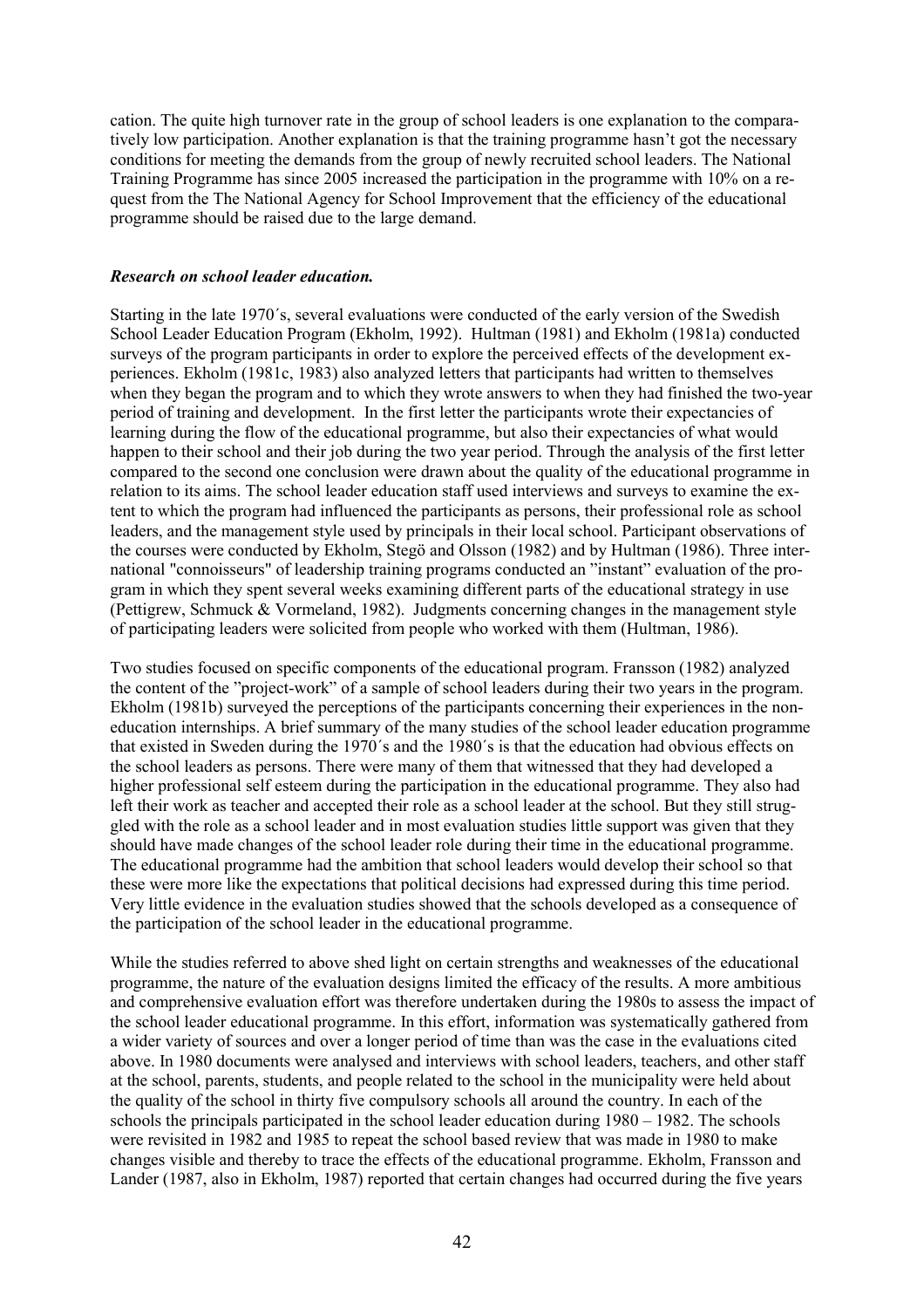cation. The quite high turnover rate in the group of school leaders is one explanation to the comparatively low participation. Another explanation is that the training programme hasn't got the necessary conditions for meeting the demands from the group of newly recruited school leaders. The National Training Programme has since 2005 increased the participation in the programme with 10% on a request from the The National Agency for School Improvement that the efficiency of the educational programme should be raised due to the large demand.

***Research on school leader education.***

Starting in the late 1970´s, several evaluations were conducted of the early version of the Swedish School Leader Education Program (Ekholm, 1992). Hultman (1981) and Ekholm (1981a) conducted surveys of the program participants in order to explore the perceived effects of the development experiences. Ekholm (1981c, 1983) also analyzed letters that participants had written to themselves when they began the program and to which they wrote answers to when they had finished the two-year period of training and development. In the first letter the participants wrote their expectancies of learning during the flow of the educational programme, but also their expectancies of what would happen to their school and their job during the two year period. Through the analysis of the first letter compared to the second one conclusion were drawn about the quality of the educational programme in relation to its aims. The school leader education staff used interviews and surveys to examine the extent to which the program had influenced the participants as persons, their professional role as school leaders, and the management style used by principals in their local school. Participant observations of the courses were conducted by Ekholm, Stegö and Olsson (1982) and by Hultman (1986). Three international "connoisseurs" of leadership training programs conducted an "instant" evaluation of the program in which they spent several weeks examining different parts of the educational strategy in use (Pettigrew, Schmuck & Vormeland, 1982). Judgments concerning changes in the management style of participating leaders were solicited from people who worked with them (Hultman, 1986).

Two studies focused on specific components of the educational program. Fransson (1982) analyzed the content of the "project-work" of a sample of school leaders during their two years in the program. Ekholm (1981b) surveyed the perceptions of the participants concerning their experiences in the non-education internships. A brief summary of the many studies of the school leader education programme that existed in Sweden during the 1970´s and the 1980´s is that the education had obvious effects on the school leaders as persons. There were many of them that witnessed that they had developed a higher professional self esteem during the participation in the educational programme. They also had left their work as teacher and accepted their role as a school leader at the school. But they still struggled with the role as a school leader and in most evaluation studies little support was given that they should have made changes of the school leader role during their time in the educational programme. The educational programme had the ambition that school leaders would develop their school so that these were more like the expectations that political decisions had expressed during this time period. Very little evidence in the evaluation studies showed that the schools developed as a consequence of the participation of the school leader in the educational programme.

While the studies referred to above shed light on certain strengths and weaknesses of the educational programme, the nature of the evaluation designs limited the efficacy of the results. A more ambitious and comprehensive evaluation effort was therefore undertaken during the 1980s to assess the impact of the school leader educational programme. In this effort, information was systematically gathered from a wider variety of sources and over a longer period of time than was the case in the evaluations cited above. In 1980 documents were analysed and interviews with school leaders, teachers, and other staff at the school, parents, students, and people related to the school in the municipality were held about the quality of the school in thirty five compulsory schools all around the country. In each of the schools the principals participated in the school leader education during 1980 – 1982. The schools were revisited in 1982 and 1985 to repeat the school based review that was made in 1980 to make changes visible and thereby to trace the effects of the educational programme. Ekholm, Fransson and Lander (1987, also in Ekholm, 1987) reported that certain changes had occurred during the five years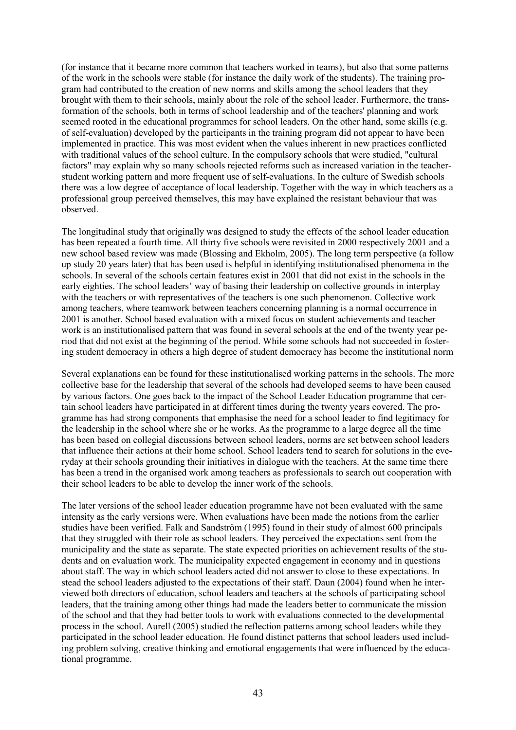(for instance that it became more common that teachers worked in teams), but also that some patterns of the work in the schools were stable (for instance the daily work of the students). The training program had contributed to the creation of new norms and skills among the school leaders that they brought with them to their schools, mainly about the role of the school leader. Furthermore, the transformation of the schools, both in terms of school leadership and of the teachers' planning and work seemed rooted in the educational programmes for school leaders. On the other hand, some skills (e.g. of self-evaluation) developed by the participants in the training program did not appear to have been implemented in practice. This was most evident when the values inherent in new practices conflicted with traditional values of the school culture. In the compulsory schools that were studied, "cultural factors" may explain why so many schools rejected reforms such as increased variation in the teacher-student working pattern and more frequent use of self-evaluations. In the culture of Swedish schools there was a low degree of acceptance of local leadership. Together with the way in which teachers as a professional group perceived themselves, this may have explained the resistant behaviour that was observed.

The longitudinal study that originally was designed to study the effects of the school leader education has been repeated a fourth time. All thirty five schools were revisited in 2000 respectively 2001 and a new school based review was made (Blossing and Ekholm, 2005). The long term perspective (a follow up study 20 years later) that has been used is helpful in identifying institutionalised phenomena in the schools. In several of the schools certain features exist in 2001 that did not exist in the schools in the early eighties. The school leaders' way of basing their leadership on collective grounds in interplay with the teachers or with representatives of the teachers is one such phenomenon. Collective work among teachers, where teamwork between teachers concerning planning is a normal occurrence in 2001 is another. School based evaluation with a mixed focus on student achievements and teacher work is an institutionalised pattern that was found in several schools at the end of the twenty year period that did not exist at the beginning of the period. While some schools had not succeeded in fostering student democracy in others a high degree of student democracy has become the institutional norm

Several explanations can be found for these institutionalised working patterns in the schools. The more collective base for the leadership that several of the schools had developed seems to have been caused by various factors. One goes back to the impact of the School Leader Education programme that certain school leaders have participated in at different times during the twenty years covered. The programme has had strong components that emphasise the need for a school leader to find legitimacy for the leadership in the school where she or he works. As the programme to a large degree all the time has been based on collegial discussions between school leaders, norms are set between school leaders that influence their actions at their home school. School leaders tend to search for solutions in the everyday at their schools grounding their initiatives in dialogue with the teachers. At the same time there has been a trend in the organised work among teachers as professionals to search out cooperation with their school leaders to be able to develop the inner work of the schools.

The later versions of the school leader education programme have not been evaluated with the same intensity as the early versions were. When evaluations have been made the notions from the earlier studies have been verified. Falk and Sandström (1995) found in their study of almost 600 principals that they struggled with their role as school leaders. They perceived the expectations sent from the municipality and the state as separate. The state expected priorities on achievement results of the students and on evaluation work. The municipality expected engagement in economy and in questions about staff. The way in which school leaders acted did not answer to close to these expectations. In stead the school leaders adjusted to the expectations of their staff. Daun (2004) found when he interviewed both directors of education, school leaders and teachers at the schools of participating school leaders, that the training among other things had made the leaders better to communicate the mission of the school and that they had better tools to work with evaluations connected to the developmental process in the school. Aurell (2005) studied the reflection patterns among school leaders while they participated in the school leader education. He found distinct patterns that school leaders used including problem solving, creative thinking and emotional engagements that were influenced by the educational programme.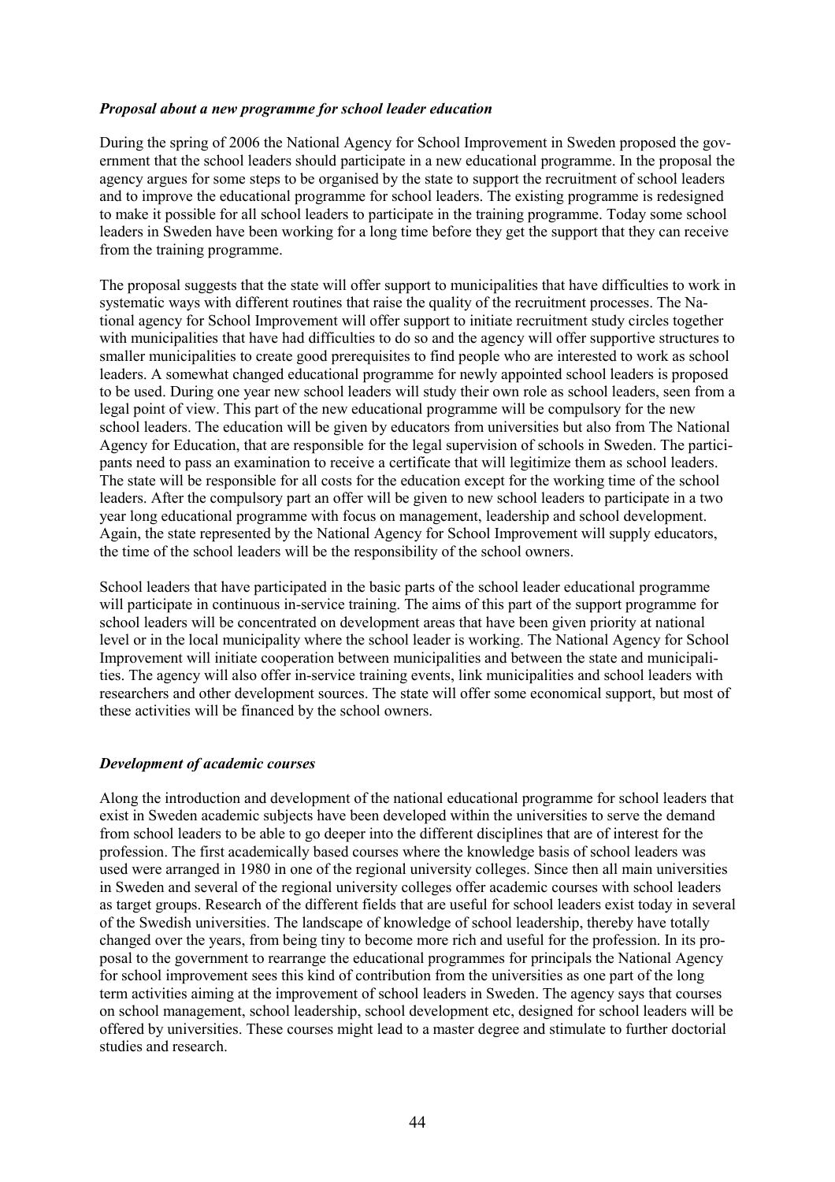### *Proposal about a new programme for school leader education*

During the spring of 2006 the National Agency for School Improvement in Sweden proposed the government that the school leaders should participate in a new educational programme. In the proposal the agency argues for some steps to be organised by the state to support the recruitment of school leaders and to improve the educational programme for school leaders. The existing programme is redesigned to make it possible for all school leaders to participate in the training programme. Today some school leaders in Sweden have been working for a long time before they get the support that they can receive from the training programme.

The proposal suggests that the state will offer support to municipalities that have difficulties to work in systematic ways with different routines that raise the quality of the recruitment processes. The National agency for School Improvement will offer support to initiate recruitment study circles together with municipalities that have had difficulties to do so and the agency will offer supportive structures to smaller municipalities to create good prerequisites to find people who are interested to work as school leaders. A somewhat changed educational programme for newly appointed school leaders is proposed to be used. During one year new school leaders will study their own role as school leaders, seen from a legal point of view. This part of the new educational programme will be compulsory for the new school leaders. The education will be given by educators from universities but also from The National Agency for Education, that are responsible for the legal supervision of schools in Sweden. The participants need to pass an examination to receive a certificate that will legitimize them as school leaders. The state will be responsible for all costs for the education except for the working time of the school leaders. After the compulsory part an offer will be given to new school leaders to participate in a two year long educational programme with focus on management, leadership and school development. Again, the state represented by the National Agency for School Improvement will supply educators, the time of the school leaders will be the responsibility of the school owners.

School leaders that have participated in the basic parts of the school leader educational programme will participate in continuous in-service training. The aims of this part of the support programme for school leaders will be concentrated on development areas that have been given priority at national level or in the local municipality where the school leader is working. The National Agency for School Improvement will initiate cooperation between municipalities and between the state and municipalities. The agency will also offer in-service training events, link municipalities and school leaders with researchers and other development sources. The state will offer some economical support, but most of these activities will be financed by the school owners.

### *Development of academic courses*

Along the introduction and development of the national educational programme for school leaders that exist in Sweden academic subjects have been developed within the universities to serve the demand from school leaders to be able to go deeper into the different disciplines that are of interest for the profession. The first academically based courses where the knowledge basis of school leaders was used were arranged in 1980 in one of the regional university colleges. Since then all main universities in Sweden and several of the regional university colleges offer academic courses with school leaders as target groups. Research of the different fields that are useful for school leaders exist today in several of the Swedish universities. The landscape of knowledge of school leadership, thereby have totally changed over the years, from being tiny to become more rich and useful for the profession. In its proposal to the government to rearrange the educational programmes for principals the National Agency for school improvement sees this kind of contribution from the universities as one part of the long term activities aiming at the improvement of school leaders in Sweden. The agency says that courses on school management, school leadership, school development etc, designed for school leaders will be offered by universities. These courses might lead to a master degree and stimulate to further doctorial studies and research.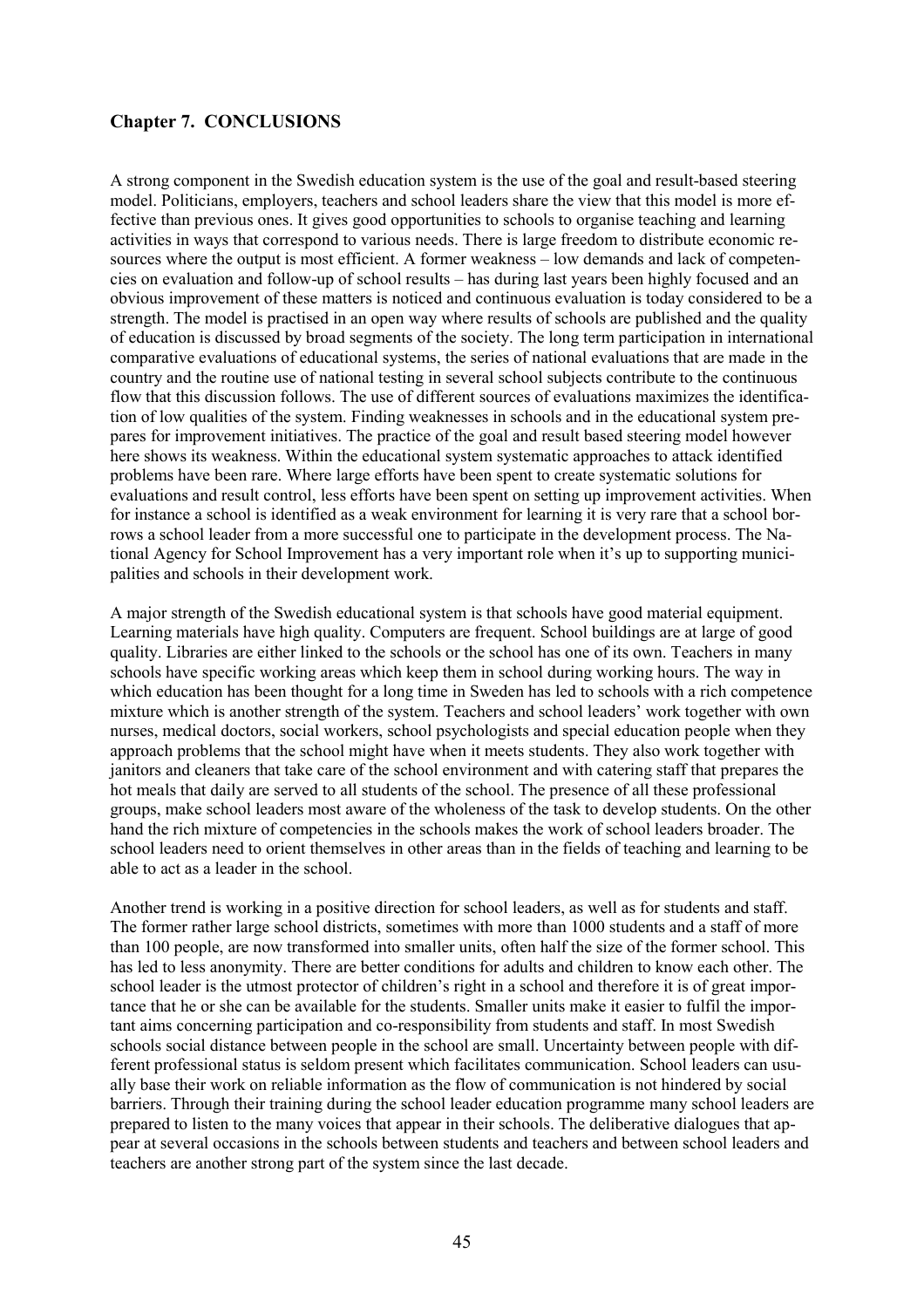## Chapter 7. CONCLUSIONS

A strong component in the Swedish education system is the use of the goal and result-based steering model. Politicians, employers, teachers and school leaders share the view that this model is more effective than previous ones. It gives good opportunities to schools to organise teaching and learning activities in ways that correspond to various needs. There is large freedom to distribute economic resources where the output is most efficient. A former weakness – low demands and lack of competencies on evaluation and follow-up of school results – has during last years been highly focused and an obvious improvement of these matters is noticed and continuous evaluation is today considered to be a strength. The model is practised in an open way where results of schools are published and the quality of education is discussed by broad segments of the society. The long term participation in international comparative evaluations of educational systems, the series of national evaluations that are made in the country and the routine use of national testing in several school subjects contribute to the continuous flow that this discussion follows. The use of different sources of evaluations maximizes the identification of low qualities of the system. Finding weaknesses in schools and in the educational system prepares for improvement initiatives. The practice of the goal and result based steering model however here shows its weakness. Within the educational system systematic approaches to attack identified problems have been rare. Where large efforts have been spent to create systematic solutions for evaluations and result control, less efforts have been spent on setting up improvement activities. When for instance a school is identified as a weak environment for learning it is very rare that a school borrows a school leader from a more successful one to participate in the development process. The National Agency for School Improvement has a very important role when it's up to supporting municipalities and schools in their development work.

A major strength of the Swedish educational system is that schools have good material equipment. Learning materials have high quality. Computers are frequent. School buildings are at large of good quality. Libraries are either linked to the schools or the school has one of its own. Teachers in many schools have specific working areas which keep them in school during working hours. The way in which education has been thought for a long time in Sweden has led to schools with a rich competence mixture which is another strength of the system. Teachers and school leaders' work together with nurses, medical doctors, social workers, school psychologists and special education people when they approach problems that the school might have when it meets students. They also work together with janitors and cleaners that take care of the school environment and with catering staff that prepares the hot meals that daily are served to all students of the school. The presence of all these professional groups, make school leaders most aware of the wholeness of the task to develop students. On the other hand the rich mixture of competencies in the schools makes the work of school leaders broader. The school leaders need to orient themselves in other areas than in the fields of teaching and learning to be able to act as a leader in the school.

Another trend is working in a positive direction for school leaders, as well as for students and staff. The former rather large school districts, sometimes with more than 1000 students and a staff of more than 100 people, are now transformed into smaller units, often half the size of the former school. This has led to less anonymity. There are better conditions for adults and children to know each other. The school leader is the utmost protector of children's right in a school and therefore it is of great importance that he or she can be available for the students. Smaller units make it easier to fulfil the important aims concerning participation and co-responsibility from students and staff. In most Swedish schools social distance between people in the school are small. Uncertainty between people with different professional status is seldom present which facilitates communication. School leaders can usually base their work on reliable information as the flow of communication is not hindered by social barriers. Through their training during the school leader education programme many school leaders are prepared to listen to the many voices that appear in their schools. The deliberative dialogues that appear at several occasions in the schools between students and teachers and between school leaders and teachers are another strong part of the system since the last decade.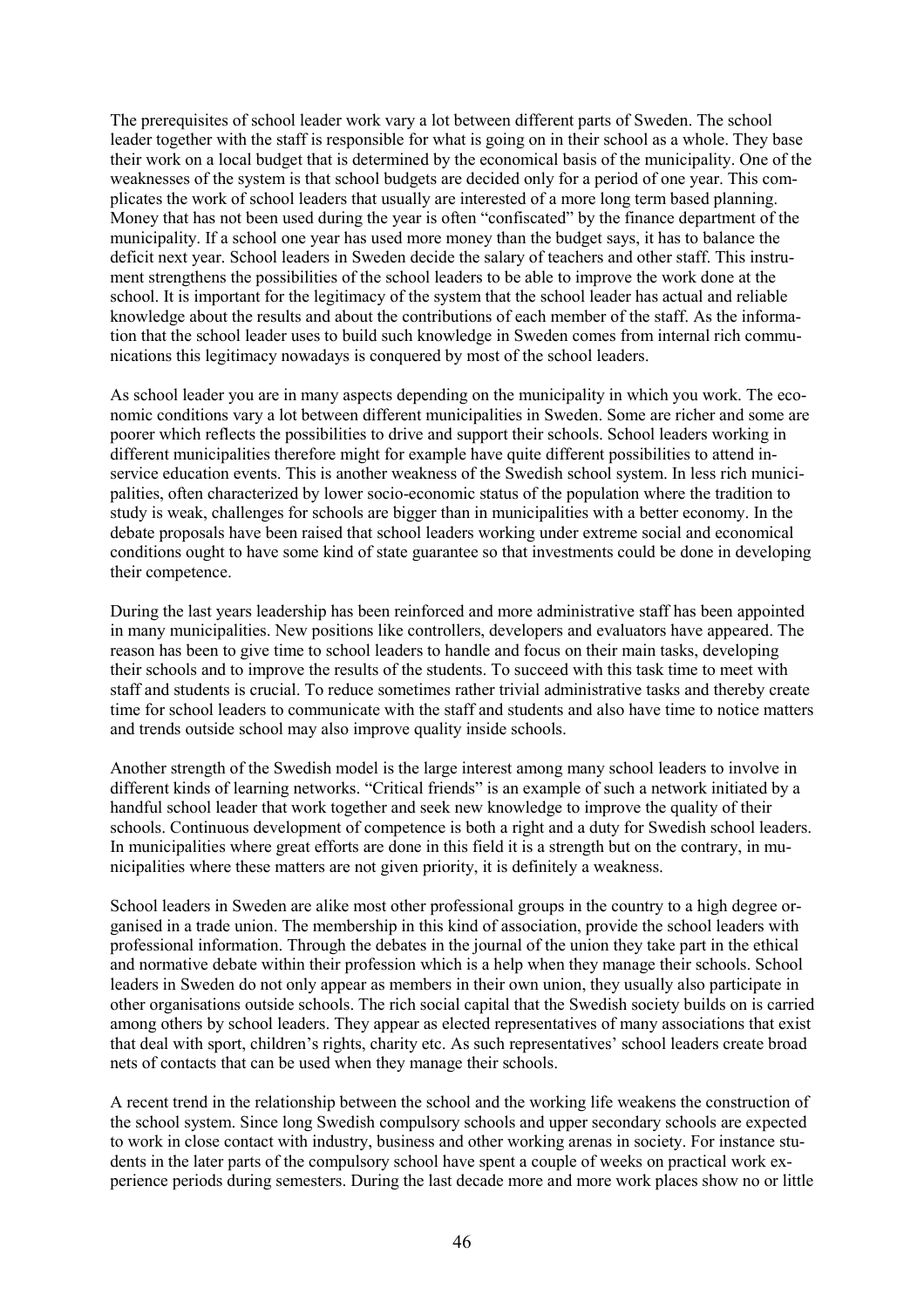The prerequisites of school leader work vary a lot between different parts of Sweden. The school leader together with the staff is responsible for what is going on in their school as a whole. They base their work on a local budget that is determined by the economical basis of the municipality. One of the weaknesses of the system is that school budgets are decided only for a period of one year. This complicates the work of school leaders that usually are interested of a more long term based planning. Money that has not been used during the year is often "confiscated" by the finance department of the municipality. If a school one year has used more money than the budget says, it has to balance the deficit next year. School leaders in Sweden decide the salary of teachers and other staff. This instrument strengthens the possibilities of the school leaders to be able to improve the work done at the school. It is important for the legitimacy of the system that the school leader has actual and reliable knowledge about the results and about the contributions of each member of the staff. As the information that the school leader uses to build such knowledge in Sweden comes from internal rich communications this legitimacy nowadays is conquered by most of the school leaders.

As school leader you are in many aspects depending on the municipality in which you work. The economic conditions vary a lot between different municipalities in Sweden. Some are richer and some are poorer which reflects the possibilities to drive and support their schools. School leaders working in different municipalities therefore might for example have quite different possibilities to attend in-service education events. This is another weakness of the Swedish school system. In less rich municipalities, often characterized by lower socio-economic status of the population where the tradition to study is weak, challenges for schools are bigger than in municipalities with a better economy. In the debate proposals have been raised that school leaders working under extreme social and economical conditions ought to have some kind of state guarantee so that investments could be done in developing their competence.

During the last years leadership has been reinforced and more administrative staff has been appointed in many municipalities. New positions like controllers, developers and evaluators have appeared. The reason has been to give time to school leaders to handle and focus on their main tasks, developing their schools and to improve the results of the students. To succeed with this task time to meet with staff and students is crucial. To reduce sometimes rather trivial administrative tasks and thereby create time for school leaders to communicate with the staff and students and also have time to notice matters and trends outside school may also improve quality inside schools.

Another strength of the Swedish model is the large interest among many school leaders to involve in different kinds of learning networks. "Critical friends" is an example of such a network initiated by a handful school leader that work together and seek new knowledge to improve the quality of their schools. Continuous development of competence is both a right and a duty for Swedish school leaders. In municipalities where great efforts are done in this field it is a strength but on the contrary, in municipalities where these matters are not given priority, it is definitely a weakness.

School leaders in Sweden are alike most other professional groups in the country to a high degree organised in a trade union. The membership in this kind of association, provide the school leaders with professional information. Through the debates in the journal of the union they take part in the ethical and normative debate within their profession which is a help when they manage their schools. School leaders in Sweden do not only appear as members in their own union, they usually also participate in other organisations outside schools. The rich social capital that the Swedish society builds on is carried among others by school leaders. They appear as elected representatives of many associations that exist that deal with sport, children's rights, charity etc. As such representatives' school leaders create broad nets of contacts that can be used when they manage their schools.

A recent trend in the relationship between the school and the working life weakens the construction of the school system. Since long Swedish compulsory schools and upper secondary schools are expected to work in close contact with industry, business and other working arenas in society. For instance students in the later parts of the compulsory school have spent a couple of weeks on practical work experience periods during semesters. During the last decade more and more work places show no or little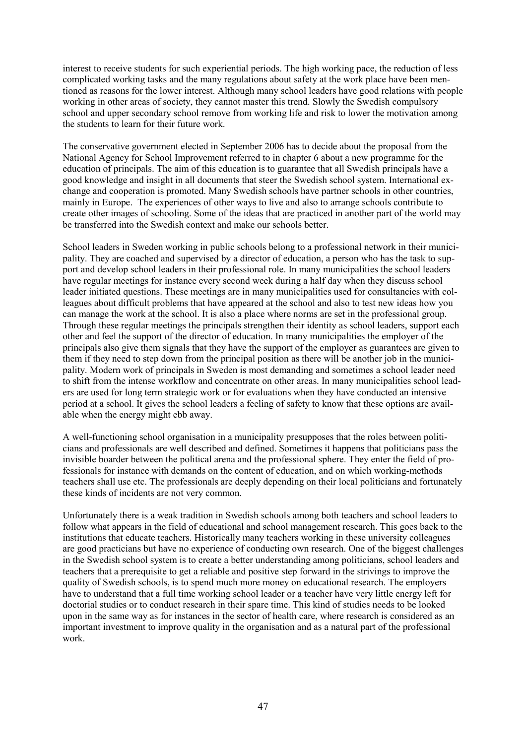interest to receive students for such experiential periods. The high working pace, the reduction of less complicated working tasks and the many regulations about safety at the work place have been mentioned as reasons for the lower interest. Although many school leaders have good relations with people working in other areas of society, they cannot master this trend. Slowly the Swedish compulsory school and upper secondary school remove from working life and risk to lower the motivation among the students to learn for their future work.

The conservative government elected in September 2006 has to decide about the proposal from the National Agency for School Improvement referred to in chapter 6 about a new programme for the education of principals. The aim of this education is to guarantee that all Swedish principals have a good knowledge and insight in all documents that steer the Swedish school system. International exchange and cooperation is promoted. Many Swedish schools have partner schools in other countries, mainly in Europe. The experiences of other ways to live and also to arrange schools contribute to create other images of schooling. Some of the ideas that are practiced in another part of the world may be transferred into the Swedish context and make our schools better.

School leaders in Sweden working in public schools belong to a professional network in their municipality. They are coached and supervised by a director of education, a person who has the task to support and develop school leaders in their professional role. In many municipalities the school leaders have regular meetings for instance every second week during a half day when they discuss school leader initiated questions. These meetings are in many municipalities used for consultancies with colleagues about difficult problems that have appeared at the school and also to test new ideas how you can manage the work at the school. It is also a place where norms are set in the professional group. Through these regular meetings the principals strengthen their identity as school leaders, support each other and feel the support of the director of education. In many municipalities the employer of the principals also give them signals that they have the support of the employer as guarantees are given to them if they need to step down from the principal position as there will be another job in the municipality. Modern work of principals in Sweden is most demanding and sometimes a school leader need to shift from the intense workflow and concentrate on other areas. In many municipalities school leaders are used for long term strategic work or for evaluations when they have conducted an intensive period at a school. It gives the school leaders a feeling of safety to know that these options are available when the energy might ebb away.

A well-functioning school organisation in a municipality presupposes that the roles between politicians and professionals are well described and defined. Sometimes it happens that politicians pass the invisible boarder between the political arena and the professional sphere. They enter the field of professionals for instance with demands on the content of education, and on which working-methods teachers shall use etc. The professionals are deeply depending on their local politicians and fortunately these kinds of incidents are not very common.

Unfortunately there is a weak tradition in Swedish schools among both teachers and school leaders to follow what appears in the field of educational and school management research. This goes back to the institutions that educate teachers. Historically many teachers working in these university colleagues are good practicians but have no experience of conducting own research. One of the biggest challenges in the Swedish school system is to create a better understanding among politicians, school leaders and teachers that a prerequisite to get a reliable and positive step forward in the strivings to improve the quality of Swedish schools, is to spend much more money on educational research. The employers have to understand that a full time working school leader or a teacher have very little energy left for doctorial studies or to conduct research in their spare time. This kind of studies needs to be looked upon in the same way as for instances in the sector of health care, where research is considered as an important investment to improve quality in the organisation and as a natural part of the professional work.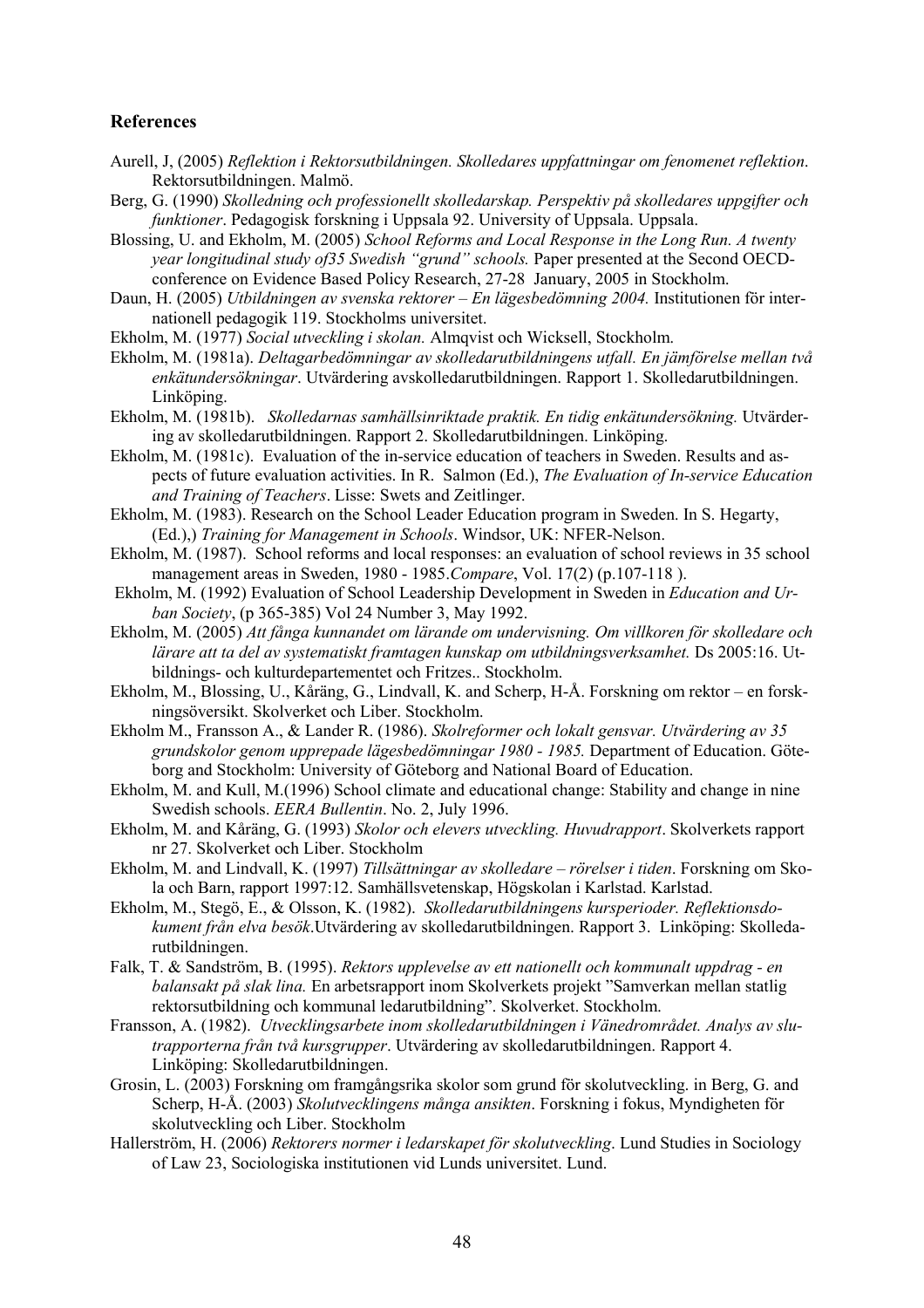## References

Aurell, J, (2005) *Reflektion i Rektorsutbildningen. Skolledares uppfattningar om fenomenet reflektion*. Rektorsutbildningen. Malmö.

Berg, G. (1990) *Skolledning och professionellt skolledarskap. Perspektiv på skolledares uppgifter och funktioner*. Pedagogisk forskning i Uppsala 92. University of Uppsala. Uppsala.

Blossing, U. and Ekholm, M. (2005) *School Reforms and Local Response in the Long Run. A twenty year longitudinal study of35 Swedish "grund" schools.* Paper presented at the Second OECD-conference on Evidence Based Policy Research, 27-28 January, 2005 in Stockholm.

Daun, H. (2005) *Utbildningen av svenska rektorer – En lägesbedömning 2004.* Institutionen för internationell pedagogik 119. Stockholms universitet.

Ekholm, M. (1977) *Social utveckling i skolan.* Almqvist och Wicksell, Stockholm.

Ekholm, M. (1981a). *Deltagarbedömningar av skolledarutbildningens utfall. En jämförelse mellan två enkätundersökningar*. Utvärdering avskolledarutbildningen. Rapport 1. Skolledarutbildningen. Linköping.

Ekholm, M. (1981b). *Skolledarnas samhällsinriktade praktik. En tidig enkätundersökning.* Utvärdering av skolledarutbildningen. Rapport 2. Skolledarutbildningen. Linköping.

Ekholm, M. (1981c). Evaluation of the in-service education of teachers in Sweden. Results and aspects of future evaluation activities. In R. Salmon (Ed.), *The Evaluation of In-service Education and Training of Teachers*. Lisse: Swets and Zeitlinger.

Ekholm, M. (1983). Research on the School Leader Education program in Sweden. In S. Hegarty, (Ed.),) *Training for Management in Schools*. Windsor, UK: NFER-Nelson.

Ekholm, M. (1987). School reforms and local responses: an evaluation of school reviews in 35 school management areas in Sweden, 1980 - 1985.*Compare*, Vol. 17(2) (p.107-118 ).

Ekholm, M. (1992) Evaluation of School Leadership Development in Sweden in *Education and Urban Society*, (p 365-385) Vol 24 Number 3, May 1992.

Ekholm, M. (2005) *Att fånga kunnandet om lärande om undervisning. Om villkoren för skolledare och lärare att ta del av systematiskt framtagen kunskap om utbildningsverksamhet.* Ds 2005:16. Utbildnings- och kulturdepartementet och Fritzes.. Stockholm.

Ekholm, M., Blossing, U., Kåräng, G., Lindvall, K. and Scherp, H-Å. Forskning om rektor – en forskningsöversikt. Skolverket och Liber. Stockholm.

Ekholm M., Fransson A., & Lander R. (1986). *Skolreformer och lokalt gensvar. Utvärdering av 35 grundskolor genom upprepade lägesbedömningar 1980 - 1985.* Department of Education. Göteborg and Stockholm: University of Göteborg and National Board of Education.

Ekholm, M. and Kull, M.(1996) School climate and educational change: Stability and change in nine Swedish schools. *EERA Bullentin*. No. 2, July 1996.

Ekholm, M. and Kåräng, G. (1993) *Skolor och elevers utveckling. Huvudrapport*. Skolverkets rapport nr 27. Skolverket och Liber. Stockholm

Ekholm, M. and Lindvall, K. (1997) *Tillsättningar av skolledare – rörelser i tiden*. Forskning om Skola och Barn, rapport 1997:12. Samhällsvetenskap, Högskolan i Karlstad. Karlstad.

Ekholm, M., Stegö, E., & Olsson, K. (1982). *Skolledarutbildningens kursperioder. Reflektionsdokument från elva besök*.Utvärdering av skolledarutbildningen. Rapport 3. Linköping: Skolledarutbildningen.

Falk, T. & Sandström, B. (1995). *Rektors upplevelse av ett nationellt och kommunalt uppdrag - en balansakt på slak lina.* En arbetsrapport inom Skolverkets projekt "Samverkan mellan statlig rektorsutbildning och kommunal ledarutbildning". Skolverket. Stockholm.

Fransson, A. (1982). *Utvecklingsarbete inom skolledarutbildningen i Vänedrområdet. Analys av slutrapporterna från två kursgrupper*. Utvärdering av skolledarutbildningen. Rapport 4. Linköping: Skolledarutbildningen.

Grosin, L. (2003) Forskning om framgångsrika skolor som grund för skolutveckling. in Berg, G. and Scherp, H-Å. (2003) *Skolutvecklingens många ansikten*. Forskning i fokus, Myndigheten för skolutveckling och Liber. Stockholm

Hallerström, H. (2006) *Rektorers normer i ledarskapet för skolutveckling*. Lund Studies in Sociology of Law 23, Sociologiska institutionen vid Lunds universitet. Lund.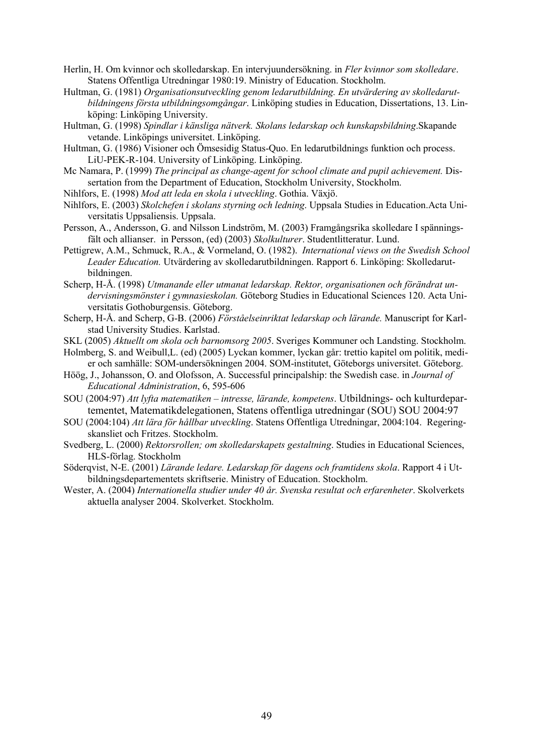Herlin, H. Om kvinnor och skolledarskap. En intervjuundersökning. in *Fler kvinnor som skolledare*. Statens Offentliga Utredningar 1980:19. Ministry of Education. Stockholm.

Hultman, G. (1981) *Organisationsutveckling genom ledarutbildning. En utvärdering av skolledarutbildningens första utbildningsomgångar*. Linköping studies in Education, Dissertations, 13. Linköping: Linköping University.

Hultman, G. (1998) *Spindlar i känsliga nätverk. Skolans ledarskap och kunskapsbildning*.Skapande vetande. Linköpings universitet. Linköping.

Hultman, G. (1986) Visioner och Ömsesidig Status-Quo. En ledarutbildnings funktion och process. LiU-PEK-R-104. University of Linköping. Linköping.

Mc Namara, P. (1999) *The principal as change-agent for school climate and pupil achievement.* Dissertation from the Department of Education, Stockholm University, Stockholm.

Nihlfors, E. (1998) *Mod att leda en skola i utveckling*. Gothia. Växjö.

Nihlfors, E. (2003) *Skolchefen i skolans styrning och ledning*. Uppsala Studies in Education.Acta Universitatis Uppsaliensis. Uppsala.

Persson, A., Andersson, G. and Nilsson Lindström, M. (2003) Framgångsrika skolledare I spänningsfält och allianser. in Persson, (ed) (2003) *Skolkulturer*. Studentlitteratur. Lund.

Pettigrew, A.M., Schmuck, R.A., & Vormeland, O. (1982). *International views on the Swedish School Leader Education.* Utvärdering av skolledarutbildningen. Rapport 6. Linköping: Skolledarutbildningen.

Scherp, H-Å. (1998) *Utmanande eller utmanat ledarskap. Rektor, organisationen och förändrat undervisningsmönster i gymnasieskolan.* Göteborg Studies in Educational Sciences 120. Acta Universitatis Gothoburgensis. Göteborg.

Scherp, H-Å. and Scherp, G-B. (2006) *Förståelseinriktat ledarskap och lärande.* Manuscript for Karlstad University Studies. Karlstad.

SKL (2005) *Aktuellt om skola och barnomsorg 2005*. Sveriges Kommuner och Landsting. Stockholm.

Holmberg, S. and Weibull,L. (ed) (2005) Lyckan kommer, lyckan går: trettio kapitel om politik, medier och samhälle: SOM-undersökningen 2004. SOM-institutet, Göteborgs universitet. Göteborg.

Höög, J., Johansson, O. and Olofsson, A. Successful principalship: the Swedish case. in *Journal of Educational Administration*, 6, 595-606

SOU (2004:97) *Att lyfta matematiken – intresse, lärande, kompetens*. Utbildnings- och kulturdepartementet, Matematikdelegationen, Statens offentliga utredningar (SOU) SOU 2004:97

SOU (2004:104) *Att lära för hållbar utveckling*. Statens Offentliga Utredningar, 2004:104. Regeringskansliet och Fritzes. Stockholm.

Svedberg, L. (2000) *Rektorsrollen; om skolledarskapets gestaltning*. Studies in Educational Sciences, HLS-förlag. Stockholm

Söderqvist, N-E. (2001) *Lärande ledare. Ledarskap för dagens och framtidens skola*. Rapport 4 i Utbildningsdepartementets skriftserie. Ministry of Education. Stockholm.

Wester, A. (2004) *Internationella studier under 40 år. Svenska resultat och erfarenheter*. Skolverkets aktuella analyser 2004. Skolverket. Stockholm.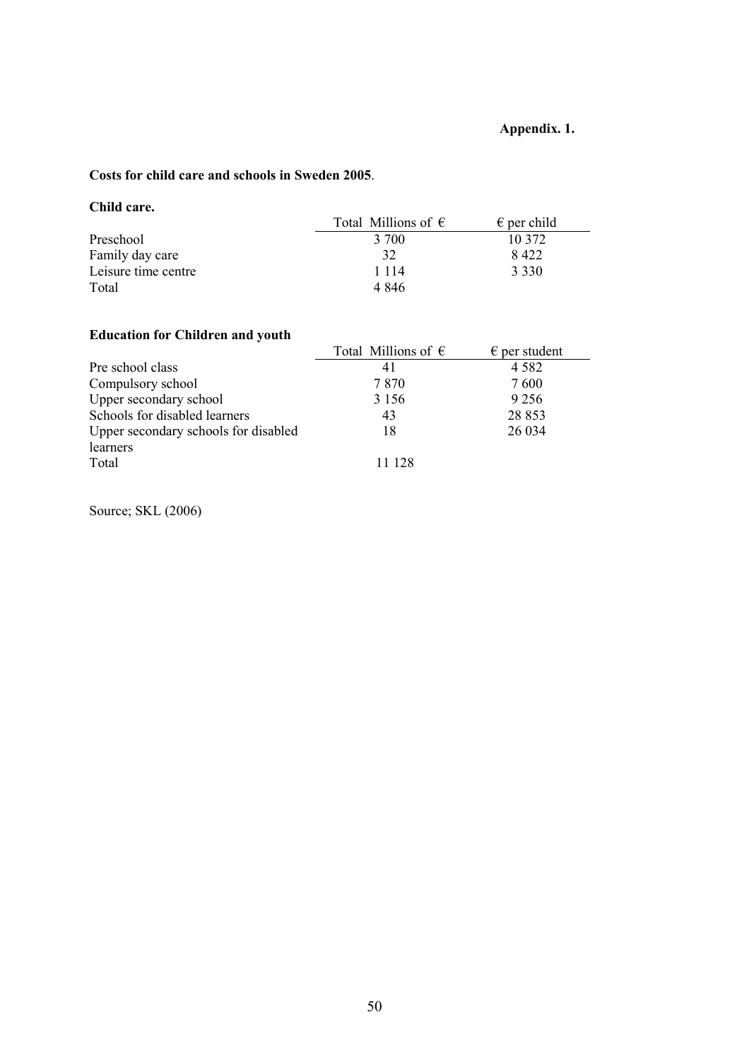**Appendix. 1.**

**Costs for child care and schools in Sweden 2005**.

**Child care.**

| | Total Millions of € | € per child |
|---|---|---|
| Preschool | 3 700 | 10 372 |
| Family day care | 32 | 8 422 |
| Leisure time centre | 1 114 | 3 330 |
| Total | 4 846 | |

**Education for Children and youth**

| | Total Millions of € | € per student |
|---|---|---|
| Pre school class | 41 | 4 582 |
| Compulsory school | 7 870 | 7 600 |
| Upper secondary school | 3 156 | 9 256 |
| Schools for disabled learners | 43 | 28 853 |
| Upper secondary schools for disabled learners | 18 | 26 034 |
| Total | 11 128 | |

Source; SKL (2006)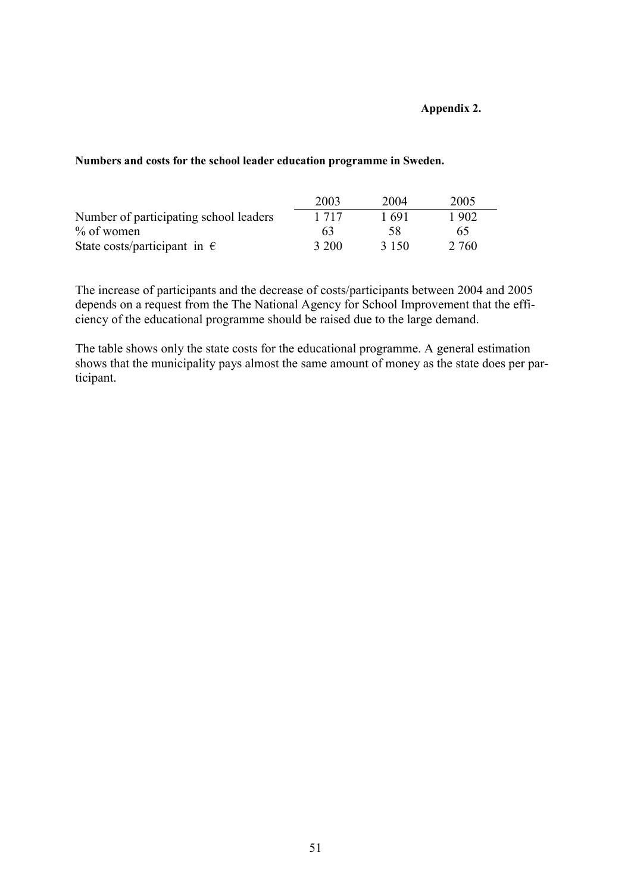**Appendix 2.**

**Numbers and costs for the school leader education programme in Sweden.**

| | 2003 | 2004 | 2005 |
|---|---|---|---|
| Number of participating school leaders | 1 717 | 1 691 | 1 902 |
| % of women | 63 | 58 | 65 |
| State costs/participant in € | 3 200 | 3 150 | 2 760 |

The increase of participants and the decrease of costs/participants between 2004 and 2005 depends on a request from the The National Agency for School Improvement that the efficiency of the educational programme should be raised due to the large demand.

The table shows only the state costs for the educational programme. A general estimation shows that the municipality pays almost the same amount of money as the state does per participant.